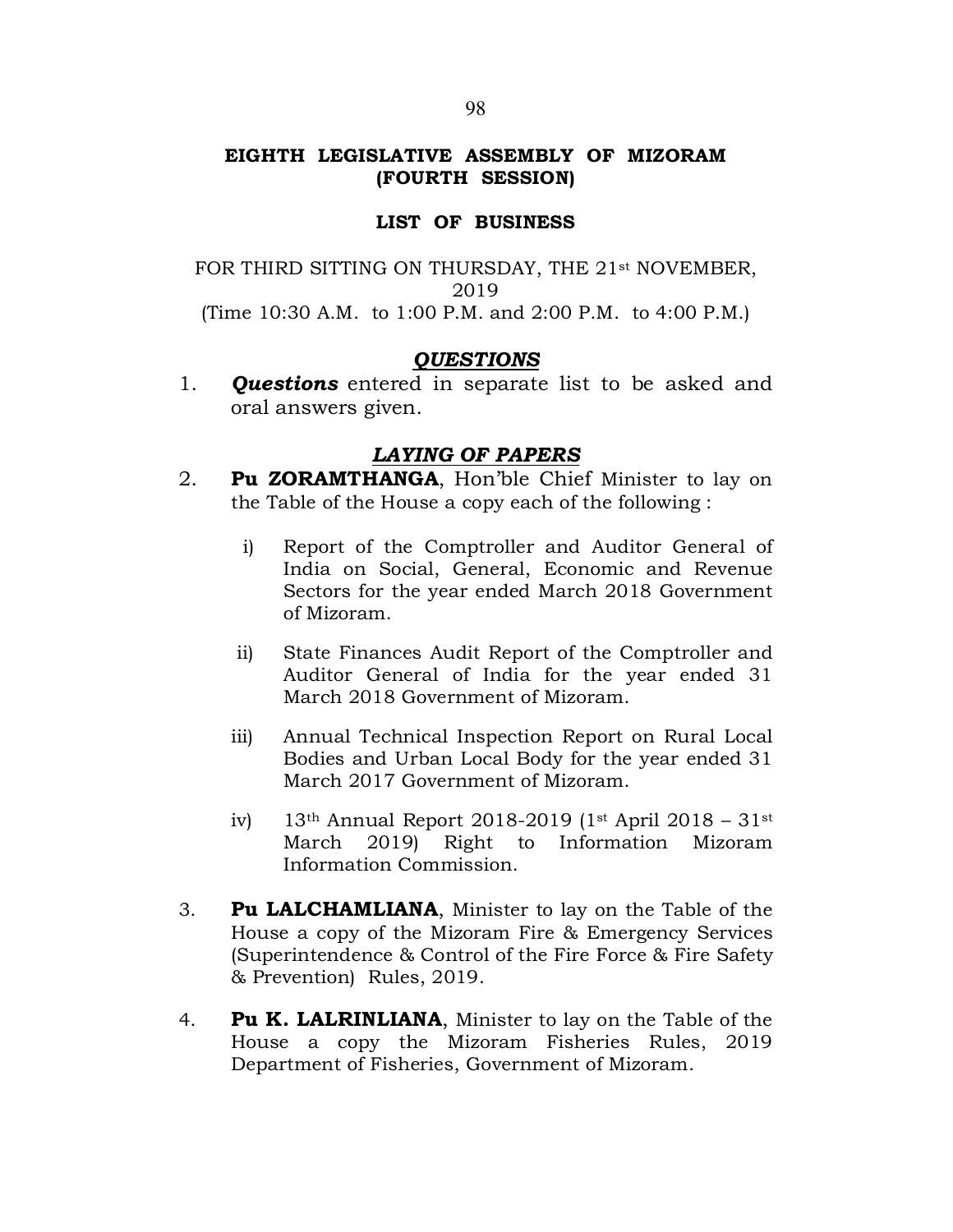# EIGHTH LEGISLATIVE ASSEMBLY OF MIZORAM (FOURTH SESSION)

## LIST OF BUSINESS

FOR THIRD SITTING ON THURSDAY, THE 21st NOVEMBER, 2019

(Time 10:30 A.M. to 1:00 P.M. and 2:00 P.M. to 4:00 P.M.)

### *QUESTIONS*

1. ***Questions*** entered in separate list to be asked and oral answers given.

### *LAYING OF PAPERS*

2. **Pu ZORAMTHANGA**, Hon'ble Chief Minister to lay on the Table of the House a copy each of the following :

   i) Report of the Comptroller and Auditor General of India on Social, General, Economic and Revenue Sectors for the year ended March 2018 Government of Mizoram.

   ii) State Finances Audit Report of the Comptroller and Auditor General of India for the year ended 31 March 2018 Government of Mizoram.

   iii) Annual Technical Inspection Report on Rural Local Bodies and Urban Local Body for the year ended 31 March 2017 Government of Mizoram.

   iv) 13th Annual Report 2018-2019 (1st April 2018 – 31st March 2019) Right to Information Mizoram Information Commission.

3. **Pu LALCHAMLIANA**, Minister to lay on the Table of the House a copy of the Mizoram Fire & Emergency Services (Superintendence & Control of the Fire Force & Fire Safety & Prevention) Rules, 2019.

4. **Pu K. LALRINLIANA**, Minister to lay on the Table of the House a copy the Mizoram Fisheries Rules, 2019 Department of Fisheries, Government of Mizoram.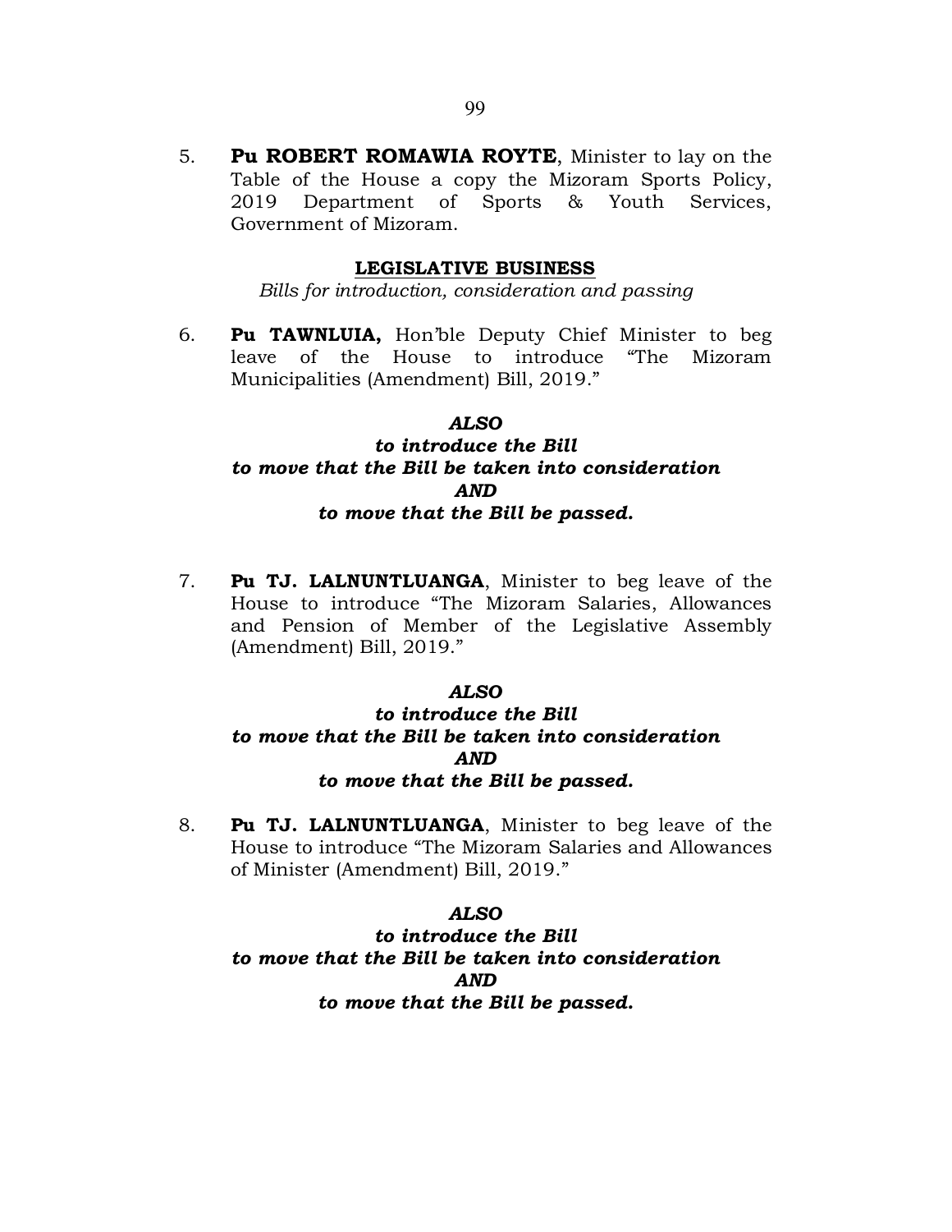5. **Pu ROBERT ROMAWIA ROYTE**, Minister to lay on the Table of the House a copy the Mizoram Sports Policy, 2019 Department of Sports & Youth Services, Government of Mizoram.

## LEGISLATIVE BUSINESS

*Bills for introduction, consideration and passing*

6. **Pu TAWNLUIA,** Hon'ble Deputy Chief Minister to beg leave of the House to introduce "The Mizoram Municipalities (Amendment) Bill, 2019."

***ALSO***
***to introduce the Bill***
***to move that the Bill be taken into consideration***
***AND***
***to move that the Bill be passed.***

7. **Pu TJ. LALNUNTLUANGA**, Minister to beg leave of the House to introduce "The Mizoram Salaries, Allowances and Pension of Member of the Legislative Assembly (Amendment) Bill, 2019."

***ALSO***
***to introduce the Bill***
***to move that the Bill be taken into consideration***
***AND***
***to move that the Bill be passed.***

8. **Pu TJ. LALNUNTLUANGA**, Minister to beg leave of the House to introduce "The Mizoram Salaries and Allowances of Minister (Amendment) Bill, 2019."

***ALSO***
***to introduce the Bill***
***to move that the Bill be taken into consideration***
***AND***
***to move that the Bill be passed.***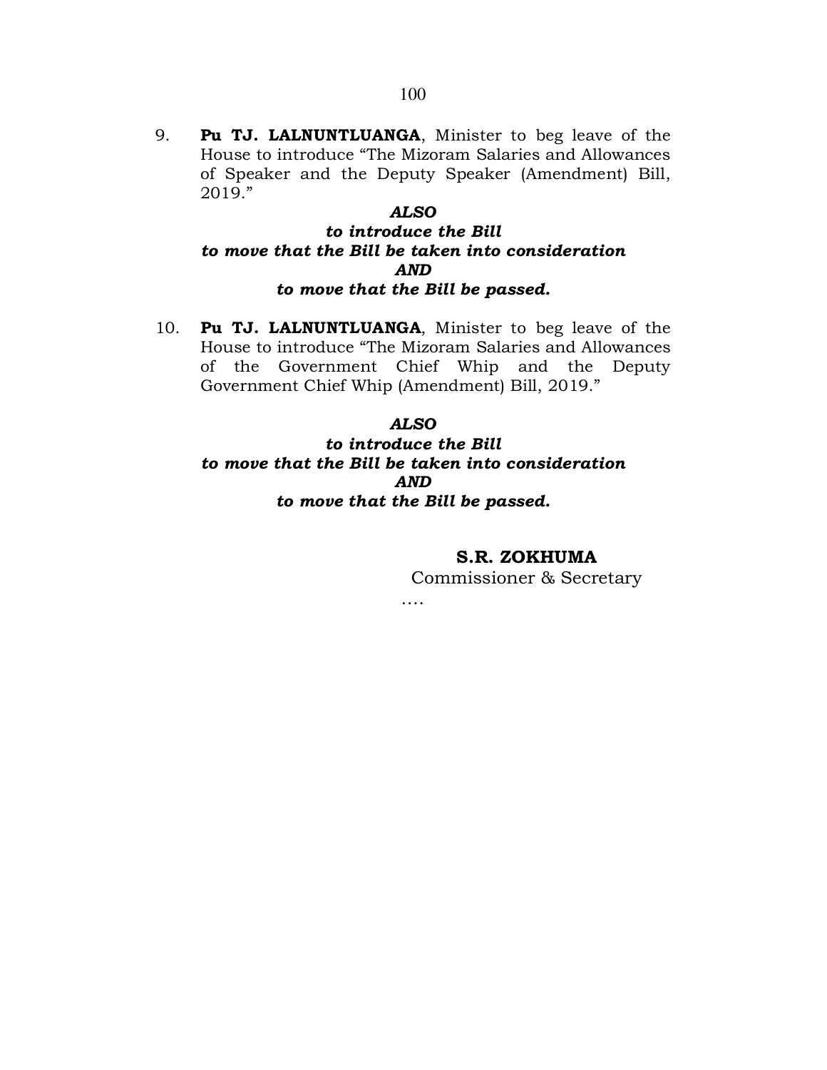9. **Pu TJ. LALNUNTLUANGA**, Minister to beg leave of the House to introduce "The Mizoram Salaries and Allowances of Speaker and the Deputy Speaker (Amendment) Bill, 2019."

***ALSO***
***to introduce the Bill***
***to move that the Bill be taken into consideration***
***AND***
***to move that the Bill be passed.***

10. **Pu TJ. LALNUNTLUANGA**, Minister to beg leave of the House to introduce "The Mizoram Salaries and Allowances of the Government Chief Whip and the Deputy Government Chief Whip (Amendment) Bill, 2019."

***ALSO***
***to introduce the Bill***
***to move that the Bill be taken into consideration***
***AND***
***to move that the Bill be passed.***

**S.R. ZOKHUMA**
Commissioner & Secretary

….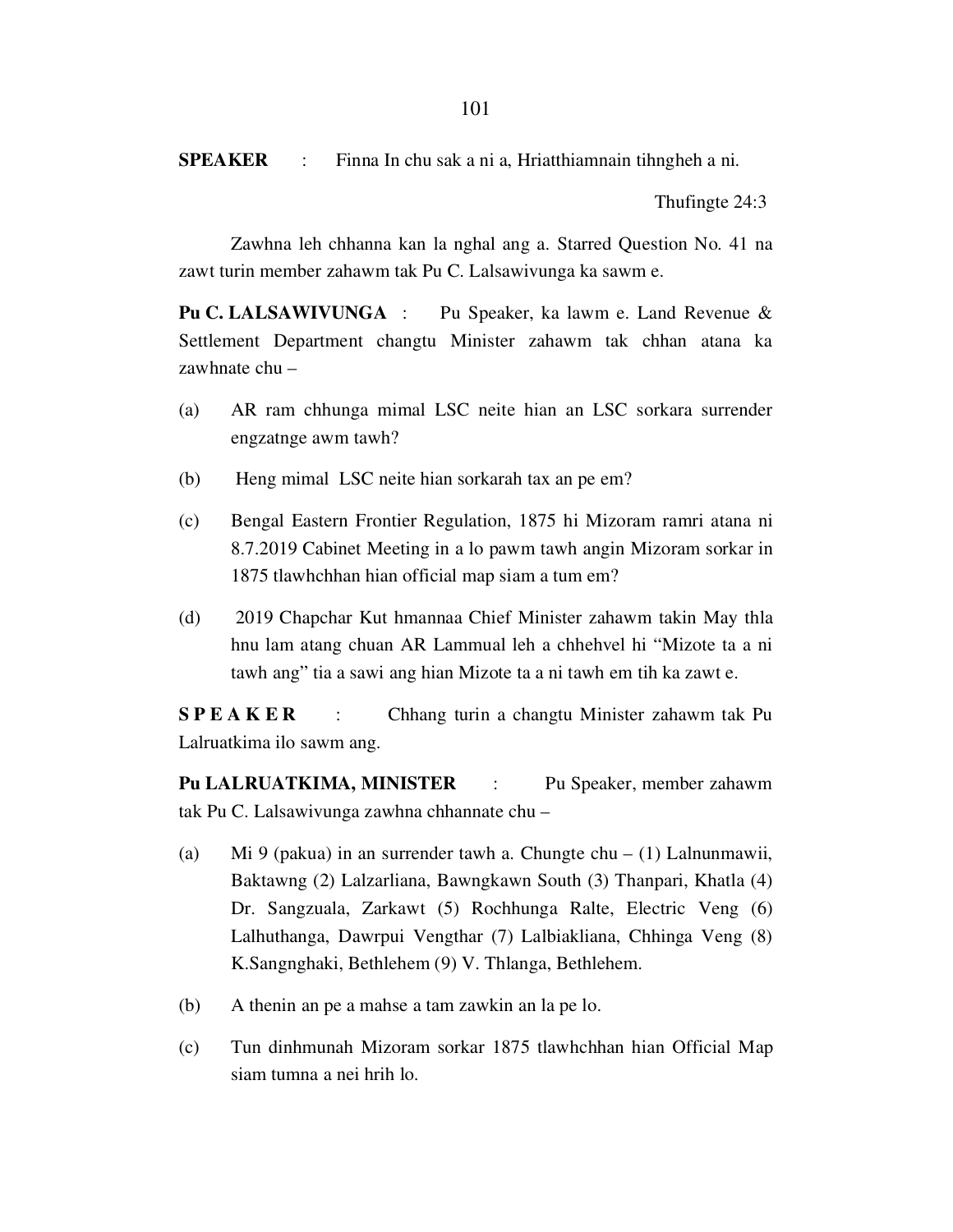**SPEAKER** : Finna In chu sak a ni a, Hriatthiamnain tihngheh a ni.

Thufingte 24:3

Zawhna leh chhanna kan la nghal ang a. Starred Question No. 41 na zawt turin member zahawm tak Pu C. Lalsawivunga ka sawm e.

**Pu C. LALSAWIVUNGA** : Pu Speaker, ka lawm e. Land Revenue & Settlement Department changtu Minister zahawm tak chhan atana ka zawhnate chu –

(a) AR ram chhunga mimal LSC neite hian an LSC sorkara surrender engzatnge awm tawh?

(b) Heng mimal LSC neite hian sorkarah tax an pe em?

(c) Bengal Eastern Frontier Regulation, 1875 hi Mizoram ramri atana ni 8.7.2019 Cabinet Meeting in a lo pawm tawh angin Mizoram sorkar in 1875 tlawhchhan hian official map siam a tum em?

(d) 2019 Chapchar Kut hmannaa Chief Minister zahawm takin May thla hnu lam atang chuan AR Lammual leh a chhehvel hi "Mizote ta a ni tawh ang" tia a sawi ang hian Mizote ta a ni tawh em tih ka zawt e.

**S P E A K E R** : Chhang turin a changtu Minister zahawm tak Pu Lalruatkima ilo sawm ang.

**Pu LALRUATKIMA, MINISTER** : Pu Speaker, member zahawm tak Pu C. Lalsawivunga zawhna chhannate chu –

(a) Mi 9 (pakua) in an surrender tawh a. Chungte chu – (1) Lalnunmawii, Baktawng (2) Lalzarliana, Bawngkawn South (3) Thanpari, Khatla (4) Dr. Sangzuala, Zarkawt (5) Rochhunga Ralte, Electric Veng (6) Lalhuthanga, Dawrpui Vengthar (7) Lalbiakliana, Chhinga Veng (8) K.Sangnghaki, Bethlehem (9) V. Thlanga, Bethlehem.

(b) A thenin an pe a mahse a tam zawkin an la pe lo.

(c) Tun dinhmunah Mizoram sorkar 1875 tlawhchhan hian Official Map siam tumna a nei hrih lo.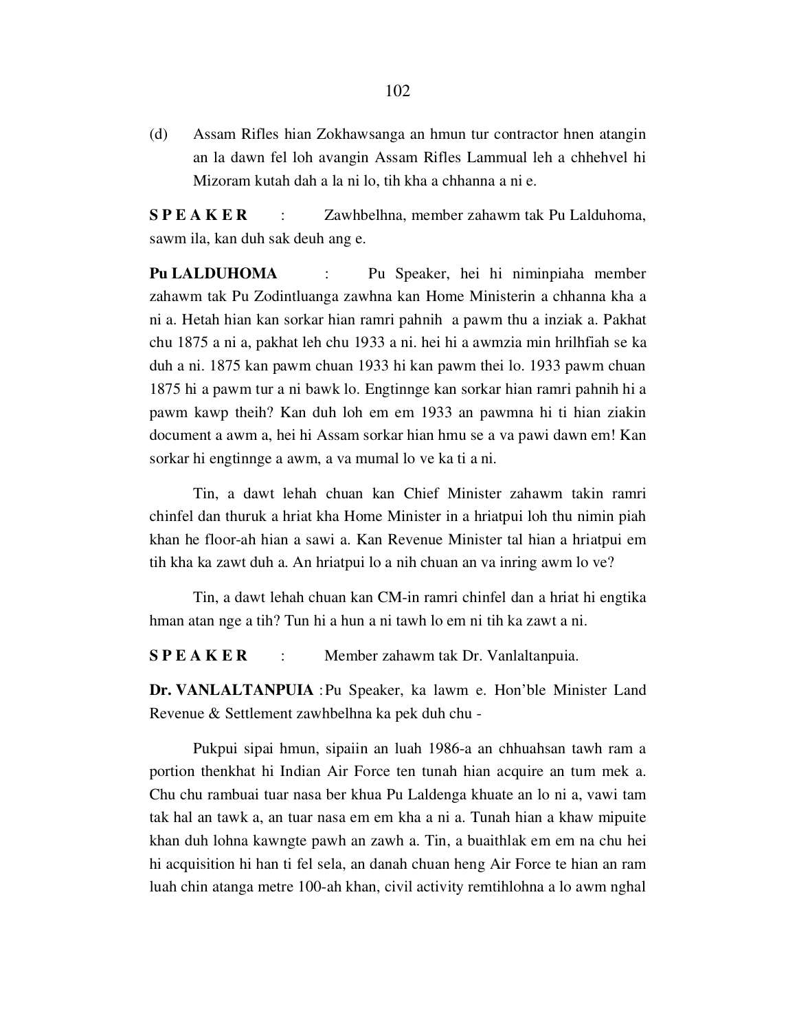(d) Assam Rifles hian Zokhawsanga an hmun tur contractor hnen atangin an la dawn fel loh avangin Assam Rifles Lammual leh a chhehvel hi Mizoram kutah dah a la ni lo, tih kha a chhanna a ni e.

**S P E A K E R** : Zawhbelhna, member zahawm tak Pu Lalduhoma, sawm ila, kan duh sak deuh ang e.

**Pu LALDUHOMA** : Pu Speaker, hei hi niminpiaha member zahawm tak Pu Zodintluanga zawhna kan Home Ministerin a chhanna kha a ni a. Hetah hian kan sorkar hian ramri pahnih a pawm thu a inziak a. Pakhat chu 1875 a ni a, pakhat leh chu 1933 a ni. hei hi a awmzia min hrilhfiah se ka duh a ni. 1875 kan pawm chuan 1933 hi kan pawm thei lo. 1933 pawm chuan 1875 hi a pawm tur a ni bawk lo. Engtinnge kan sorkar hian ramri pahnih hi a pawm kawp theih? Kan duh loh em em 1933 an pawmna hi ti hian ziakin document a awm a, hei hi Assam sorkar hian hmu se a va pawi dawn em! Kan sorkar hi engtinnge a awm, a va mumal lo ve ka ti a ni.

Tin, a dawt lehah chuan kan Chief Minister zahawm takin ramri chinfel dan thuruk a hriat kha Home Minister in a hriatpui loh thu nimin piah khan he floor-ah hian a sawi a. Kan Revenue Minister tal hian a hriatpui em tih kha ka zawt duh a. An hriatpui lo a nih chuan an va inring awm lo ve?

Tin, a dawt lehah chuan kan CM-in ramri chinfel dan a hriat hi engtika hman atan nge a tih? Tun hi a hun a ni tawh lo em ni tih ka zawt a ni.

**S P E A K E R** : Member zahawm tak Dr. Vanlaltanpuia.

**Dr. VANLALTANPUIA** : Pu Speaker, ka lawm e. Hon'ble Minister Land Revenue & Settlement zawhbelhna ka pek duh chu -

Pukpui sipai hmun, sipaiin an luah 1986-a an chhuahsan tawh ram a portion thenkhat hi Indian Air Force ten tunah hian acquire an tum mek a. Chu chu rambuai tuar nasa ber khua Pu Laldenga khuate an lo ni a, vawi tam tak hal an tawk a, an tuar nasa em em kha a ni a. Tunah hian a khaw mipuite khan duh lohna kawngte pawh an zawh a. Tin, a buaithlak em em na chu hei hi acquisition hi han ti fel sela, an danah chuan heng Air Force te hian an ram luah chin atanga metre 100-ah khan, civil activity remtihlohna a lo awm nghal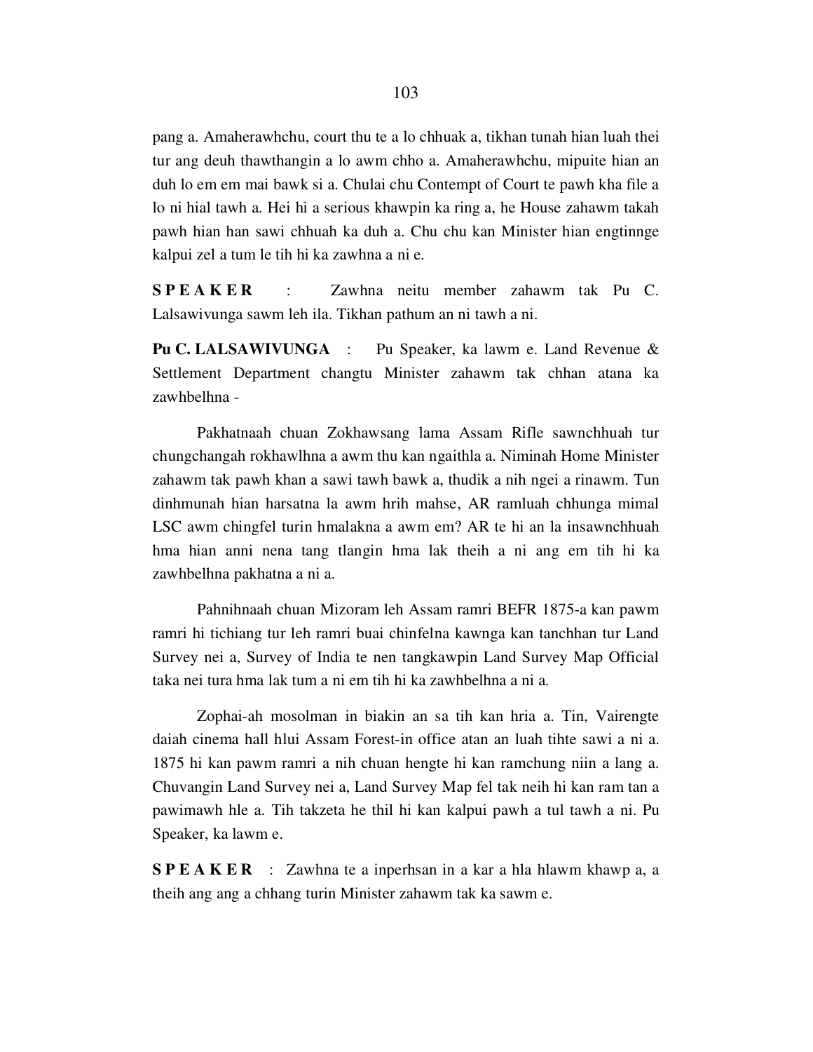pang a. Amaherawhchu, court thu te a lo chhuak a, tikhan tunah hian luah thei tur ang deuh thawthangin a lo awm chho a. Amaherawhchu, mipuite hian an duh lo em em mai bawk si a. Chulai chu Contempt of Court te pawh kha file a lo ni hial tawh a. Hei hi a serious khawpin ka ring a, he House zahawm takah pawh hian han sawi chhuah ka duh a. Chu chu kan Minister hian engtinnge kalpui zel a tum le tih hi ka zawhna a ni e.

**S P E A K E R** : Zawhna neitu member zahawm tak Pu C. Lalsawivunga sawm leh ila. Tikhan pathum an ni tawh a ni.

**Pu C. LALSAWIVUNGA** : Pu Speaker, ka lawm e. Land Revenue & Settlement Department changtu Minister zahawm tak chhan atana ka zawhbelhna -

Pakhatnaah chuan Zokhawsang lama Assam Rifle sawnchhuah tur chungchangah rokhawlhna a awm thu kan ngaithla a. Niminah Home Minister zahawm tak pawh khan a sawi tawh bawk a, thudik a nih ngei a rinawm. Tun dinhmunah hian harsatna la awm hrih mahse, AR ramluah chhunga mimal LSC awm chingfel turin hmalakna a awm em? AR te hi an la insawnchhuah hma hian anni nena tang tlangin hma lak theih a ni ang em tih hi ka zawhbelhna pakhatna a ni a.

Pahnihnaah chuan Mizoram leh Assam ramri BEFR 1875-a kan pawm ramri hi tichiang tur leh ramri buai chinfelna kawnga kan tanchhan tur Land Survey nei a, Survey of India te nen tangkawpin Land Survey Map Official taka nei tura hma lak tum a ni em tih hi ka zawhbelhna a ni a.

Zophai-ah mosolman in biakin an sa tih kan hria a. Tin, Vairengte daiah cinema hall hlui Assam Forest-in office atan an luah tihte sawi a ni a. 1875 hi kan pawm ramri a nih chuan hengte hi kan ramchung niin a lang a. Chuvangin Land Survey nei a, Land Survey Map fel tak neih hi kan ram tan a pawimawh hle a. Tih takzeta he thil hi kan kalpui pawh a tul tawh a ni. Pu Speaker, ka lawm e.

**S P E A K E R** : Zawhna te a inperhsan in a kar a hla hlawm khawp a, a theih ang ang a chhang turin Minister zahawm tak ka sawm e.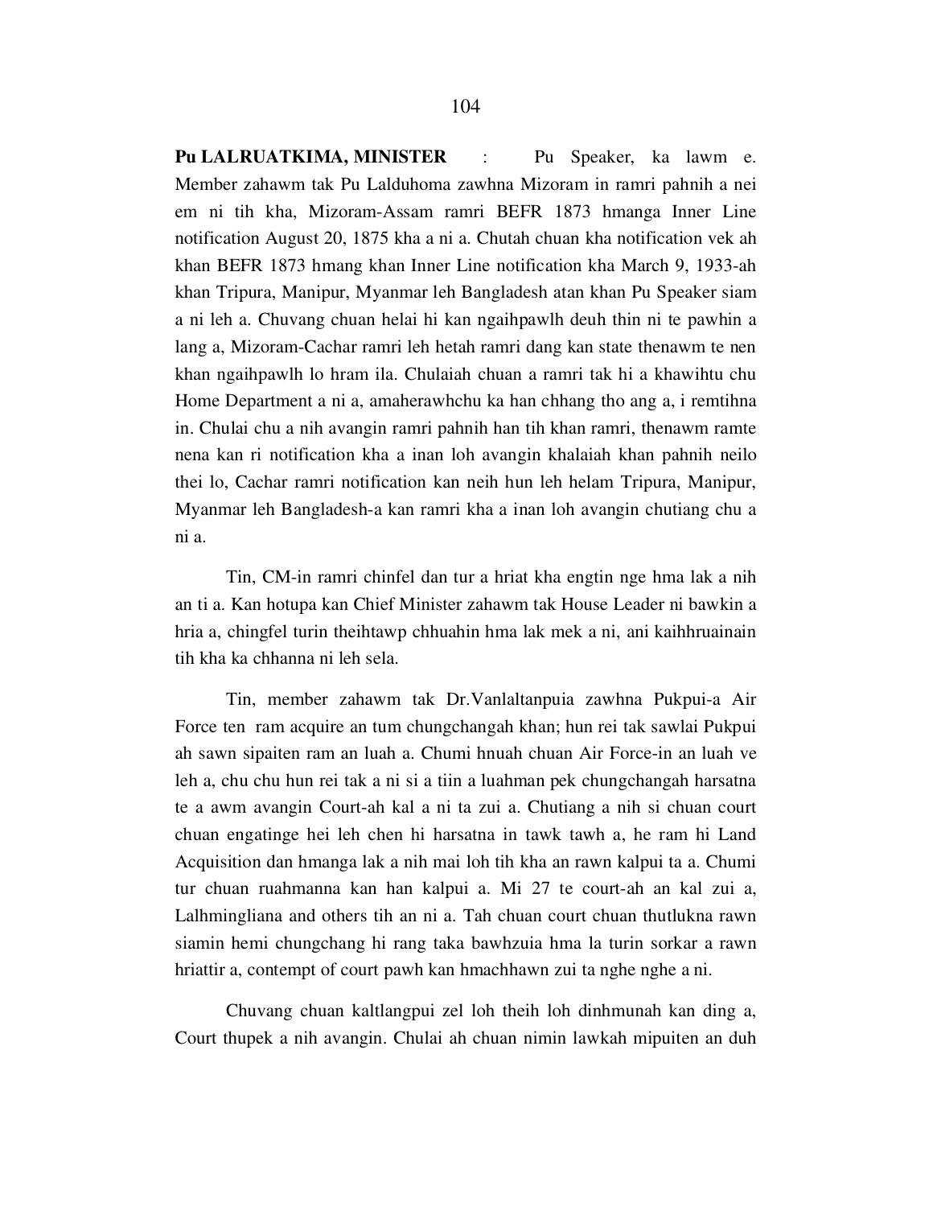**Pu LALRUATKIMA, MINISTER** : Pu Speaker, ka lawm e. Member zahawm tak Pu Lalduhoma zawhna Mizoram in ramri pahnih a nei em ni tih kha, Mizoram-Assam ramri BEFR 1873 hmanga Inner Line notification August 20, 1875 kha a ni a. Chutah chuan kha notification vek ah khan BEFR 1873 hmang khan Inner Line notification kha March 9, 1933-ah khan Tripura, Manipur, Myanmar leh Bangladesh atan khan Pu Speaker siam a ni leh a. Chuvang chuan helai hi kan ngaihpawlh deuh thin ni te pawhin a lang a, Mizoram-Cachar ramri leh hetah ramri dang kan state thenawm te nen khan ngaihpawlh lo hram ila. Chulaiah chuan a ramri tak hi a khawihtu chu Home Department a ni a, amaherawhchu ka han chhang tho ang a, i remtihna in. Chulai chu a nih avangin ramri pahnih han tih khan ramri, thenawm ramte nena kan ri notification kha a inan loh avangin khalaiah khan pahnih neilo thei lo, Cachar ramri notification kan neih hun leh helam Tripura, Manipur, Myanmar leh Bangladesh-a kan ramri kha a inan loh avangin chutiang chu a ni a.

Tin, CM-in ramri chinfel dan tur a hriat kha engtin nge hma lak a nih an ti a. Kan hotupa kan Chief Minister zahawm tak House Leader ni bawkin a hria a, chingfel turin theihtawp chhuahin hma lak mek a ni, ani kaihhruainain tih kha ka chhanna ni leh sela.

Tin, member zahawm tak Dr.Vanlaltanpuia zawhna Pukpui-a Air Force ten ram acquire an tum chungchangah khan; hun rei tak sawlai Pukpui ah sawn sipaiten ram an luah a. Chumi hnuah chuan Air Force-in an luah ve leh a, chu chu hun rei tak a ni si a tiin a luahman pek chungchangah harsatna te a awm avangin Court-ah kal a ni ta zui a. Chutiang a nih si chuan court chuan engatinge hei leh chen hi harsatna in tawk tawh a, he ram hi Land Acquisition dan hmanga lak a nih mai loh tih kha an rawn kalpui ta a. Chumi tur chuan ruahmanna kan han kalpui a. Mi 27 te court-ah an kal zui a, Lalhmingliana and others tih an ni a. Tah chuan court chuan thutlukna rawn siamin hemi chungchang hi rang taka bawhzuia hma la turin sorkar a rawn hriattir a, contempt of court pawh kan hmachhawn zui ta nghe nghe a ni.

Chuvang chuan kaltlangpui zel loh theih loh dinhmunah kan ding a, Court thupek a nih avangin. Chulai ah chuan nimin lawkah mipuiten an duh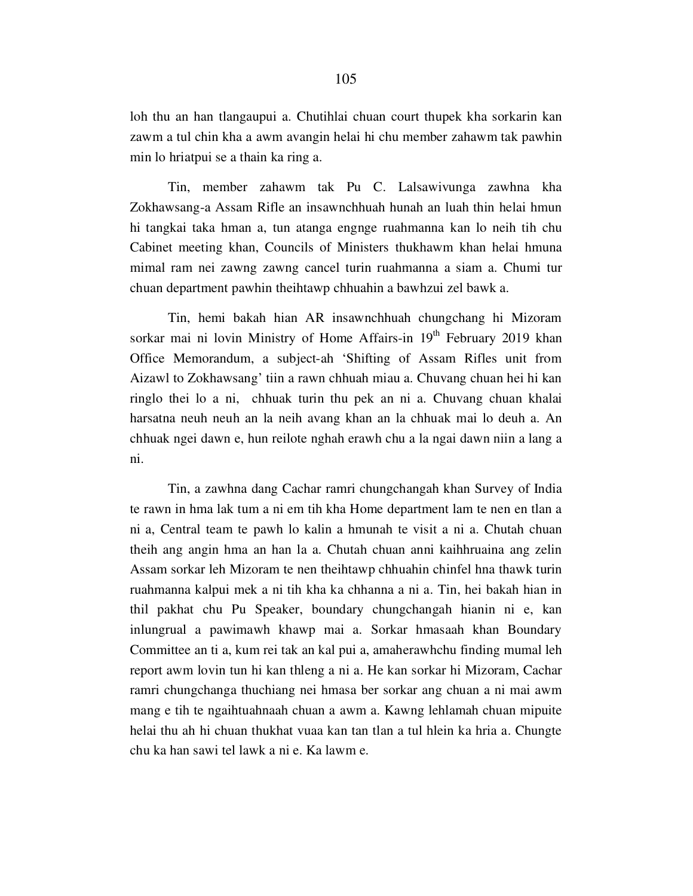loh thu an han tlangaupui a. Chutihlai chuan court thupek kha sorkarin kan zawm a tul chin kha a awm avangin helai hi chu member zahawm tak pawhin min lo hriatpui se a thain ka ring a.

Tin, member zahawm tak Pu C. Lalsawivunga zawhna kha Zokhawsang-a Assam Rifle an insawnchhuah hunah an luah thin helai hmun hi tangkai taka hman a, tun atanga engnge ruahmanna kan lo neih tih chu Cabinet meeting khan, Councils of Ministers thukhawm khan helai hmuna mimal ram nei zawng zawng cancel turin ruahmanna a siam a. Chumi tur chuan department pawhin theihtawp chhuahin a bawhzui zel bawk a.

Tin, hemi bakah hian AR insawnchhuah chungchang hi Mizoram sorkar mai ni lovin Ministry of Home Affairs-in 19th February 2019 khan Office Memorandum, a subject-ah 'Shifting of Assam Rifles unit from Aizawl to Zokhawsang' tiin a rawn chhuah miau a. Chuvang chuan hei hi kan ringlo thei lo a ni, chhuak turin thu pek an ni a. Chuvang chuan khalai harsatna neuh neuh an la neih avang khan an la chhuak mai lo deuh a. An chhuak ngei dawn e, hun reilote nghah erawh chu a la ngai dawn niin a lang a ni.

Tin, a zawhna dang Cachar ramri chungchangah khan Survey of India te rawn in hma lak tum a ni em tih kha Home department lam te nen en tlan a ni a, Central team te pawh lo kalin a hmunah te visit a ni a. Chutah chuan theih ang angin hma an han la a. Chutah chuan anni kaihhruaina ang zelin Assam sorkar leh Mizoram te nen theihtawp chhuahin chinfel hna thawk turin ruahmanna kalpui mek a ni tih kha ka chhanna a ni a. Tin, hei bakah hian in thil pakhat chu Pu Speaker, boundary chungchangah hianin ni e, kan inlungrual a pawimawh khawp mai a. Sorkar hmasaah khan Boundary Committee an ti a, kum rei tak an kal pui a, amaherawhchu finding mumal leh report awm lovin tun hi kan thleng a ni a. He kan sorkar hi Mizoram, Cachar ramri chungchanga thuchiang nei hmasa ber sorkar ang chuan a ni mai awm mang e tih te ngaihtuahnaah chuan a awm a. Kawng lehlamah chuan mipuite helai thu ah hi chuan thukhat vuaa kan tan tlan a tul hlein ka hria a. Chungte chu ka han sawi tel lawk a ni e. Ka lawm e.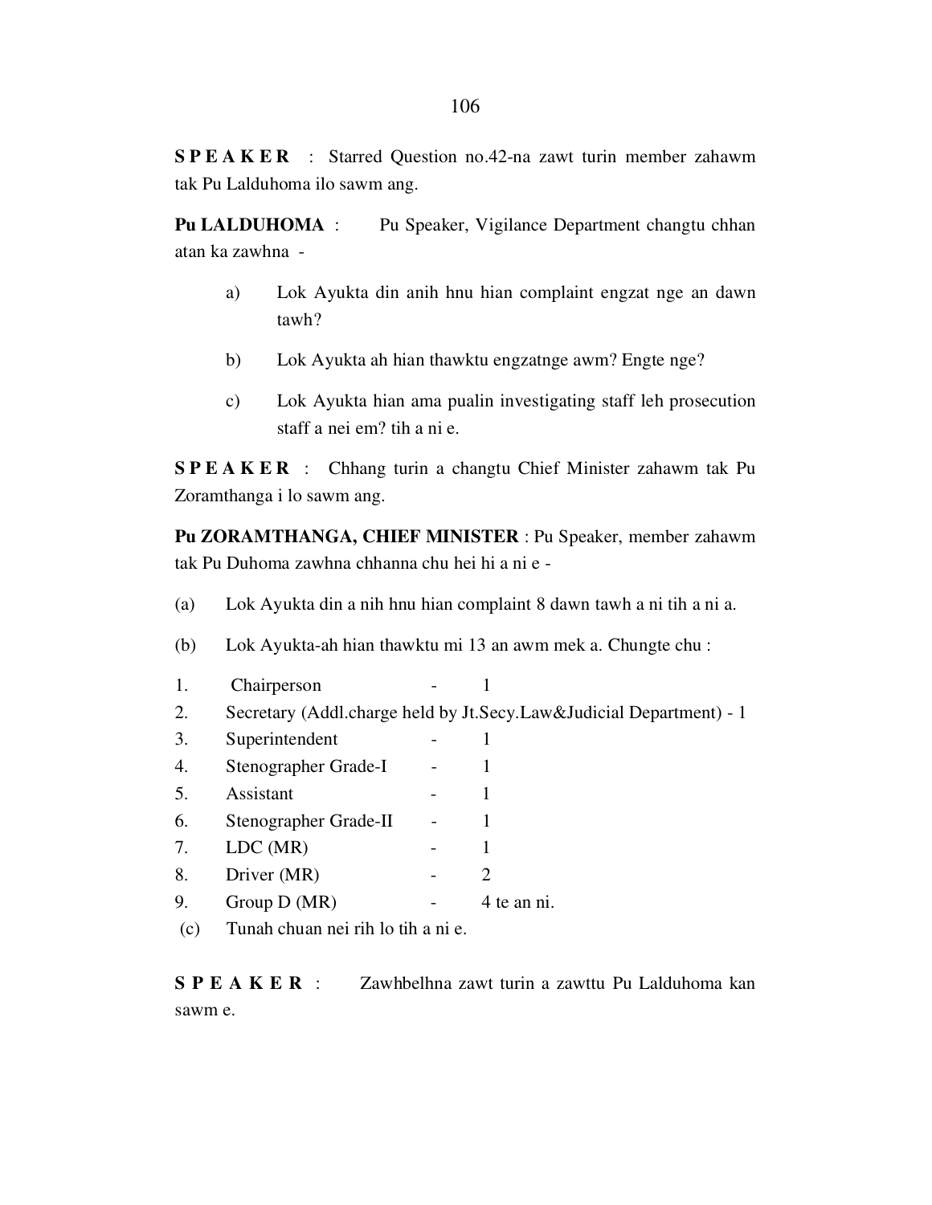**S P E A K E R** : Starred Question no.42-na zawt turin member zahawm tak Pu Lalduhoma ilo sawm ang.

**Pu LALDUHOMA** : Pu Speaker, Vigilance Department changtu chhan atan ka zawhna -

a) Lok Ayukta din anih hnu hian complaint engzat nge an dawn tawh?

b) Lok Ayukta ah hian thawktu engzatnge awm? Engte nge?

c) Lok Ayukta hian ama pualin investigating staff leh prosecution staff a nei em? tih a ni e.

**S P E A K E R** : Chhang turin a changtu Chief Minister zahawm tak Pu Zoramthanga i lo sawm ang.

**Pu ZORAMTHANGA, CHIEF MINISTER** : Pu Speaker, member zahawm tak Pu Duhoma zawhna chhanna chu hei hi a ni e -

(a) Lok Ayukta din a nih hnu hian complaint 8 dawn tawh a ni tih a ni a.

(b) Lok Ayukta-ah hian thawktu mi 13 an awm mek a. Chungte chu :

1. Chairperson - 1
2. Secretary (Addl.charge held by Jt.Secy.Law&Judicial Department) - 1
3. Superintendent - 1
4. Stenographer Grade-I - 1
5. Assistant - 1
6. Stenographer Grade-II - 1
7. LDC (MR) - 1
8. Driver (MR) - 2
9. Group D (MR) - 4 te an ni.

(c) Tunah chuan nei rih lo tih a ni e.

**S P E A K E R** : Zawhbelhna zawt turin a zawttu Pu Lalduhoma kan sawm e.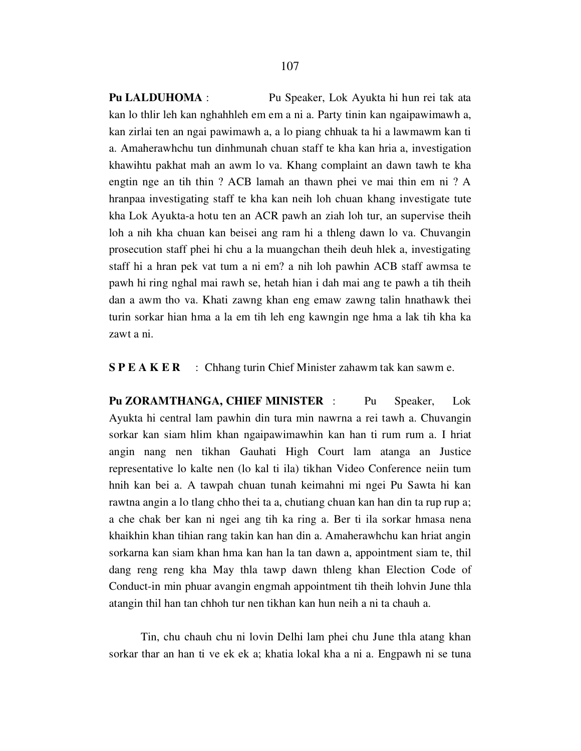**Pu LALDUHOMA** : Pu Speaker, Lok Ayukta hi hun rei tak ata kan lo thlir leh kan nghahhleh em em a ni a. Party tinin kan ngaipawimawh a, kan zirlai ten an ngai pawimawh a, a lo piang chhuak ta hi a lawmawm kan ti a. Amaherawhchu tun dinhmunah chuan staff te kha kan hria a, investigation khawihtu pakhat mah an awm lo va. Khang complaint an dawn tawh te kha engtin nge an tih thin ? ACB lamah an thawn phei ve mai thin em ni ? A hranpaa investigating staff te kha kan neih loh chuan khang investigate tute kha Lok Ayukta-a hotu ten an ACR pawh an ziah loh tur, an supervise theih loh a nih kha chuan kan beisei ang ram hi a thleng dawn lo va. Chuvangin prosecution staff phei hi chu a la muangchan theih deuh hlek a, investigating staff hi a hran pek vat tum a ni em? a nih loh pawhin ACB staff awmsa te pawh hi ring nghal mai rawh se, hetah hian i dah mai ang te pawh a tih theih dan a awm tho va. Khati zawng khan eng emaw zawng talin hnathawk thei turin sorkar hian hma a la em tih leh eng kawngin nge hma a lak tih kha ka zawt a ni.

**S P E A K E R** : Chhang turin Chief Minister zahawm tak kan sawm e.

**Pu ZORAMTHANGA, CHIEF MINISTER** : Pu Speaker, Lok Ayukta hi central lam pawhin din tura min nawrna a rei tawh a. Chuvangin sorkar kan siam hlim khan ngaipawimawhin kan han ti rum rum a. I hriat angin nang nen tikhan Gauhati High Court lam atanga an Justice representative lo kalte nen (lo kal ti ila) tikhan Video Conference neiin tum hnih kan bei a. A tawpah chuan tunah keimahni mi ngei Pu Sawta hi kan rawtna angin a lo tlang chho thei ta a, chutiang chuan kan han din ta rup rup a; a che chak ber kan ni ngei ang tih ka ring a. Ber ti ila sorkar hmasa nena khaikhin khan tihian rang takin kan han din a. Amaherawhchu kan hriat angin sorkarna kan siam khan hma kan han la tan dawn a, appointment siam te, thil dang reng reng kha May thla tawp dawn thleng khan Election Code of Conduct-in min phuar avangin engmah appointment tih theih lohvin June thla atangin thil han tan chhoh tur nen tikhan kan hun neih a ni ta chauh a.

Tin, chu chauh chu ni lovin Delhi lam phei chu June thla atang khan sorkar thar an han ti ve ek ek a; khatia lokal kha a ni a. Engpawh ni se tuna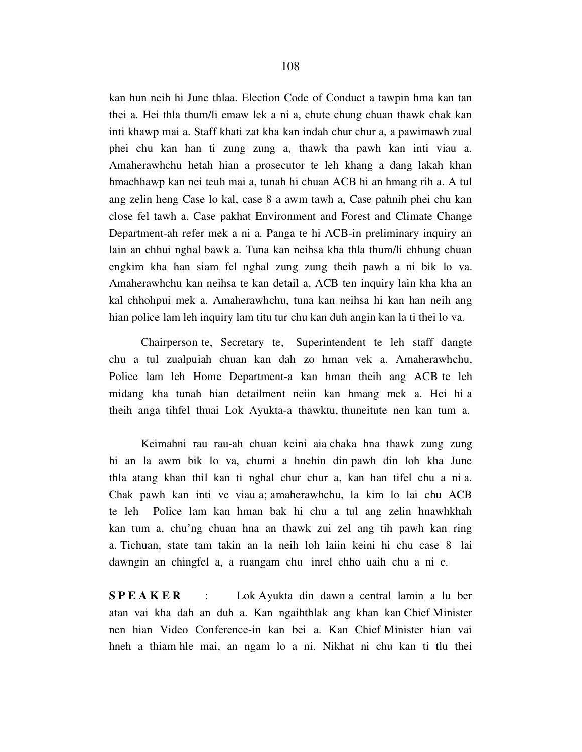kan hun neih hi June thlaa. Election Code of Conduct a tawpin hma kan tan thei a. Hei thla thum/li emaw lek a ni a, chute chung chuan thawk chak kan inti khawp mai a. Staff khati zat kha kan indah chur chur a, a pawimawh zual phei chu kan han ti zung zung a, thawk tha pawh kan inti viau a. Amaherawhchu hetah hian a prosecutor te leh khang a dang lakah khan hmachhawp kan nei teuh mai a, tunah hi chuan ACB hi an hmang rih a. A tul ang zelin heng Case lo kal, case 8 a awm tawh a, Case pahnih phei chu kan close fel tawh a. Case pakhat Environment and Forest and Climate Change Department-ah refer mek a ni a. Panga te hi ACB-in preliminary inquiry an lain an chhui nghal bawk a. Tuna kan neihsa kha thla thum/li chhung chuan engkim kha han siam fel nghal zung zung theih pawh a ni bik lo va. Amaherawhchu kan neihsa te kan detail a, ACB ten inquiry lain kha kha an kal chhohpui mek a. Amaherawhchu, tuna kan neihsa hi kan han neih ang hian police lam leh inquiry lam titu tur chu kan duh angin kan la ti thei lo va.

Chairperson te, Secretary te, Superintendent te leh staff dangte chu a tul zualpuiah chuan kan dah zo hman vek a. Amaherawhchu, Police lam leh Home Department-a kan hman theih ang ACB te leh midang kha tunah hian detailment neiin kan hmang mek a. Hei hi a theih anga tihfel thuai Lok Ayukta-a thawktu, thuneitute nen kan tum a.

Keimahni rau rau-ah chuan keini aia chaka hna thawk zung zung hi an la awm bik lo va, chumi a hnehin din pawh din loh kha June thla atang khan thil kan ti nghal chur chur a, kan han tifel chu a ni a. Chak pawh kan inti ve viau a; amaherawhchu, la kim lo lai chu ACB te leh Police lam kan hman bak hi chu a tul ang zelin hnawhkhah kan tum a, chu'ng chuan hna an thawk zui zel ang tih pawh kan ring a. Tichuan, state tam takin an la neih loh laiin keini hi chu case 8 lai dawngin an chingfel a, a ruangam chu inrel chho uaih chu a ni e.

**SPEAKER** : Lok Ayukta din dawn a central lamin a lu ber atan vai kha dah an duh a. Kan ngaihthlak ang khan kan Chief Minister nen hian Video Conference-in kan bei a. Kan Chief Minister hian vai hneh a thiam hle mai, an ngam lo a ni. Nikhat ni chu kan ti tlu thei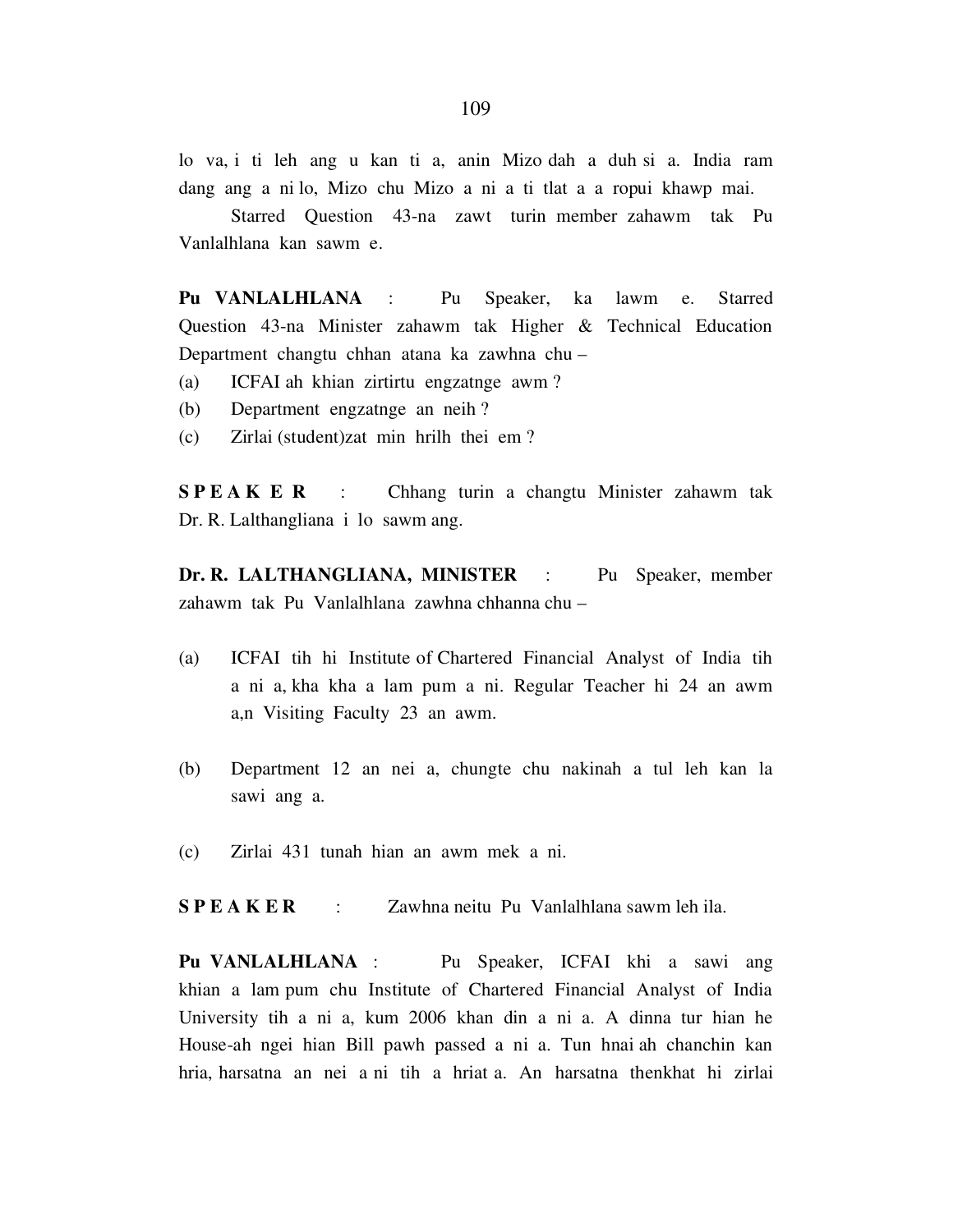lo va, i ti leh ang u kan ti a, anin Mizo dah a duh si a. India ram dang ang a ni lo, Mizo chu Mizo a ni a ti tlat a a ropui khawp mai.

Starred Question 43-na zawt turin member zahawm tak Pu Vanlalhlana kan sawm e.

**Pu VANLALHLANA** : Pu Speaker, ka lawm e. Starred Question 43-na Minister zahawm tak Higher & Technical Education Department changtu chhan atana ka zawhna chu –

(a) ICFAI ah khian zirtirtu engzatnge awm ?

(b) Department engzatnge an neih ?

(c) Zirlai (student)zat min hrilh thei em ?

**S P E A K E R** : Chhang turin a changtu Minister zahawm tak Dr. R. Lalthangliana i lo sawm ang.

**Dr. R. LALTHANGLIANA, MINISTER** : Pu Speaker, member zahawm tak Pu Vanlalhlana zawhna chhanna chu –

(a) ICFAI tih hi Institute of Chartered Financial Analyst of India tih a ni a, kha kha a lam pum a ni. Regular Teacher hi 24 an awm a,n Visiting Faculty 23 an awm.

(b) Department 12 an nei a, chungte chu nakinah a tul leh kan la sawi ang a.

(c) Zirlai 431 tunah hian an awm mek a ni.

**S P E A K E R** : Zawhna neitu Pu Vanlalhlana sawm leh ila.

**Pu VANLALHLANA** : Pu Speaker, ICFAI khi a sawi ang khian a lam pum chu Institute of Chartered Financial Analyst of India University tih a ni a, kum 2006 khan din a ni a. A dinna tur hian he House-ah ngei hian Bill pawh passed a ni a. Tun hnai ah chanchin kan hria, harsatna an nei a ni tih a hriat a. An harsatna thenkhat hi zirlai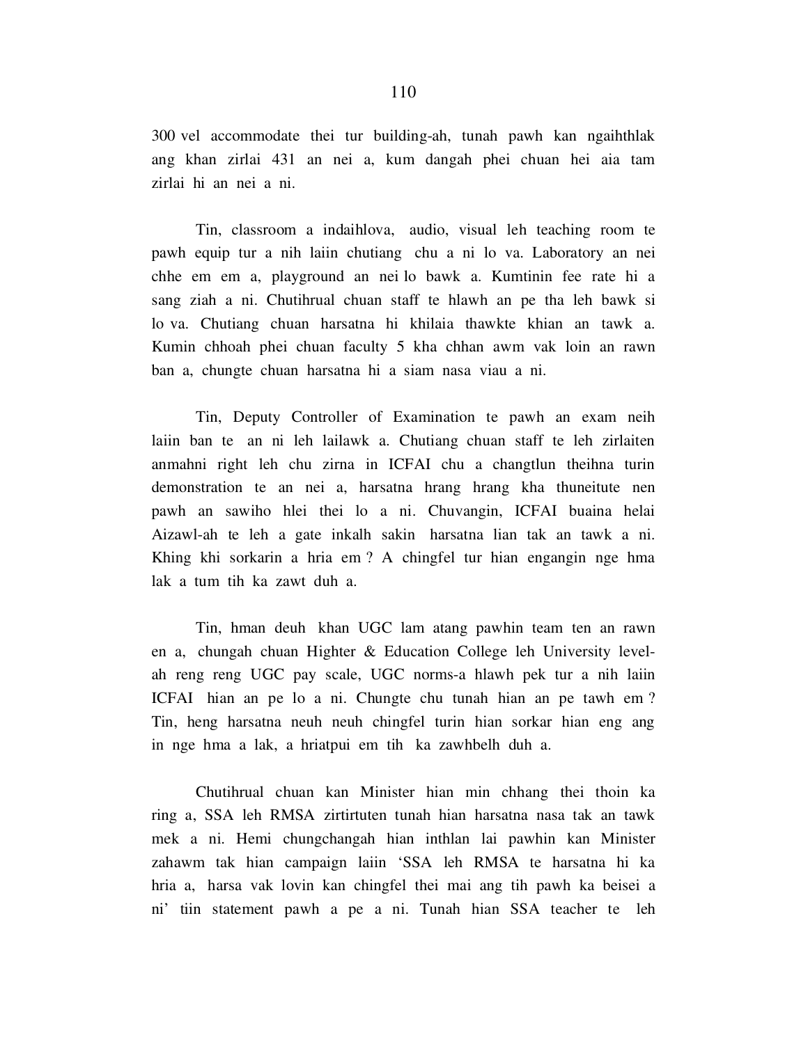300 vel accommodate thei tur building-ah, tunah pawh kan ngaihthlak ang khan zirlai 431 an nei a, kum dangah phei chuan hei aia tam zirlai hi an nei a ni.

Tin, classroom a indaihlova, audio, visual leh teaching room te pawh equip tur a nih laiin chutiang chu a ni lo va. Laboratory an nei chhe em em a, playground an nei lo bawk a. Kumtinin fee rate hi a sang ziah a ni. Chutihrual chuan staff te hlawh an pe tha leh bawk si lo va. Chutiang chuan harsatna hi khilaia thawkte khian an tawk a. Kumin chhoah phei chuan faculty 5 kha chhan awm vak loin an rawn ban a, chungte chuan harsatna hi a siam nasa viau a ni.

Tin, Deputy Controller of Examination te pawh an exam neih laiin ban te an ni leh lailawk a. Chutiang chuan staff te leh zirlaiten anmahni right leh chu zirna in ICFAI chu a changtlun theihna turin demonstration te an nei a, harsatna hrang hrang kha thuneitute nen pawh an sawiho hlei thei lo a ni. Chuvangin, ICFAI buaina helai Aizawl-ah te leh a gate inkalh sakin harsatna lian tak an tawk a ni. Khing khi sorkarin a hria em ? A chingfel tur hian engangin nge hma lak a tum tih ka zawt duh a.

Tin, hman deuh khan UGC lam atang pawhin team ten an rawn en a, chungah chuan Highter & Education College leh University level-ah reng reng UGC pay scale, UGC norms-a hlawh pek tur a nih laiin ICFAI hian an pe lo a ni. Chungte chu tunah hian an pe tawh em ? Tin, heng harsatna neuh neuh chingfel turin hian sorkar hian eng ang in nge hma a lak, a hriatpui em tih ka zawhbelh duh a.

Chutihrual chuan kan Minister hian min chhang thei thoin ka ring a, SSA leh RMSA zirtirtuten tunah hian harsatna nasa tak an tawk mek a ni. Hemi chungchangah hian inthlan lai pawhin kan Minister zahawm tak hian campaign laiin 'SSA leh RMSA te harsatna hi ka hria a, harsa vak lovin kan chingfel thei mai ang tih pawh ka beisei a ni' tiin statement pawh a pe a ni. Tunah hian SSA teacher te leh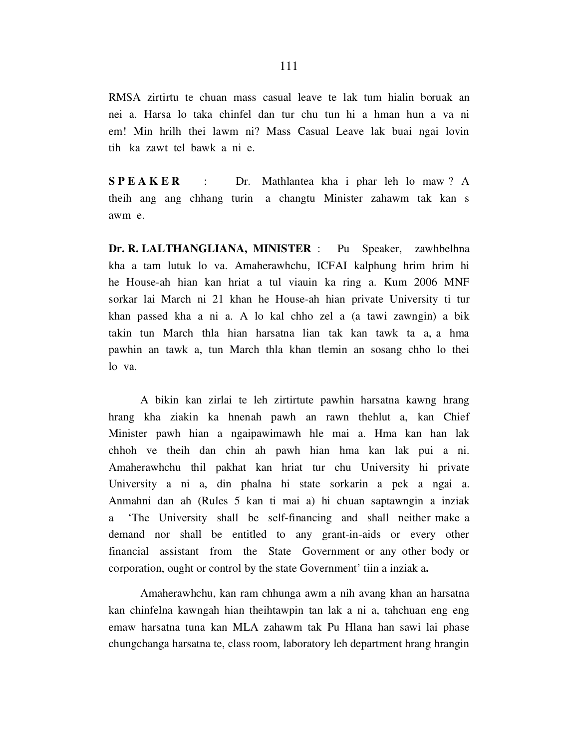RMSA zirtirtu te chuan mass casual leave te lak tum hialin boruak an nei a. Harsa lo taka chinfel dan tur chu tun hi a hman hun a va ni em! Min hrilh thei lawm ni? Mass Casual Leave lak buai ngai lovin tih ka zawt tel bawk a ni e.

**S P E A K E R** : Dr. Mathlantea kha i phar leh lo maw ? A theih ang ang chhang turin a changtu Minister zahawm tak kan s awm e.

**Dr. R. LALTHANGLIANA, MINISTER** : Pu Speaker, zawhbelhna kha a tam lutuk lo va. Amaherawhchu, ICFAI kalphung hrim hrim hi he House-ah hian kan hriat a tul viauin ka ring a. Kum 2006 MNF sorkar lai March ni 21 khan he House-ah hian private University ti tur khan passed kha a ni a. A lo kal chho zel a (a tawi zawngin) a bik takin tun March thla hian harsatna lian tak kan tawk ta a, a hma pawhin an tawk a, tun March thla khan tlemin an sosang chho lo thei lo va.

A bikin kan zirlai te leh zirtirtute pawhin harsatna kawng hrang hrang kha ziakin ka hnenah pawh an rawn thehlut a, kan Chief Minister pawh hian a ngaipawimawh hle mai a. Hma kan han lak chhoh ve theih dan chin ah pawh hian hma kan lak pui a ni. Amaherawhchu thil pakhat kan hriat tur chu University hi private University a ni a, din phalna hi state sorkarin a pek a ngai a. Anmahni dan ah (Rules 5 kan ti mai a) hi chuan saptawngin a inziak a 'The University shall be self-financing and shall neither make a demand nor shall be entitled to any grant-in-aids or every other financial assistant from the State Government or any other body or corporation, ought or control by the state Government' tiin a inziak a**.**

Amaherawhchu, kan ram chhunga awm a nih avang khan an harsatna kan chinfelna kawngah hian theihtawpin tan lak a ni a, tahchuan eng eng emaw harsatna tuna kan MLA zahawm tak Pu Hlana han sawi lai phase chungchanga harsatna te, class room, laboratory leh department hrang hrangin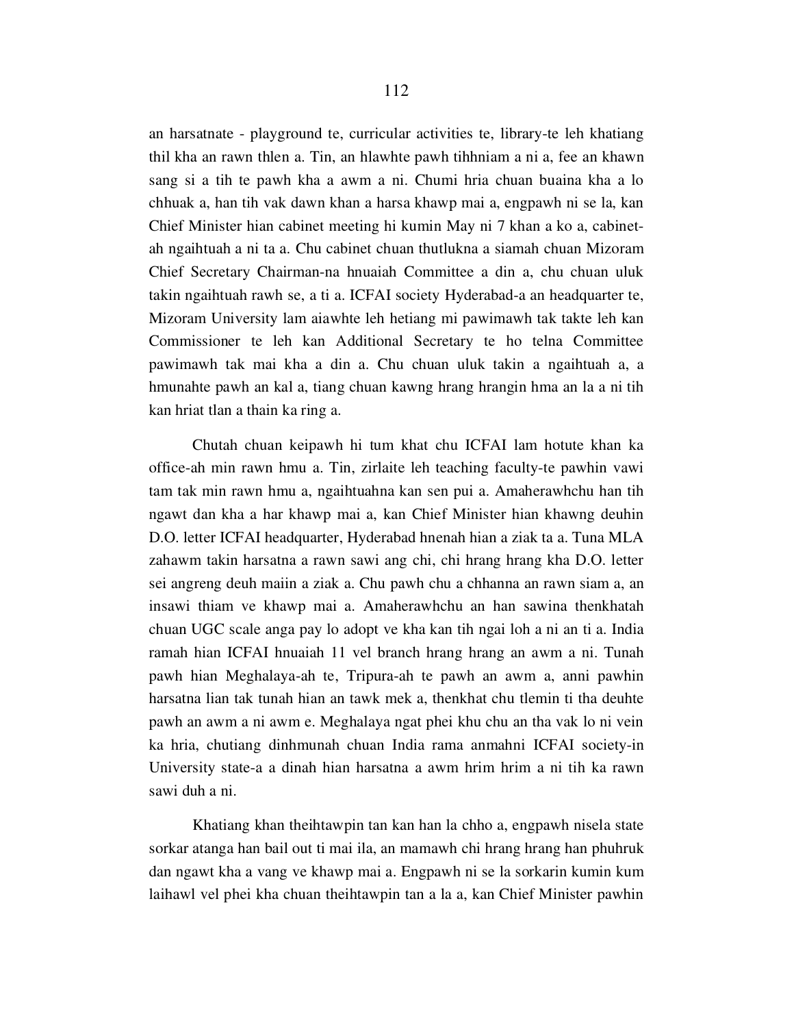an harsatnate - playground te, curricular activities te, library-te leh khatiang thil kha an rawn thlen a. Tin, an hlawhte pawh tihhniam a ni a, fee an khawn sang si a tih te pawh kha a awm a ni. Chumi hria chuan buaina kha a lo chhuak a, han tih vak dawn khan a harsa khawp mai a, engpawh ni se la, kan Chief Minister hian cabinet meeting hi kumin May ni 7 khan a ko a, cabinet-ah ngaihtuah a ni ta a. Chu cabinet chuan thutlukna a siamah chuan Mizoram Chief Secretary Chairman-na hnuaiah Committee a din a, chu chuan uluk takin ngaihtuah rawh se, a ti a. ICFAI society Hyderabad-a an headquarter te, Mizoram University lam aiawhte leh hetiang mi pawimawh tak takte leh kan Commissioner te leh kan Additional Secretary te ho telna Committee pawimawh tak mai kha a din a. Chu chuan uluk takin a ngaihtuah a, a hmunahte pawh an kal a, tiang chuan kawng hrang hrangin hma an la a ni tih kan hriat tlan a thain ka ring a.

Chutah chuan keipawh hi tum khat chu ICFAI lam hotute khan ka office-ah min rawn hmu a. Tin, zirlaite leh teaching faculty-te pawhin vawi tam tak min rawn hmu a, ngaihtuahna kan sen pui a. Amaherawhchu han tih ngawt dan kha a har khawp mai a, kan Chief Minister hian khawng deuhin D.O. letter ICFAI headquarter, Hyderabad hnenah hian a ziak ta a. Tuna MLA zahawm takin harsatna a rawn sawi ang chi, chi hrang hrang kha D.O. letter sei angreng deuh maiin a ziak a. Chu pawh chu a chhanna an rawn siam a, an insawi thiam ve khawp mai a. Amaherawhchu an han sawina thenkhatah chuan UGC scale anga pay lo adopt ve kha kan tih ngai loh a ni an ti a. India ramah hian ICFAI hnuaiah 11 vel branch hrang hrang an awm a ni. Tunah pawh hian Meghalaya-ah te, Tripura-ah te pawh an awm a, anni pawhin harsatna lian tak tunah hian an tawk mek a, thenkhat chu tlemin ti tha deuhte pawh an awm a ni awm e. Meghalaya ngat phei khu chu an tha vak lo ni vein ka hria, chutiang dinhmunah chuan India rama anmahni ICFAI society-in University state-a a dinah hian harsatna a awm hrim hrim a ni tih ka rawn sawi duh a ni.

Khatiang khan theihtawpin tan kan han la chho a, engpawh nisela state sorkar atanga han bail out ti mai ila, an mamawh chi hrang hrang han phuhruk dan ngawt kha a vang ve khawp mai a. Engpawh ni se la sorkarin kumin kum laihawl vel phei kha chuan theihtawpin tan a la a, kan Chief Minister pawhin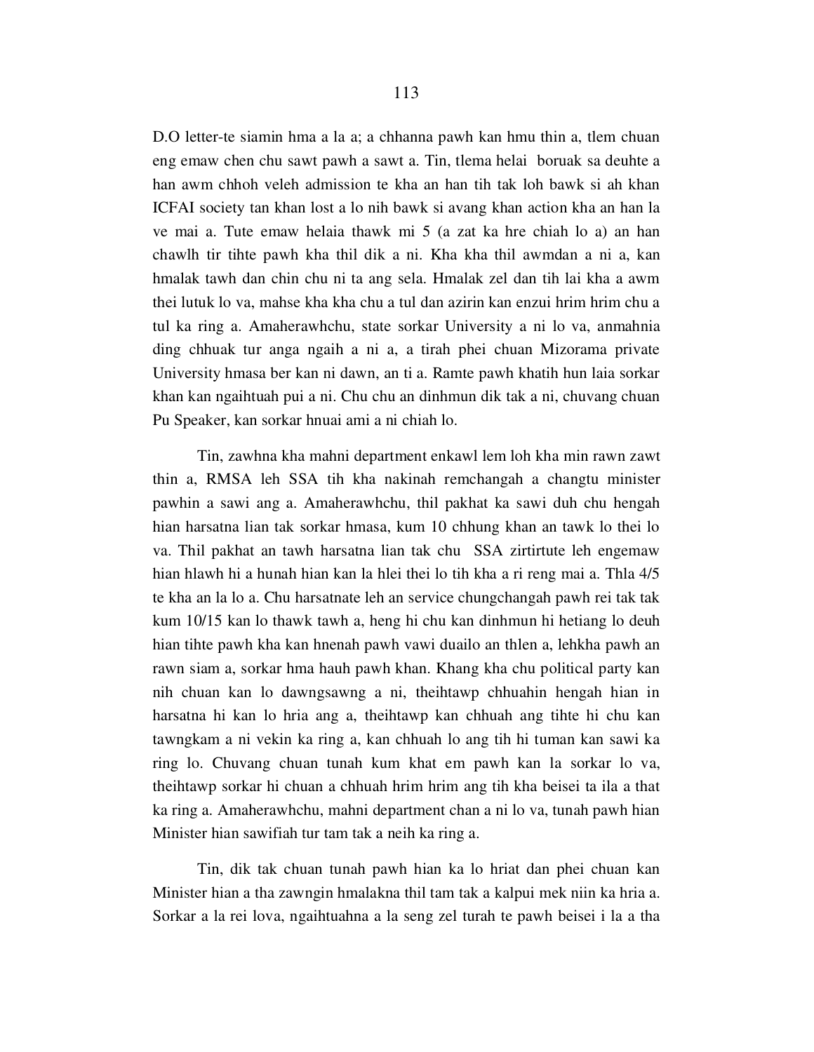D.O letter-te siamin hma a la a; a chhanna pawh kan hmu thin a, tlem chuan eng emaw chen chu sawt pawh a sawt a. Tin, tlema helai boruak sa deuhte a han awm chhoh veleh admission te kha an han tih tak loh bawk si ah khan ICFAI society tan khan lost a lo nih bawk si avang khan action kha an han la ve mai a. Tute emaw helaia thawk mi 5 (a zat ka hre chiah lo a) an han chawlh tir tihte pawh kha thil dik a ni. Kha kha thil awmdan a ni a, kan hmalak tawh dan chin chu ni ta ang sela. Hmalak zel dan tih lai kha a awm thei lutuk lo va, mahse kha kha chu a tul dan azirin kan enzui hrim hrim chu a tul ka ring a. Amaherawhchu, state sorkar University a ni lo va, anmahnia ding chhuak tur anga ngaih a ni a, a tirah phei chuan Mizorama private University hmasa ber kan ni dawn, an ti a. Ramte pawh khatih hun laia sorkar khan kan ngaihtuah pui a ni. Chu chu an dinhmun dik tak a ni, chuvang chuan Pu Speaker, kan sorkar hnuai ami a ni chiah lo.

Tin, zawhna kha mahni department enkawl lem loh kha min rawn zawt thin a, RMSA leh SSA tih kha nakinah remchangah a changtu minister pawhin a sawi ang a. Amaherawhchu, thil pakhat ka sawi duh chu hengah hian harsatna lian tak sorkar hmasa, kum 10 chhung khan an tawk lo thei lo va. Thil pakhat an tawh harsatna lian tak chu SSA zirtirtute leh engemaw hian hlawh hi a hunah hian kan la hlei thei lo tih kha a ri reng mai a. Thla 4/5 te kha an la lo a. Chu harsatnate leh an service chungchangah pawh rei tak tak kum 10/15 kan lo thawk tawh a, heng hi chu kan dinhmun hi hetiang lo deuh hian tihte pawh kha kan hnenah pawh vawi duailo an thlen a, lehkha pawh an rawn siam a, sorkar hma hauh pawh khan. Khang kha chu political party kan nih chuan kan lo dawngsawng a ni, theihtawp chhuahin hengah hian in harsatna hi kan lo hria ang a, theihtawp kan chhuah ang tihte hi chu kan tawngkam a ni vekin ka ring a, kan chhuah lo ang tih hi tuman kan sawi ka ring lo. Chuvang chuan tunah kum khat em pawh kan la sorkar lo va, theihtawp sorkar hi chuan a chhuah hrim hrim ang tih kha beisei ta ila a that ka ring a. Amaherawhchu, mahni department chan a ni lo va, tunah pawh hian Minister hian sawifiah tur tam tak a neih ka ring a.

Tin, dik tak chuan tunah pawh hian ka lo hriat dan phei chuan kan Minister hian a tha zawngin hmalakna thil tam tak a kalpui mek niin ka hria a. Sorkar a la rei lova, ngaihtuahna a la seng zel turah te pawh beisei i la a tha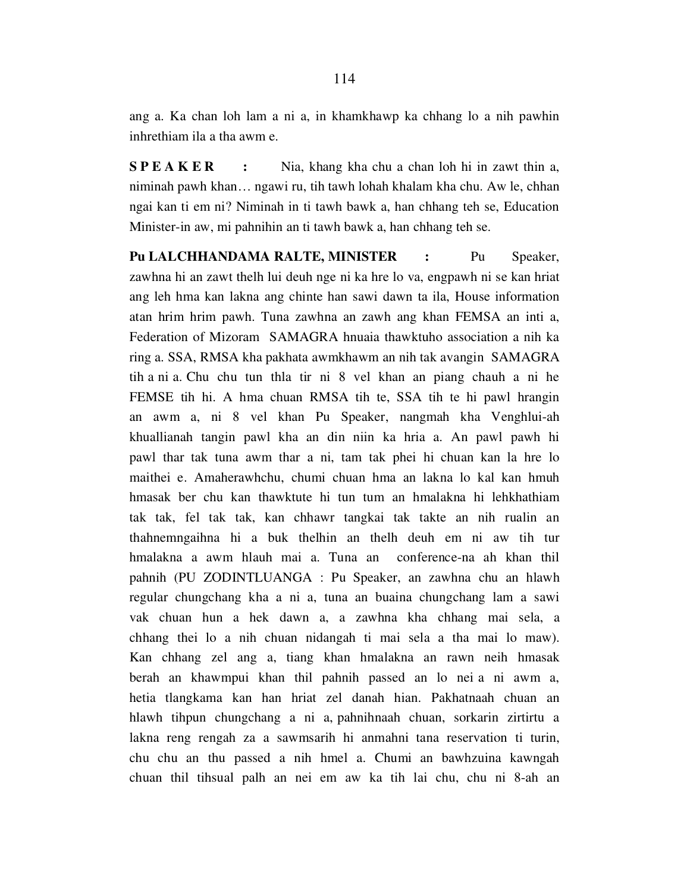ang a. Ka chan loh lam a ni a, in khamkhawp ka chhang lo a nih pawhin inhrethiam ila a tha awm e.

**S P E A K E R :** Nia, khang kha chu a chan loh hi in zawt thin a, niminah pawh khan… ngawi ru, tih tawh lohah khalam kha chu. Aw le, chhan ngai kan ti em ni? Niminah in ti tawh bawk a, han chhang teh se, Education Minister-in aw, mi pahnihin an ti tawh bawk a, han chhang teh se.

**Pu LALCHHANDAMA RALTE, MINISTER :** Pu Speaker, zawhna hi an zawt thelh lui deuh nge ni ka hre lo va, engpawh ni se kan hriat ang leh hma kan lakna ang chinte han sawi dawn ta ila, House information atan hrim hrim pawh. Tuna zawhna an zawh ang khan FEMSA an inti a, Federation of Mizoram SAMAGRA hnuaia thawktuho association a nih ka ring a. SSA, RMSA kha pakhata awmkhawm an nih tak avangin SAMAGRA tih a ni a. Chu chu tun thla tir ni 8 vel khan an piang chauh a ni he FEMSE tih hi. A hma chuan RMSA tih te, SSA tih te hi pawl hrangin an awm a, ni 8 vel khan Pu Speaker, nangmah kha Venghlui-ah khuallianah tangin pawl kha an din niin ka hria a. An pawl pawh hi pawl thar tak tuna awm thar a ni, tam tak phei hi chuan kan la hre lo maithei e. Amaherawhchu, chumi chuan hma an lakna lo kal kan hmuh hmasak ber chu kan thawktute hi tun tum an hmalakna hi lehkhathiam tak tak, fel tak tak, kan chhawr tangkai tak takte an nih rualin an thahnemngaihna hi a buk thelhin an thelh deuh em ni aw tih tur hmalakna a awm hlauh mai a. Tuna an conference-na ah khan thil pahnih (PU ZODINTLUANGA : Pu Speaker, an zawhna chu an hlawh regular chungchang kha a ni a, tuna an buaina chungchang lam a sawi vak chuan hun a hek dawn a, a zawhna kha chhang mai sela, a chhang thei lo a nih chuan nidangah ti mai sela a tha mai lo maw). Kan chhang zel ang a, tiang khan hmalakna an rawn neih hmasak berah an khawmpui khan thil pahnih passed an lo nei a ni awm a, hetia tlangkama kan han hriat zel danah hian. Pakhatnaah chuan an hlawh tihpun chungchang a ni a, pahnihnaah chuan, sorkarin zirtirtu a lakna reng rengah za a sawmsarih hi anmahni tana reservation ti turin, chu chu an thu passed a nih hmel a. Chumi an bawhzuina kawngah chuan thil tihsual palh an nei em aw ka tih lai chu, chu ni 8-ah an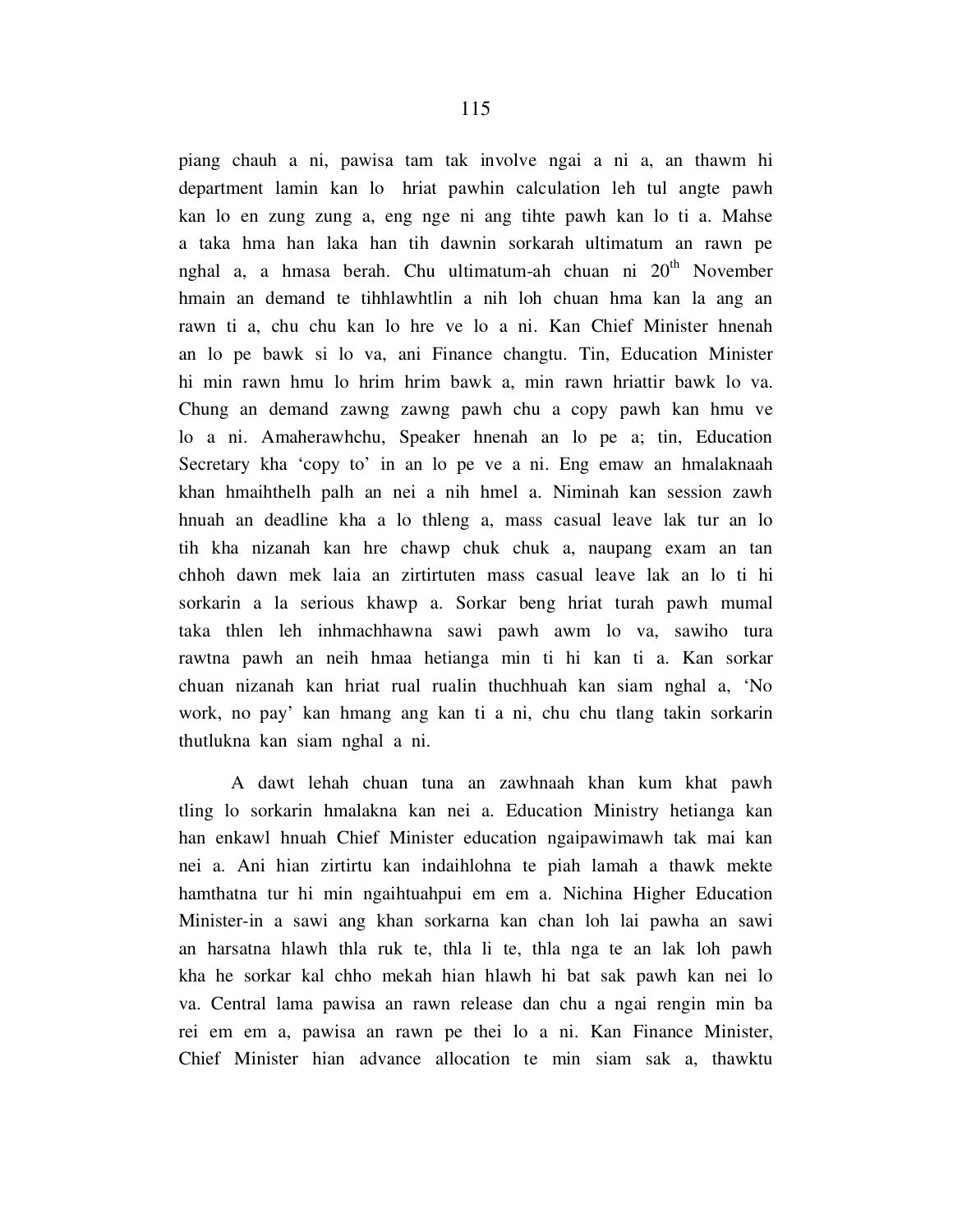piang chauh a ni, pawisa tam tak involve ngai a ni a, an thawm hi department lamin kan lo hriat pawhin calculation leh tul angte pawh kan lo en zung zung a, eng nge ni ang tihte pawh kan lo ti a. Mahse a taka hma han laka han tih dawnin sorkarah ultimatum an rawn pe nghal a, a hmasa berah. Chu ultimatum-ah chuan ni 20th November hmain an demand te tihhlawhtlin a nih loh chuan hma kan la ang an rawn ti a, chu chu kan lo hre ve lo a ni. Kan Chief Minister hnenah an lo pe bawk si lo va, ani Finance changtu. Tin, Education Minister hi min rawn hmu lo hrim hrim bawk a, min rawn hriattir bawk lo va. Chung an demand zawng zawng pawh chu a copy pawh kan hmu ve lo a ni. Amaherawhchu, Speaker hnenah an lo pe a; tin, Education Secretary kha 'copy to' in an lo pe ve a ni. Eng emaw an hmalaknaah khan hmaihthelh palh an nei a nih hmel a. Niminah kan session zawh hnuah an deadline kha a lo thleng a, mass casual leave lak tur an lo tih kha nizanah kan hre chawp chuk chuk a, naupang exam an tan chhoh dawn mek laia an zirtirtuten mass casual leave lak an lo ti hi sorkarin a la serious khawp a. Sorkar beng hriat turah pawh mumal taka thlen leh inhmachhawna sawi pawh awm lo va, sawiho tura rawtna pawh an neih hmaa hetianga min ti hi kan ti a. Kan sorkar chuan nizanah kan hriat rual rualin thuchhuah kan siam nghal a, 'No work, no pay' kan hmang ang kan ti a ni, chu chu tlang takin sorkarin thutlukna kan siam nghal a ni.

A dawt lehah chuan tuna an zawhnaah khan kum khat pawh tling lo sorkarin hmalakna kan nei a. Education Ministry hetianga kan han enkawl hnuah Chief Minister education ngaipawimawh tak mai kan nei a. Ani hian zirtirtu kan indaihlohna te piah lamah a thawk mekte hamthatna tur hi min ngaihtuahpui em em a. Nichina Higher Education Minister-in a sawi ang khan sorkarna kan chan loh lai pawha an sawi an harsatna hlawh thla ruk te, thla li te, thla nga te an lak loh pawh kha he sorkar kal chho mekah hian hlawh hi bat sak pawh kan nei lo va. Central lama pawisa an rawn release dan chu a ngai rengin min ba rei em em a, pawisa an rawn pe thei lo a ni. Kan Finance Minister, Chief Minister hian advance allocation te min siam sak a, thawktu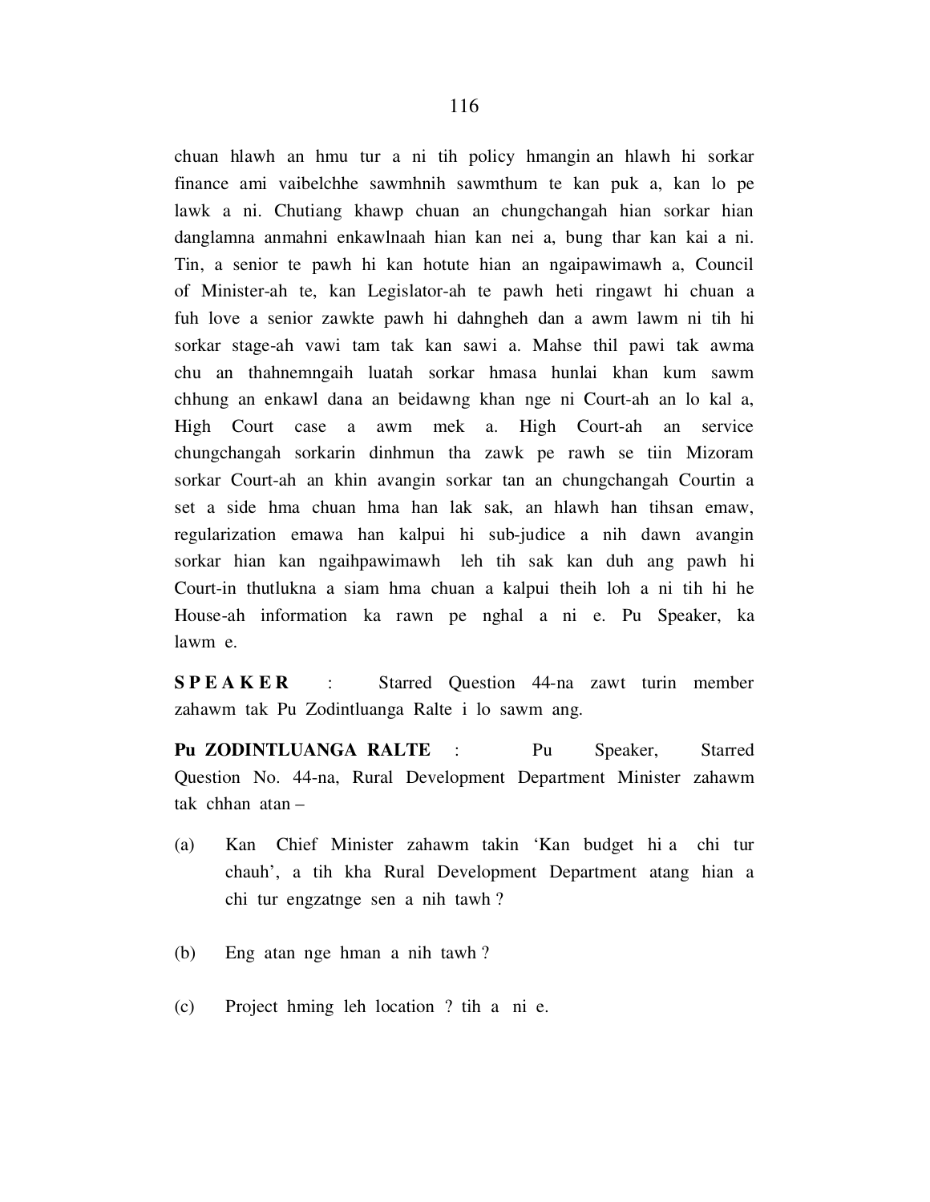chuan hlawh an hmu tur a ni tih policy hmangin an hlawh hi sorkar finance ami vaibelchhe sawmhnih sawmthum te kan puk a, kan lo pe lawk a ni. Chutiang khawp chuan an chungchangah hian sorkar hian danglamna anmahni enkawlnaah hian kan nei a, bung thar kan kai a ni. Tin, a senior te pawh hi kan hotute hian an ngaipawimawh a, Council of Minister-ah te, kan Legislator-ah te pawh heti ringawt hi chuan a fuh love a senior zawkte pawh hi dahngheh dan a awm lawm ni tih hi sorkar stage-ah vawi tam tak kan sawi a. Mahse thil pawi tak awma chu an thahnemngaih luatah sorkar hmasa hunlai khan kum sawm chhung an enkawl dana an beidawng khan nge ni Court-ah an lo kal a, High Court case a awm mek a. High Court-ah an service chungchangah sorkarin dinhmun tha zawk pe rawh se tiin Mizoram sorkar Court-ah an khin avangin sorkar tan an chungchangah Courtin a set a side hma chuan hma han lak sak, an hlawh han tihsan emaw, regularization emawa han kalpui hi sub-judice a nih dawn avangin sorkar hian kan ngaihpawimawh leh tih sak kan duh ang pawh hi Court-in thutlukna a siam hma chuan a kalpui theih loh a ni tih hi he House-ah information ka rawn pe nghal a ni e. Pu Speaker, ka lawm e.

**S P E A K E R** : Starred Question 44-na zawt turin member zahawm tak Pu Zodintluanga Ralte i lo sawm ang.

**Pu ZODINTLUANGA RALTE** : Pu Speaker, Starred Question No. 44-na, Rural Development Department Minister zahawm tak chhan atan –

(a) Kan Chief Minister zahawm takin 'Kan budget hi a chi tur chauh', a tih kha Rural Development Department atang hian a chi tur engzatnge sen a nih tawh ?

(b) Eng atan nge hman a nih tawh ?

(c) Project hming leh location ? tih a ni e.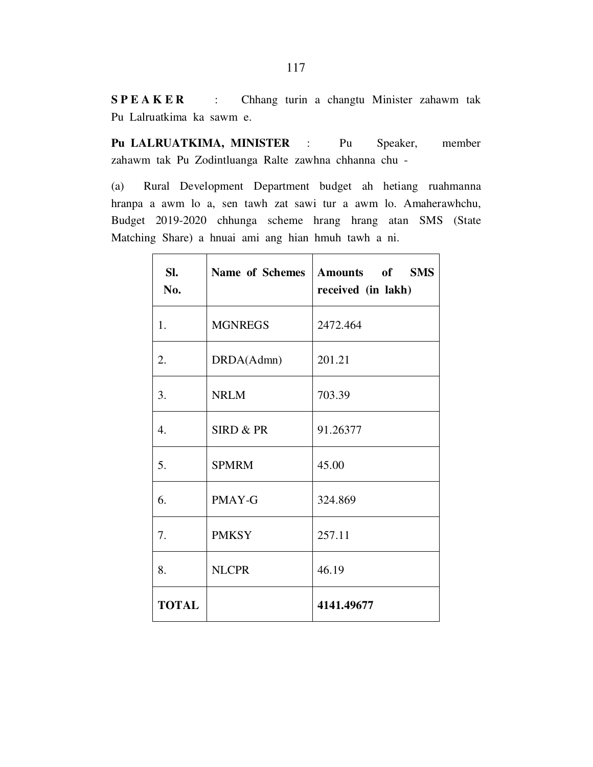**S P E A K E R** : Chhang turin a changtu Minister zahawm tak Pu Lalruatkima ka sawm e.

**Pu LALRUATKIMA, MINISTER** : Pu Speaker, member zahawm tak Pu Zodintluanga Ralte zawhna chhanna chu -

(a) Rural Development Department budget ah hetiang ruahmanna hranpa a awm lo a, sen tawh zat sawi tur a awm lo. Amaherawhchu, Budget 2019-2020 chhunga scheme hrang hrang atan SMS (State Matching Share) a hnuai ami ang hian hmuh tawh a ni.

| Sl. No. | Name of Schemes | Amounts of SMS received (in lakh) |
|---|---|---|
| 1. | MGNREGS | 2472.464 |
| 2. | DRDA(Admn) | 201.21 |
| 3. | NRLM | 703.39 |
| 4. | SIRD & PR | 91.26377 |
| 5. | SPMRM | 45.00 |
| 6. | PMAY-G | 324.869 |
| 7. | PMKSY | 257.11 |
| 8. | NLCPR | 46.19 |
| **TOTAL** | | **4141.49677** |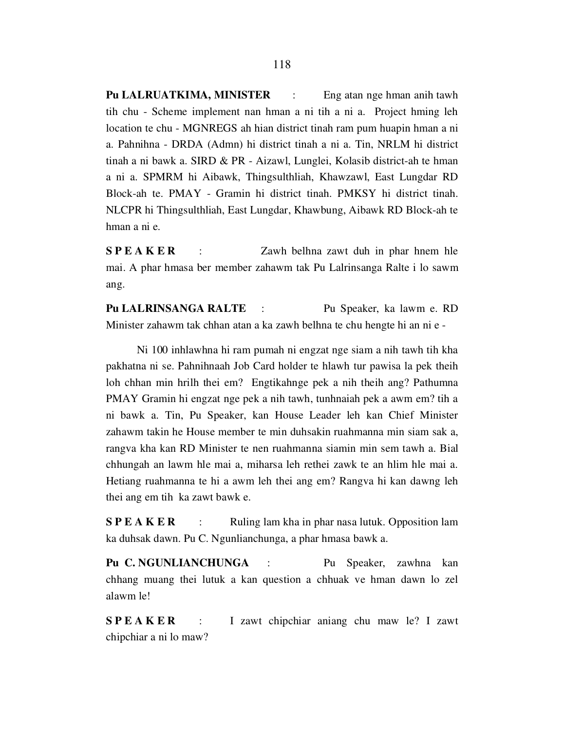**Pu LALRUATKIMA, MINISTER** : Eng atan nge hman anih tawh tih chu - Scheme implement nan hman a ni tih a ni a. Project hming leh location te chu - MGNREGS ah hian district tinah ram pum huapin hman a ni a. Pahnihna - DRDA (Admn) hi district tinah a ni a. Tin, NRLM hi district tinah a ni bawk a. SIRD & PR - Aizawl, Lunglei, Kolasib district-ah te hman a ni a. SPMRM hi Aibawk, Thingsulthliah, Khawzawl, East Lungdar RD Block-ah te. PMAY - Gramin hi district tinah. PMKSY hi district tinah. NLCPR hi Thingsulthliah, East Lungdar, Khawbung, Aibawk RD Block-ah te hman a ni e.

**S P E A K E R** : Zawh belhna zawt duh in phar hnem hle mai. A phar hmasa ber member zahawm tak Pu Lalrinsanga Ralte i lo sawm ang.

**Pu LALRINSANGA RALTE** : Pu Speaker, ka lawm e. RD Minister zahawm tak chhan atan a ka zawh belhna te chu hengte hi an ni e -

Ni 100 inhlawhna hi ram pumah ni engzat nge siam a nih tawh tih kha pakhatna ni se. Pahnihnaah Job Card holder te hlawh tur pawisa la pek theih loh chhan min hrilh thei em? Engtikahnge pek a nih theih ang? Pathumna PMAY Gramin hi engzat nge pek a nih tawh, tunhnaiah pek a awm em? tih a ni bawk a. Tin, Pu Speaker, kan House Leader leh kan Chief Minister zahawm takin he House member te min duhsakin ruahmanna min siam sak a, rangva kha kan RD Minister te nen ruahmanna siamin min sem tawh a. Bial chhungah an lawm hle mai a, miharsa leh rethei zawk te an hlim hle mai a. Hetiang ruahmanna te hi a awm leh thei ang em? Rangva hi kan dawng leh thei ang em tih ka zawt bawk e.

**S P E A K E R** : Ruling lam kha in phar nasa lutuk. Opposition lam ka duhsak dawn. Pu C. Ngunlianchunga, a phar hmasa bawk a.

**Pu C. NGUNLIANCHUNGA** : Pu Speaker, zawhna kan chhang muang thei lutuk a kan question a chhuak ve hman dawn lo zel alawm le!

**S P E A K E R** : I zawt chipchiar aniang chu maw le? I zawt chipchiar a ni lo maw?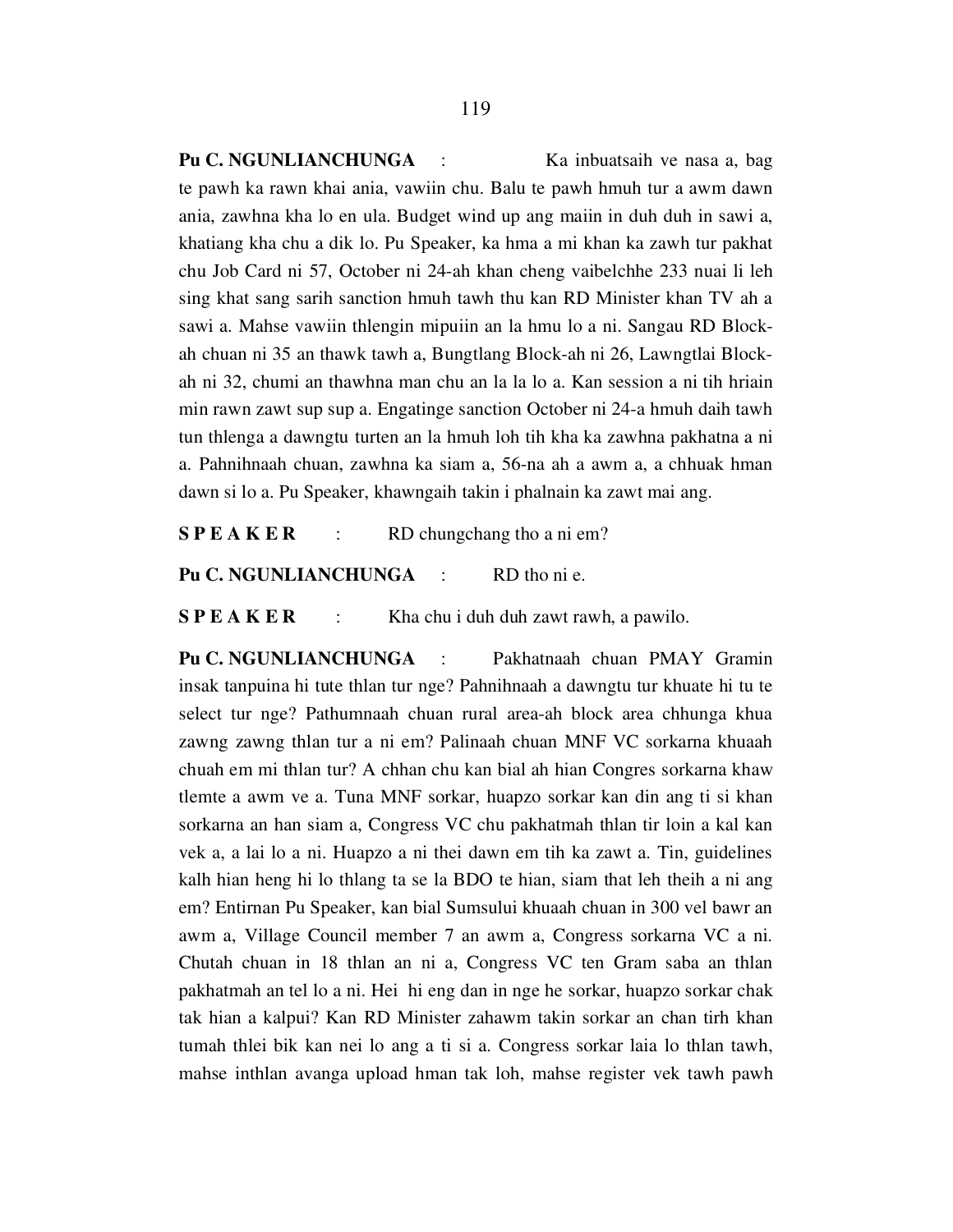**Pu C. NGUNLIANCHUNGA** : Ka inbuatsaih ve nasa a, bag te pawh ka rawn khai ania, vawiin chu. Balu te pawh hmuh tur a awm dawn ania, zawhna kha lo en ula. Budget wind up ang maiin in duh duh in sawi a, khatiang kha chu a dik lo. Pu Speaker, ka hma a mi khan ka zawh tur pakhat chu Job Card ni 57, October ni 24-ah khan cheng vaibelchhe 233 nuai li leh sing khat sang sarih sanction hmuh tawh thu kan RD Minister khan TV ah a sawi a. Mahse vawiin thlengin mipuiin an la hmu lo a ni. Sangau RD Block-ah chuan ni 35 an thawk tawh a, Bungtlang Block-ah ni 26, Lawngtlai Block-ah ni 32, chumi an thawhna man chu an la la lo a. Kan session a ni tih hriain min rawn zawt sup sup a. Engatinge sanction October ni 24-a hmuh daih tawh tun thlenga a dawngtu turten an la hmuh loh tih kha ka zawhna pakhatna a ni a. Pahnihnaah chuan, zawhna ka siam a, 56-na ah a awm a, a chhuak hman dawn si lo a. Pu Speaker, khawngaih takin i phalnain ka zawt mai ang.

**S P E A K E R** : RD chungchang tho a ni em?

**Pu C. NGUNLIANCHUNGA** : RD tho ni e.

**S P E A K E R** : Kha chu i duh duh zawt rawh, a pawilo.

**Pu C. NGUNLIANCHUNGA** : Pakhatnaah chuan PMAY Gramin insak tanpuina hi tute thlan tur nge? Pahnihnaah a dawngtu tur khuate hi tu te select tur nge? Pathumnaah chuan rural area-ah block area chhunga khua zawng zawng thlan tur a ni em? Palinaah chuan MNF VC sorkarna khuaah chuah em mi thlan tur? A chhan chu kan bial ah hian Congres sorkarna khaw tlemte a awm ve a. Tuna MNF sorkar, huapzo sorkar kan din ang ti si khan sorkarna an han siam a, Congress VC chu pakhatmah thlan tir loin a kal kan vek a, a lai lo a ni. Huapzo a ni thei dawn em tih ka zawt a. Tin, guidelines kalh hian heng hi lo thlang ta se la BDO te hian, siam that leh theih a ni ang em? Entirnan Pu Speaker, kan bial Sumsului khuaah chuan in 300 vel bawr an awm a, Village Council member 7 an awm a, Congress sorkarna VC a ni. Chutah chuan in 18 thlan an ni a, Congress VC ten Gram saba an thlan pakhatmah an tel lo a ni. Hei hi eng dan in nge he sorkar, huapzo sorkar chak tak hian a kalpui? Kan RD Minister zahawm takin sorkar an chan tirh khan tumah thlei bik kan nei lo ang a ti si a. Congress sorkar laia lo thlan tawh, mahse inthlan avanga upload hman tak loh, mahse register vek tawh pawh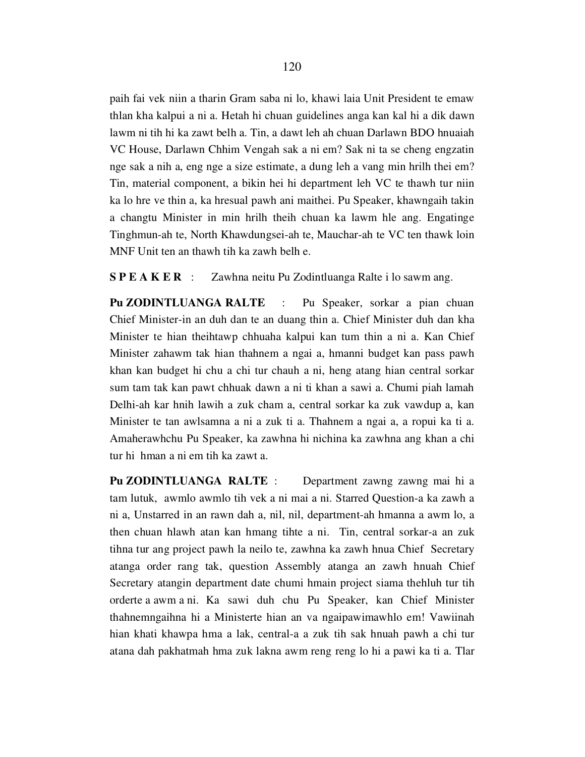paih fai vek niin a tharin Gram saba ni lo, khawi laia Unit President te emaw thlan kha kalpui a ni a. Hetah hi chuan guidelines anga kan kal hi a dik dawn lawm ni tih hi ka zawt belh a. Tin, a dawt leh ah chuan Darlawn BDO hnuaiah VC House, Darlawn Chhim Vengah sak a ni em? Sak ni ta se cheng engzatin nge sak a nih a, eng nge a size estimate, a dung leh a vang min hrilh thei em? Tin, material component, a bikin hei hi department leh VC te thawh tur niin ka lo hre ve thin a, ka hresual pawh ani maithei. Pu Speaker, khawngaih takin a changtu Minister in min hrilh theih chuan ka lawm hle ang. Engatinge Tinghmun-ah te, North Khawdungsei-ah te, Mauchar-ah te VC ten thawk loin MNF Unit ten an thawh tih ka zawh belh e.

**S P E A K E R** : Zawhna neitu Pu Zodintluanga Ralte i lo sawm ang.

**Pu ZODINTLUANGA RALTE** : Pu Speaker, sorkar a pian chuan Chief Minister-in an duh dan te an duang thin a. Chief Minister duh dan kha Minister te hian theihtawp chhuaha kalpui kan tum thin a ni a. Kan Chief Minister zahawm tak hian thahnem a ngai a, hmanni budget kan pass pawh khan kan budget hi chu a chi tur chauh a ni, heng atang hian central sorkar sum tam tak kan pawt chhuak dawn a ni ti khan a sawi a. Chumi piah lamah Delhi-ah kar hnih lawih a zuk cham a, central sorkar ka zuk vawdup a, kan Minister te tan awlsamna a ni a zuk ti a. Thahnem a ngai a, a ropui ka ti a. Amaherawhchu Pu Speaker, ka zawhna hi nichina ka zawhna ang khan a chi tur hi hman a ni em tih ka zawt a.

**Pu ZODINTLUANGA RALTE** : Department zawng zawng mai hi a tam lutuk, awmlo awmlo tih vek a ni mai a ni. Starred Question-a ka zawh a ni a, Unstarred in an rawn dah a, nil, nil, department-ah hmanna a awm lo, a then chuan hlawh atan kan hmang tihte a ni. Tin, central sorkar-a an zuk tihna tur ang project pawh la neilo te, zawhna ka zawh hnua Chief Secretary atanga order rang tak, question Assembly atanga an zawh hnuah Chief Secretary atangin department date chumi hmain project siama thehluh tur tih orderte a awm a ni. Ka sawi duh chu Pu Speaker, kan Chief Minister thahnemngaihna hi a Ministerte hian an va ngaipawimawhlo em! Vawiinah hian khati khawpa hma a lak, central-a a zuk tih sak hnuah pawh a chi tur atana dah pakhatmah hma zuk lakna awm reng reng lo hi a pawi ka ti a. Tlar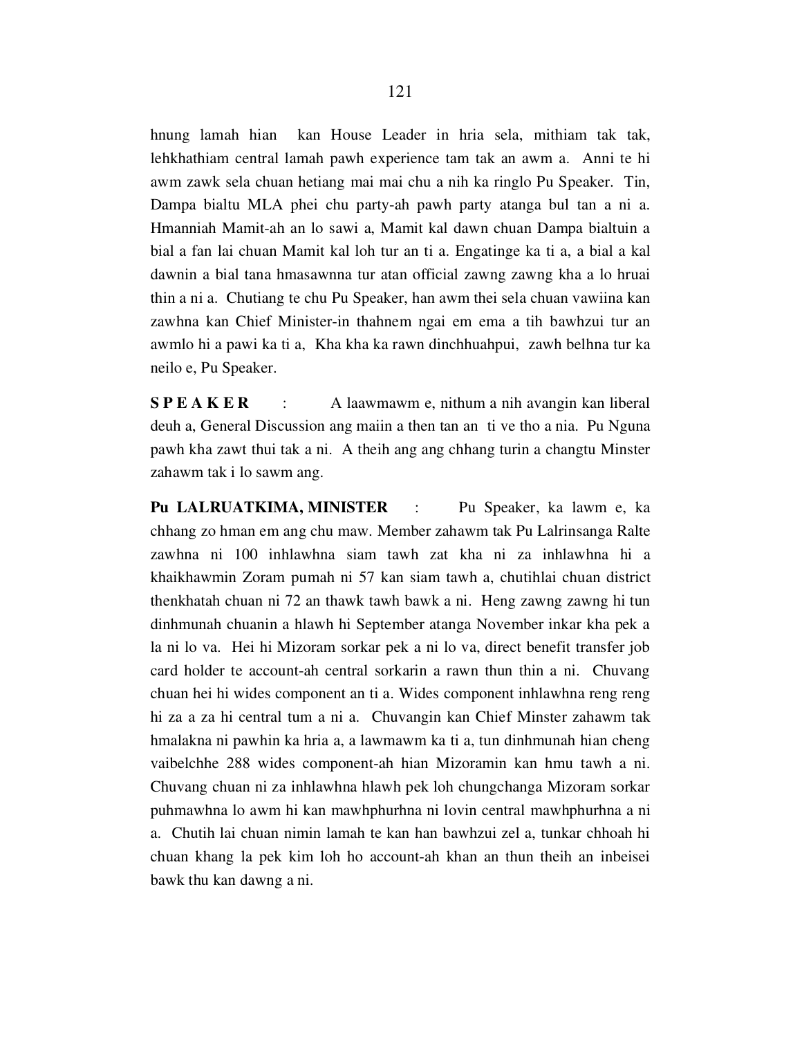hnung lamah hian kan House Leader in hria sela, mithiam tak tak, lehkhathiam central lamah pawh experience tam tak an awm a. Anni te hi awm zawk sela chuan hetiang mai mai chu a nih ka ringlo Pu Speaker. Tin, Dampa bialtu MLA phei chu party-ah pawh party atanga bul tan a ni a. Hmanniah Mamit-ah an lo sawi a, Mamit kal dawn chuan Dampa bialtuin a bial a fan lai chuan Mamit kal loh tur an ti a. Engatinge ka ti a, a bial a kal dawnin a bial tana hmasawnna tur atan official zawng zawng kha a lo hruai thin a ni a. Chutiang te chu Pu Speaker, han awm thei sela chuan vawiina kan zawhna kan Chief Minister-in thahnem ngai em ema a tih bawhzui tur an awmlo hi a pawi ka ti a, Kha kha ka rawn dinchhuahpui, zawh belhna tur ka neilo e, Pu Speaker.

**S P E A K E R** : A laawmawm e, nithum a nih avangin kan liberal deuh a, General Discussion ang maiin a then tan an ti ve tho a nia. Pu Nguna pawh kha zawt thui tak a ni. A theih ang ang chhang turin a changtu Minster zahawm tak i lo sawm ang.

**Pu LALRUATKIMA, MINISTER** : Pu Speaker, ka lawm e, ka chhang zo hman em ang chu maw. Member zahawm tak Pu Lalrinsanga Ralte zawhna ni 100 inhlawhna siam tawh zat kha ni za inhlawhna hi a khaikhawmin Zoram pumah ni 57 kan siam tawh a, chutihlai chuan district thenkhatah chuan ni 72 an thawk tawh bawk a ni. Heng zawng zawng hi tun dinhmunah chuanin a hlawh hi September atanga November inkar kha pek a la ni lo va. Hei hi Mizoram sorkar pek a ni lo va, direct benefit transfer job card holder te account-ah central sorkarin a rawn thun thin a ni. Chuvang chuan hei hi wides component an ti a. Wides component inhlawhna reng reng hi za a za hi central tum a ni a. Chuvangin kan Chief Minster zahawm tak hmalakna ni pawhin ka hria a, a lawmawm ka ti a, tun dinhmunah hian cheng vaibelchhe 288 wides component-ah hian Mizoramin kan hmu tawh a ni. Chuvang chuan ni za inhlawhna hlawh pek loh chungchanga Mizoram sorkar puhmawhna lo awm hi kan mawhphurhna ni lovin central mawhphurhna a ni a. Chutih lai chuan nimin lamah te kan han bawhzui zel a, tunkar chhoah hi chuan khang la pek kim loh ho account-ah khan an thun theih an inbeisei bawk thu kan dawng a ni.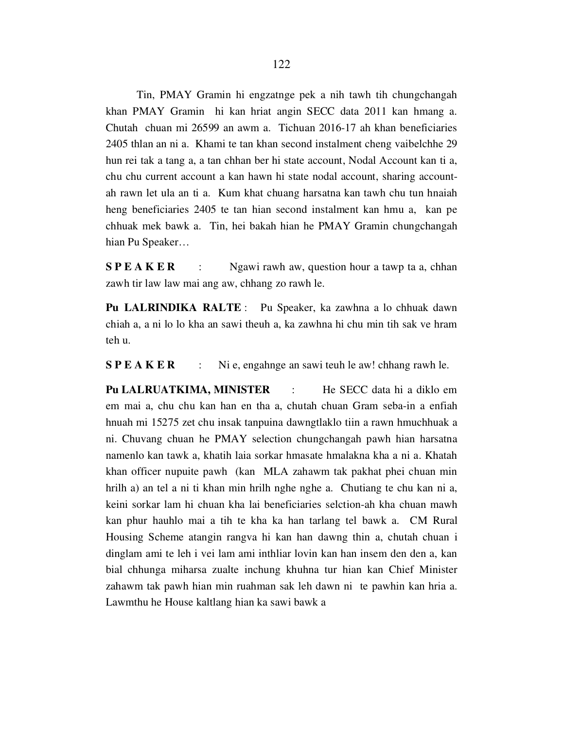Tin, PMAY Gramin hi engzatnge pek a nih tawh tih chungchangah khan PMAY Gramin hi kan hriat angin SECC data 2011 kan hmang a. Chutah chuan mi 26599 an awm a. Tichuan 2016-17 ah khan beneficiaries 2405 thlan an ni a. Khami te tan khan second instalment cheng vaibelchhe 29 hun rei tak a tang a, a tan chhan ber hi state account, Nodal Account kan ti a, chu chu current account a kan hawn hi state nodal account, sharing account-ah rawn let ula an ti a. Kum khat chuang harsatna kan tawh chu tun hnaiah heng beneficiaries 2405 te tan hian second instalment kan hmu a, kan pe chhuak mek bawk a. Tin, hei bakah hian he PMAY Gramin chungchangah hian Pu Speaker…

**S P E A K E R** : Ngawi rawh aw, question hour a tawp ta a, chhan zawh tir law law mai ang aw, chhang zo rawh le.

**Pu LALRINDIKA RALTE** : Pu Speaker, ka zawhna a lo chhuak dawn chiah a, a ni lo lo kha an sawi theuh a, ka zawhna hi chu min tih sak ve hram teh u.

**S P E A K E R** : Ni e, engahnge an sawi teuh le aw! chhang rawh le.

**Pu LALRUATKIMA, MINISTER** : He SECC data hi a diklo em em mai a, chu chu kan han en tha a, chutah chuan Gram seba-in a enfiah hnuah mi 15275 zet chu insak tanpuina dawngtlaklo tiin a rawn hmuchhuak a ni. Chuvang chuan he PMAY selection chungchangah pawh hian harsatna namenlo kan tawk a, khatih laia sorkar hmasate hmalakna kha a ni a. Khatah khan officer nupuite pawh (kan MLA zahawm tak pakhat phei chuan min hrilh a) an tel a ni ti khan min hrilh nghe nghe a. Chutiang te chu kan ni a, keini sorkar lam hi chuan kha lai beneficiaries selction-ah kha chuan mawh kan phur hauhlo mai a tih te kha ka han tarlang tel bawk a. CM Rural Housing Scheme atangin rangva hi kan han dawng thin a, chutah chuan i dinglam ami te leh i vei lam ami inthliar lovin kan han insem den den a, kan bial chhunga miharsa zualte inchung khuhna tur hian kan Chief Minister zahawm tak pawh hian min ruahman sak leh dawn ni te pawhin kan hria a. Lawmthu he House kaltlang hian ka sawi bawk a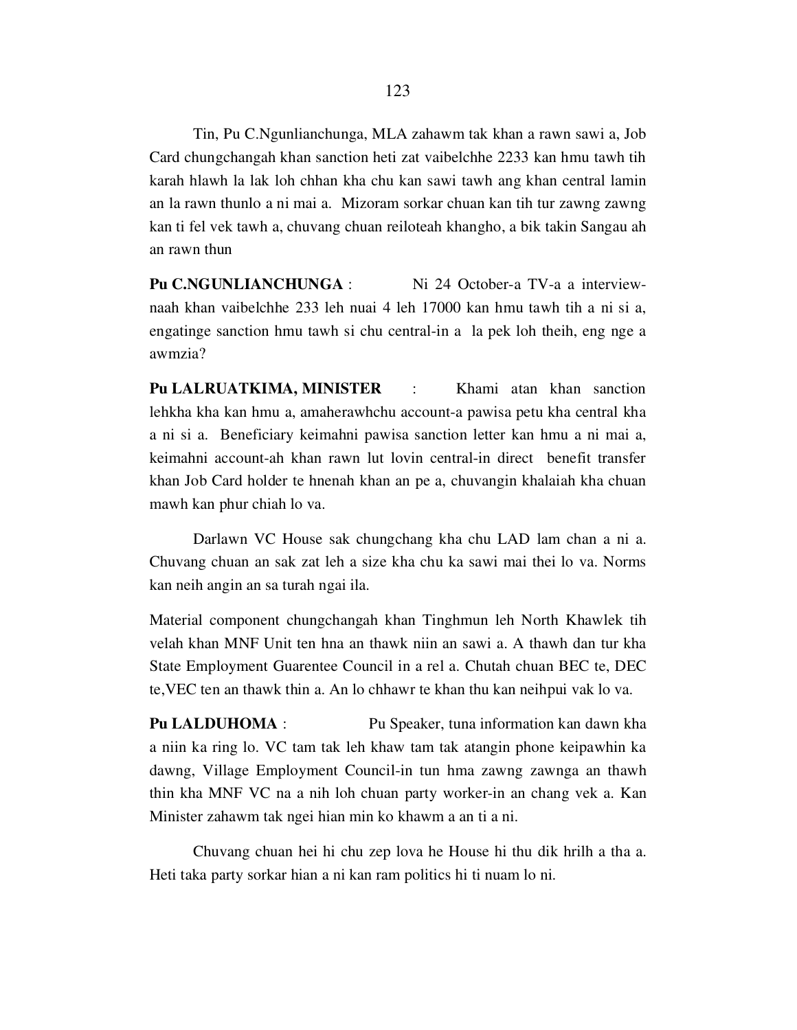Tin, Pu C.Ngunlianchunga, MLA zahawm tak khan a rawn sawi a, Job Card chungchangah khan sanction heti zat vaibelchhe 2233 kan hmu tawh tih karah hlawh la lak loh chhan kha chu kan sawi tawh ang khan central lamin an la rawn thunlo a ni mai a. Mizoram sorkar chuan kan tih tur zawng zawng kan ti fel vek tawh a, chuvang chuan reiloteah khangho, a bik takin Sangau ah an rawn thun

**Pu C.NGUNLIANCHUNGA** : Ni 24 October-a TV-a a interview-naah khan vaibelchhe 233 leh nuai 4 leh 17000 kan hmu tawh tih a ni si a, engatinge sanction hmu tawh si chu central-in a la pek loh theih, eng nge a awmzia?

**Pu LALRUATKIMA, MINISTER** : Khami atan khan sanction lehkha kha kan hmu a, amaherawhchu account-a pawisa petu kha central kha a ni si a. Beneficiary keimahni pawisa sanction letter kan hmu a ni mai a, keimahni account-ah khan rawn lut lovin central-in direct benefit transfer khan Job Card holder te hnenah khan an pe a, chuvangin khalaiah kha chuan mawh kan phur chiah lo va.

Darlawn VC House sak chungchang kha chu LAD lam chan a ni a. Chuvang chuan an sak zat leh a size kha chu ka sawi mai thei lo va. Norms kan neih angin an sa turah ngai ila.

Material component chungchangah khan Tinghmun leh North Khawlek tih velah khan MNF Unit ten hna an thawk niin an sawi a. A thawh dan tur kha State Employment Guarentee Council in a rel a. Chutah chuan BEC te, DEC te,VEC ten an thawk thin a. An lo chhawr te khan thu kan neihpui vak lo va.

**Pu LALDUHOMA** : Pu Speaker, tuna information kan dawn kha a niin ka ring lo. VC tam tak leh khaw tam tak atangin phone keipawhin ka dawng, Village Employment Council-in tun hma zawng zawnga an thawh thin kha MNF VC na a nih loh chuan party worker-in an chang vek a. Kan Minister zahawm tak ngei hian min ko khawm a an ti a ni.

Chuvang chuan hei hi chu zep lova he House hi thu dik hrilh a tha a. Heti taka party sorkar hian a ni kan ram politics hi ti nuam lo ni.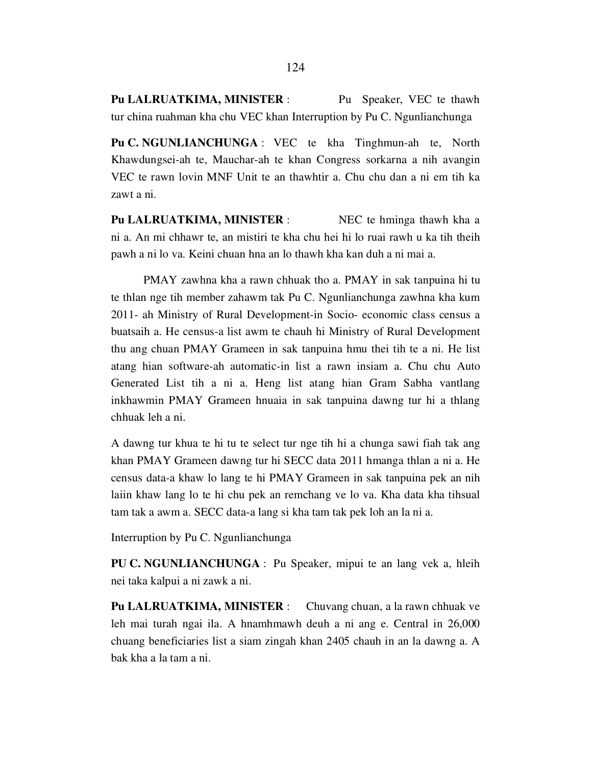**Pu LALRUATKIMA, MINISTER** : Pu Speaker, VEC te thawh tur china ruahman kha chu VEC khan Interruption by Pu C. Ngunlianchunga

**Pu C. NGUNLIANCHUNGA** : VEC te kha Tinghmun-ah te, North Khawdungsei-ah te, Mauchar-ah te khan Congress sorkarna a nih avangin VEC te rawn lovin MNF Unit te an thawhtir a. Chu chu dan a ni em tih ka zawt a ni.

**Pu LALRUATKIMA, MINISTER** : NEC te hminga thawh kha a ni a. An mi chhawr te, an mistiri te kha chu hei hi lo ruai rawh u ka tih theih pawh a ni lo va. Keini chuan hna an lo thawh kha kan duh a ni mai a.

PMAY zawhna kha a rawn chhuak tho a. PMAY in sak tanpuina hi tu te thlan nge tih member zahawm tak Pu C. Ngunlianchunga zawhna kha kum 2011- ah Ministry of Rural Development-in Socio- economic class census a buatsaih a. He census-a list awm te chauh hi Ministry of Rural Development thu ang chuan PMAY Grameen in sak tanpuina hmu thei tih te a ni. He list atang hian software-ah automatic-in list a rawn insiam a. Chu chu Auto Generated List tih a ni a. Heng list atang hian Gram Sabha vantlang inkhawmin PMAY Grameen hnuaia in sak tanpuina dawng tur hi a thlang chhuak leh a ni.

A dawng tur khua te hi tu te select tur nge tih hi a chunga sawi fiah tak ang khan PMAY Grameen dawng tur hi SECC data 2011 hmanga thlan a ni a. He census data-a khaw lo lang te hi PMAY Grameen in sak tanpuina pek an nih laiin khaw lang lo te hi chu pek an remchang ve lo va. Kha data kha tihsual tam tak a awm a. SECC data-a lang si kha tam tak pek loh an la ni a.

Interruption by Pu C. Ngunlianchunga

**PU C. NGUNLIANCHUNGA** : Pu Speaker, mipui te an lang vek a, hleih nei taka kalpui a ni zawk a ni.

**Pu LALRUATKIMA, MINISTER** : Chuvang chuan, a la rawn chhuak ve leh mai turah ngai ila. A hnamhmawh deuh a ni ang e. Central in 26,000 chuang beneficiaries list a siam zingah khan 2405 chauh in an la dawng a. A bak kha a la tam a ni.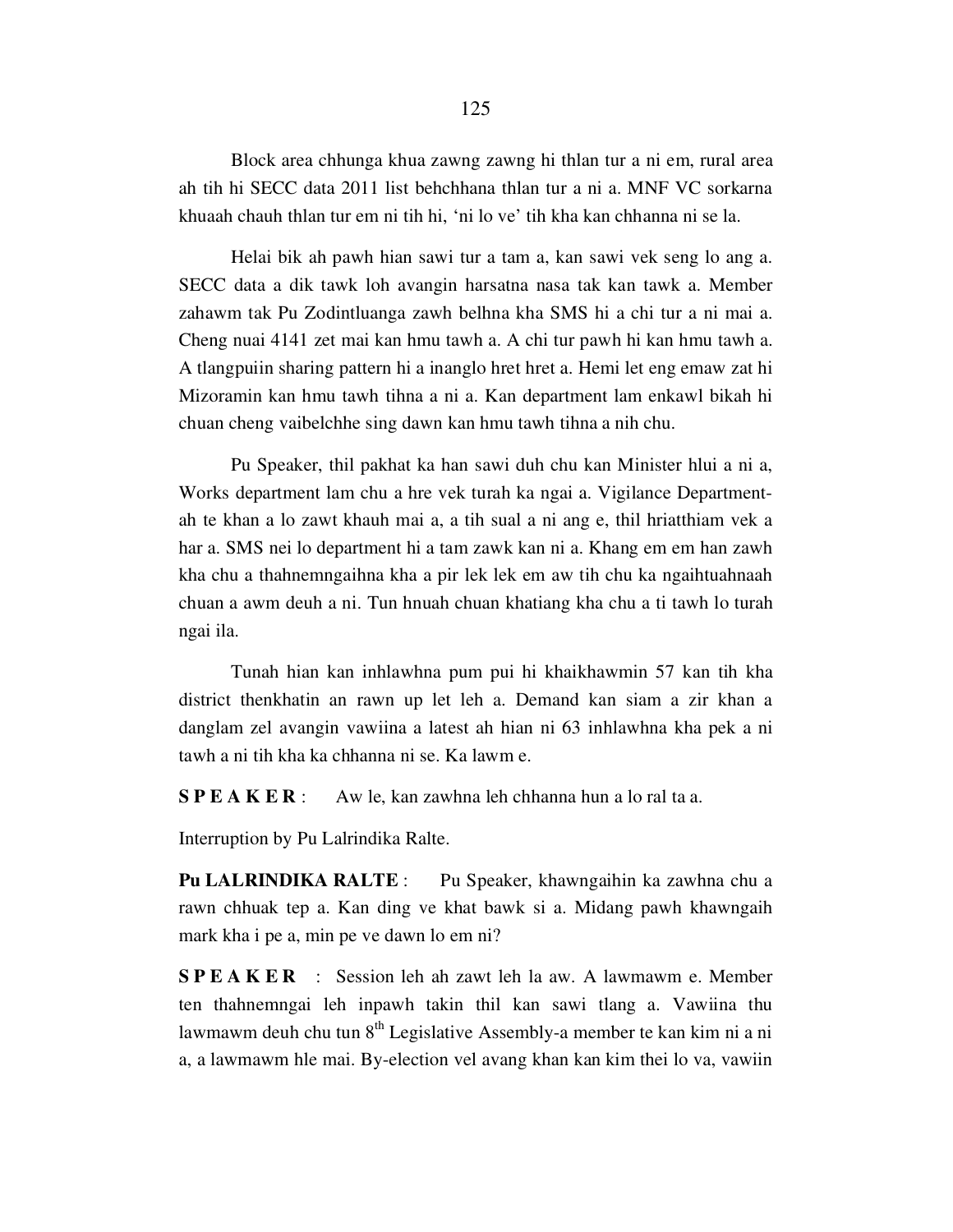Block area chhunga khua zawng zawng hi thlan tur a ni em, rural area ah tih hi SECC data 2011 list behchhana thlan tur a ni a. MNF VC sorkarna khuaah chauh thlan tur em ni tih hi, 'ni lo ve' tih kha kan chhanna ni se la.

Helai bik ah pawh hian sawi tur a tam a, kan sawi vek seng lo ang a. SECC data a dik tawk loh avangin harsatna nasa tak kan tawk a. Member zahawm tak Pu Zodintluanga zawh belhna kha SMS hi a chi tur a ni mai a. Cheng nuai 4141 zet mai kan hmu tawh a. A chi tur pawh hi kan hmu tawh a. A tlangpuiin sharing pattern hi a inanglo hret hret a. Hemi let eng emaw zat hi Mizoramin kan hmu tawh tihna a ni a. Kan department lam enkawl bikah hi chuan cheng vaibelchhe sing dawn kan hmu tawh tihna a nih chu.

Pu Speaker, thil pakhat ka han sawi duh chu kan Minister hlui a ni a, Works department lam chu a hre vek turah ka ngai a. Vigilance Department-ah te khan a lo zawt khauh mai a, a tih sual a ni ang e, thil hriatthiam vek a har a. SMS nei lo department hi a tam zawk kan ni a. Khang em em han zawh kha chu a thahnemngaihna kha a pir lek lek em aw tih chu ka ngaihtuahnaah chuan a awm deuh a ni. Tun hnuah chuan khatiang kha chu a ti tawh lo turah ngai ila.

Tunah hian kan inhlawhna pum pui hi khaikhawmin 57 kan tih kha district thenkhatin an rawn up let leh a. Demand kan siam a zir khan a danglam zel avangin vawiina a latest ah hian ni 63 inhlawhna kha pek a ni tawh a ni tih kha ka chhanna ni se. Ka lawm e.

**S P E A K E R** : Aw le, kan zawhna leh chhanna hun a lo ral ta a.

Interruption by Pu Lalrindika Ralte.

**Pu LALRINDIKA RALTE** : Pu Speaker, khawngaihin ka zawhna chu a rawn chhuak tep a. Kan ding ve khat bawk si a. Midang pawh khawngaih mark kha i pe a, min pe ve dawn lo em ni?

**S P E A K E R** : Session leh ah zawt leh la aw. A lawmawm e. Member ten thahnemngai leh inpawh takin thil kan sawi tlang a. Vawiina thu lawmawm deuh chu tun 8th Legislative Assembly-a member te kan kim ni a ni a, a lawmawm hle mai. By-election vel avang khan kan kim thei lo va, vawiin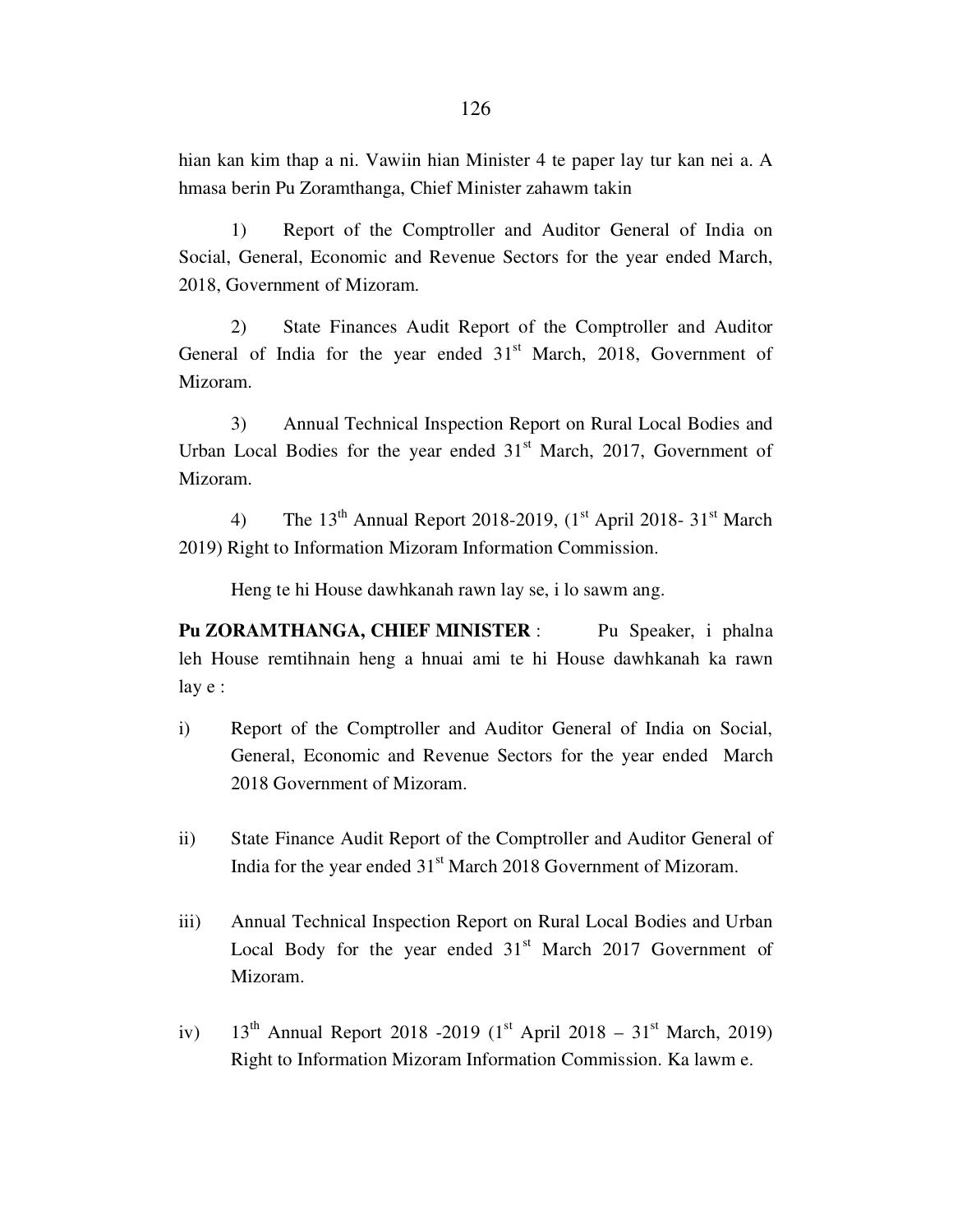hian kan kim thap a ni. Vawiin hian Minister 4 te paper lay tur kan nei a. A hmasa berin Pu Zoramthanga, Chief Minister zahawm takin

1) Report of the Comptroller and Auditor General of India on Social, General, Economic and Revenue Sectors for the year ended March, 2018, Government of Mizoram.

2) State Finances Audit Report of the Comptroller and Auditor General of India for the year ended 31st March, 2018, Government of Mizoram.

3) Annual Technical Inspection Report on Rural Local Bodies and Urban Local Bodies for the year ended 31st March, 2017, Government of Mizoram.

4) The 13th Annual Report 2018-2019, (1st April 2018- 31st March 2019) Right to Information Mizoram Information Commission.

Heng te hi House dawhkanah rawn lay se, i lo sawm ang.

**Pu ZORAMTHANGA, CHIEF MINISTER** : Pu Speaker, i phalna leh House remtihnain heng a hnuai ami te hi House dawhkanah ka rawn lay e :

i) Report of the Comptroller and Auditor General of India on Social, General, Economic and Revenue Sectors for the year ended March 2018 Government of Mizoram.

ii) State Finance Audit Report of the Comptroller and Auditor General of India for the year ended 31st March 2018 Government of Mizoram.

iii) Annual Technical Inspection Report on Rural Local Bodies and Urban Local Body for the year ended 31st March 2017 Government of Mizoram.

iv) 13th Annual Report 2018 -2019 (1st April 2018 – 31st March, 2019) Right to Information Mizoram Information Commission. Ka lawm e.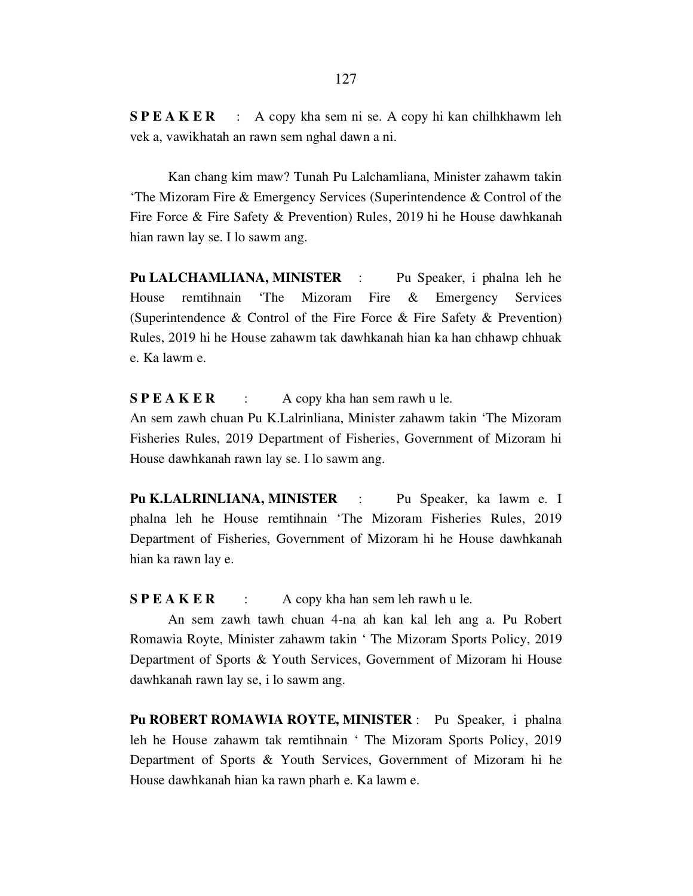**S P E A K E R** : A copy kha sem ni se. A copy hi kan chilhkhawm leh vek a, vawikhatah an rawn sem nghal dawn a ni.

Kan chang kim maw? Tunah Pu Lalchamliana, Minister zahawm takin 'The Mizoram Fire & Emergency Services (Superintendence & Control of the Fire Force & Fire Safety & Prevention) Rules, 2019 hi he House dawhkanah hian rawn lay se. I lo sawm ang.

**Pu LALCHAMLIANA, MINISTER** : Pu Speaker, i phalna leh he House remtihnain 'The Mizoram Fire & Emergency Services (Superintendence & Control of the Fire Force & Fire Safety & Prevention) Rules, 2019 hi he House zahawm tak dawhkanah hian ka han chhawp chhuak e. Ka lawm e.

**S P E A K E R** : A copy kha han sem rawh u le.
An sem zawh chuan Pu K.Lalrinliana, Minister zahawm takin 'The Mizoram Fisheries Rules, 2019 Department of Fisheries, Government of Mizoram hi House dawhkanah rawn lay se. I lo sawm ang.

**Pu K.LALRINLIANA, MINISTER** : Pu Speaker, ka lawm e. I phalna leh he House remtihnain 'The Mizoram Fisheries Rules, 2019 Department of Fisheries, Government of Mizoram hi he House dawhkanah hian ka rawn lay e.

**S P E A K E R** : A copy kha han sem leh rawh u le.
An sem zawh tawh chuan 4-na ah kan kal leh ang a. Pu Robert Romawia Royte, Minister zahawm takin ' The Mizoram Sports Policy, 2019 Department of Sports & Youth Services, Government of Mizoram hi House dawhkanah rawn lay se, i lo sawm ang.

**Pu ROBERT ROMAWIA ROYTE, MINISTER** : Pu Speaker, i phalna leh he House zahawm tak remtihnain ' The Mizoram Sports Policy, 2019 Department of Sports & Youth Services, Government of Mizoram hi he House dawhkanah hian ka rawn pharh e. Ka lawm e.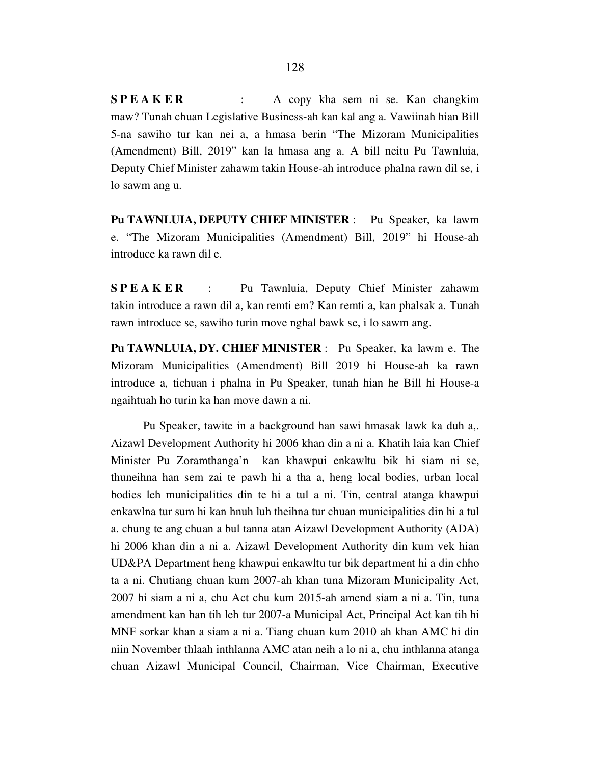**S P E A K E R** : A copy kha sem ni se. Kan changkim maw? Tunah chuan Legislative Business-ah kan kal ang a. Vawiinah hian Bill 5-na sawiho tur kan nei a, a hmasa berin "The Mizoram Municipalities (Amendment) Bill, 2019" kan la hmasa ang a. A bill neitu Pu Tawnluia, Deputy Chief Minister zahawm takin House-ah introduce phalna rawn dil se, i lo sawm ang u.

**Pu TAWNLUIA, DEPUTY CHIEF MINISTER** : Pu Speaker, ka lawm e. "The Mizoram Municipalities (Amendment) Bill, 2019" hi House-ah introduce ka rawn dil e.

**S P E A K E R** : Pu Tawnluia, Deputy Chief Minister zahawm takin introduce a rawn dil a, kan remti em? Kan remti a, kan phalsak a. Tunah rawn introduce se, sawiho turin move nghal bawk se, i lo sawm ang.

**Pu TAWNLUIA, DY. CHIEF MINISTER** : Pu Speaker, ka lawm e. The Mizoram Municipalities (Amendment) Bill 2019 hi House-ah ka rawn introduce a, tichuan i phalna in Pu Speaker, tunah hian he Bill hi House-a ngaihtuah ho turin ka han move dawn a ni.

Pu Speaker, tawite in a background han sawi hmasak lawk ka duh a,. Aizawl Development Authority hi 2006 khan din a ni a. Khatih laia kan Chief Minister Pu Zoramthanga'n kan khawpui enkawltu bik hi siam ni se, thuneihna han sem zai te pawh hi a tha a, heng local bodies, urban local bodies leh municipalities din te hi a tul a ni. Tin, central atanga khawpui enkawlna tur sum hi kan hnuh luh theihna tur chuan municipalities din hi a tul a. chung te ang chuan a bul tanna atan Aizawl Development Authority (ADA) hi 2006 khan din a ni a. Aizawl Development Authority din kum vek hian UD&PA Department heng khawpui enkawltu tur bik department hi a din chho ta a ni. Chutiang chuan kum 2007-ah khan tuna Mizoram Municipality Act, 2007 hi siam a ni a, chu Act chu kum 2015-ah amend siam a ni a. Tin, tuna amendment kan han tih leh tur 2007-a Municipal Act, Principal Act kan tih hi MNF sorkar khan a siam a ni a. Tiang chuan kum 2010 ah khan AMC hi din niin November thlaah inthlanna AMC atan neih a lo ni a, chu inthlanna atanga chuan Aizawl Municipal Council, Chairman, Vice Chairman, Executive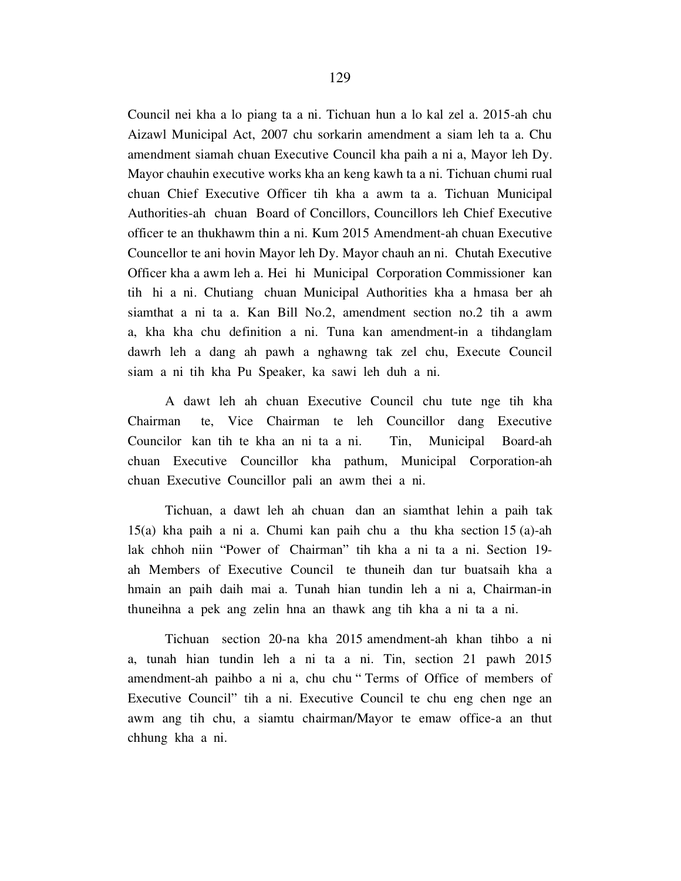Council nei kha a lo piang ta a ni. Tichuan hun a lo kal zel a. 2015-ah chu Aizawl Municipal Act, 2007 chu sorkarin amendment a siam leh ta a. Chu amendment siamah chuan Executive Council kha paih a ni a, Mayor leh Dy. Mayor chauhin executive works kha an keng kawh ta a ni. Tichuan chumi rual chuan Chief Executive Officer tih kha a awm ta a. Tichuan Municipal Authorities-ah chuan Board of Concillors, Councillors leh Chief Executive officer te an thukhawm thin a ni. Kum 2015 Amendment-ah chuan Executive Councellor te ani hovin Mayor leh Dy. Mayor chauh an ni. Chutah Executive Officer kha a awm leh a. Hei hi Municipal Corporation Commissioner kan tih hi a ni. Chutiang chuan Municipal Authorities kha a hmasa ber ah siamthat a ni ta a. Kan Bill No.2, amendment section no.2 tih a awm a, kha kha chu definition a ni. Tuna kan amendment-in a tihdanglam dawrh leh a dang ah pawh a nghawng tak zel chu, Execute Council siam a ni tih kha Pu Speaker, ka sawi leh duh a ni.

A dawt leh ah chuan Executive Council chu tute nge tih kha Chairman te, Vice Chairman te leh Councillor dang Executive Councilor kan tih te kha an ni ta a ni. Tin, Municipal Board-ah chuan Executive Councillor kha pathum, Municipal Corporation-ah chuan Executive Councillor pali an awm thei a ni.

Tichuan, a dawt leh ah chuan dan an siamthat lehin a paih tak 15(a) kha paih a ni a. Chumi kan paih chu a thu kha section 15 (a)-ah lak chhoh niin "Power of Chairman" tih kha a ni ta a ni. Section 19-ah Members of Executive Council te thuneih dan tur buatsaih kha a hmain an paih daih mai a. Tunah hian tundin leh a ni a, Chairman-in thuneihna a pek ang zelin hna an thawk ang tih kha a ni ta a ni.

Tichuan section 20-na kha 2015 amendment-ah khan tihbo a ni a, tunah hian tundin leh a ni ta a ni. Tin, section 21 pawh 2015 amendment-ah paihbo a ni a, chu chu " Terms of Office of members of Executive Council" tih a ni. Executive Council te chu eng chen nge an awm ang tih chu, a siamtu chairman/Mayor te emaw office-a an thut chhung kha a ni.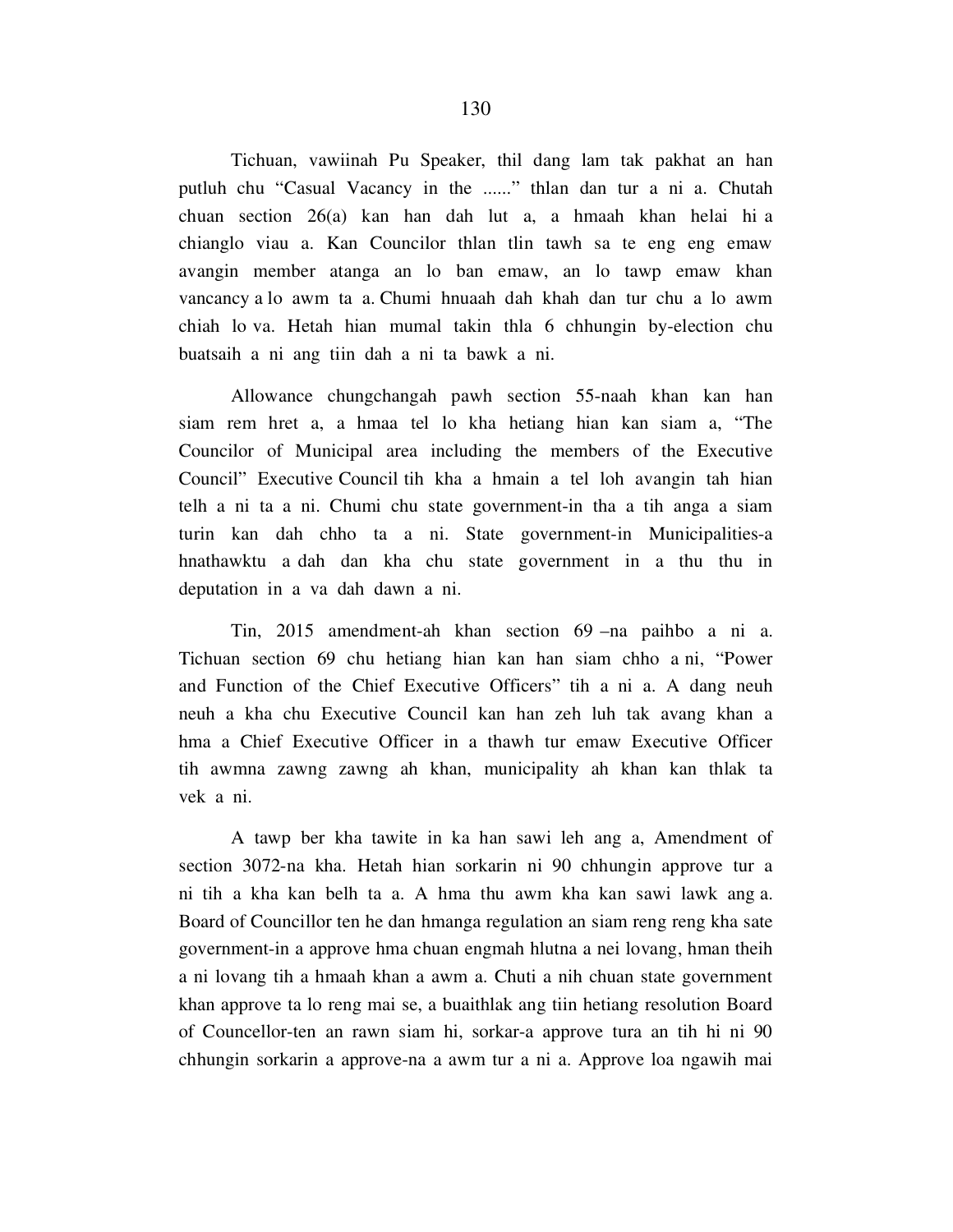Tichuan, vawiinah Pu Speaker, thil dang lam tak pakhat an han putluh chu "Casual Vacancy in the ......" thlan dan tur a ni a. Chutah chuan section 26(a) kan han dah lut a, a hmaah khan helai hi a chianglo viau a. Kan Councilor thlan tlin tawh sa te eng eng emaw avangin member atanga an lo ban emaw, an lo tawp emaw khan vancancy a lo awm ta a. Chumi hnuaah dah khah dan tur chu a lo awm chiah lo va. Hetah hian mumal takin thla 6 chhungin by-election chu buatsaih a ni ang tiin dah a ni ta bawk a ni.

Allowance chungchangah pawh section 55-naah khan kan han siam rem hret a, a hmaa tel lo kha hetiang hian kan siam a, "The Councilor of Municipal area including the members of the Executive Council" Executive Council tih kha a hmain a tel loh avangin tah hian telh a ni ta a ni. Chumi chu state government-in tha a tih anga a siam turin kan dah chho ta a ni. State government-in Municipalities-a hnathawktu a dah dan kha chu state government in a thu thu in deputation in a va dah dawn a ni.

Tin, 2015 amendment-ah khan section 69 –na paihbo a ni a. Tichuan section 69 chu hetiang hian kan han siam chho a ni, "Power and Function of the Chief Executive Officers" tih a ni a. A dang neuh neuh a kha chu Executive Council kan han zeh luh tak avang khan a hma a Chief Executive Officer in a thawh tur emaw Executive Officer tih awmna zawng zawng ah khan, municipality ah khan kan thlak ta vek a ni.

A tawp ber kha tawite in ka han sawi leh ang a, Amendment of section 3072-na kha. Hetah hian sorkarin ni 90 chhungin approve tur a ni tih a kha kan belh ta a. A hma thu awm kha kan sawi lawk ang a. Board of Councillor ten he dan hmanga regulation an siam reng reng kha sate government-in a approve hma chuan engmah hlutna a nei lovang, hman theih a ni lovang tih a hmaah khan a awm a. Chuti a nih chuan state government khan approve ta lo reng mai se, a buaithlak ang tiin hetiang resolution Board of Councellor-ten an rawn siam hi, sorkar-a approve tura an tih hi ni 90 chhungin sorkarin a approve-na a awm tur a ni a. Approve loa ngawih mai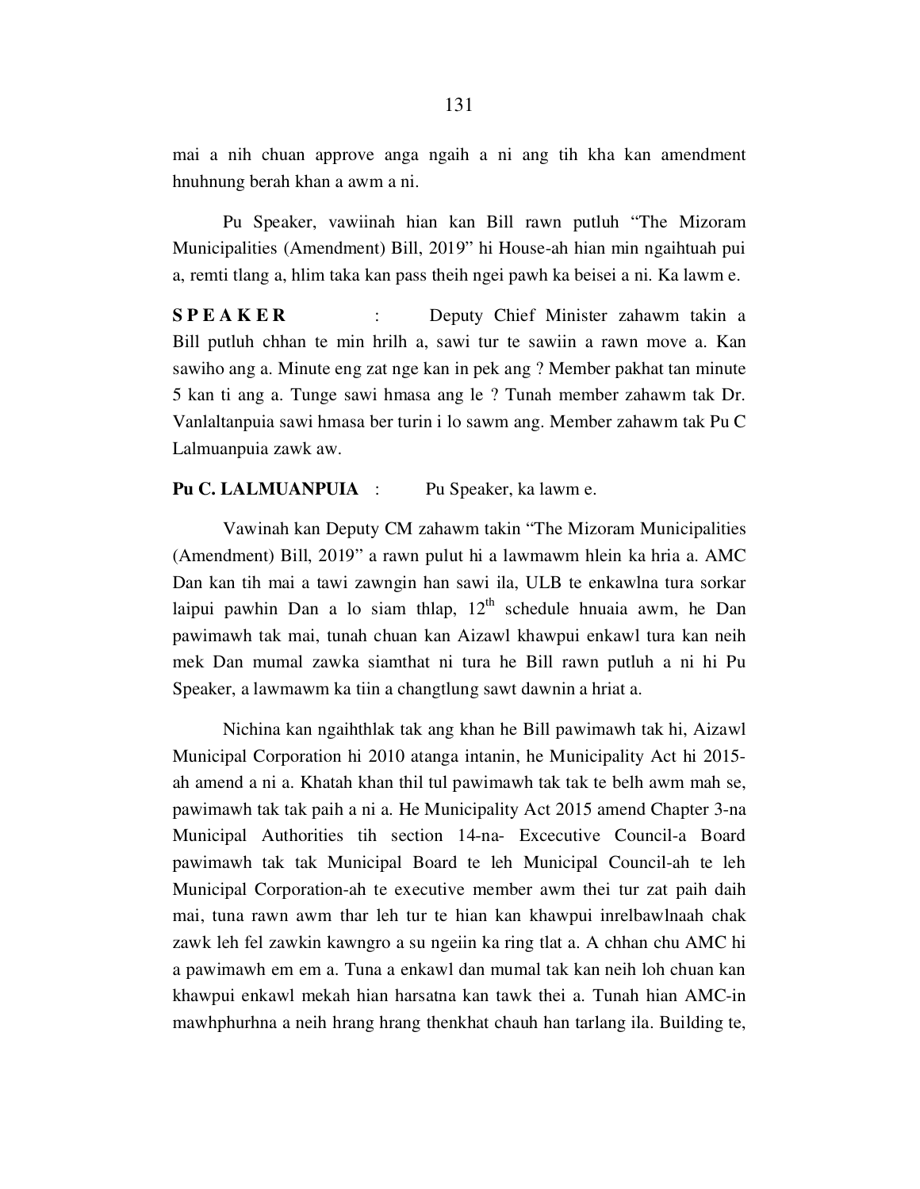mai a nih chuan approve anga ngaih a ni ang tih kha kan amendment hnuhnung berah khan a awm a ni.

Pu Speaker, vawiinah hian kan Bill rawn putluh "The Mizoram Municipalities (Amendment) Bill, 2019" hi House-ah hian min ngaihtuah pui a, remti tlang a, hlim taka kan pass theih ngei pawh ka beisei a ni. Ka lawm e.

**S P E A K E R** : Deputy Chief Minister zahawm takin a Bill putluh chhan te min hrilh a, sawi tur te sawiin a rawn move a. Kan sawiho ang a. Minute eng zat nge kan in pek ang ? Member pakhat tan minute 5 kan ti ang a. Tunge sawi hmasa ang le ? Tunah member zahawm tak Dr. Vanlaltanpuia sawi hmasa ber turin i lo sawm ang. Member zahawm tak Pu C Lalmuanpuia zawk aw.

**Pu C. LALMUANPUIA** : Pu Speaker, ka lawm e.

Vawinah kan Deputy CM zahawm takin "The Mizoram Municipalities (Amendment) Bill, 2019" a rawn pulut hi a lawmawm hlein ka hria a. AMC Dan kan tih mai a tawi zawngin han sawi ila, ULB te enkawlna tura sorkar laipui pawhin Dan a lo siam thlap, 12th schedule hnuaia awm, he Dan pawimawh tak mai, tunah chuan kan Aizawl khawpui enkawl tura kan neih mek Dan mumal zawka siamthat ni tura he Bill rawn putluh a ni hi Pu Speaker, a lawmawm ka tiin a changtlung sawt dawnin a hriat a.

Nichina kan ngaihthlak tak ang khan he Bill pawimawh tak hi, Aizawl Municipal Corporation hi 2010 atanga intanin, he Municipality Act hi 2015-ah amend a ni a. Khatah khan thil tul pawimawh tak tak te belh awm mah se, pawimawh tak tak paih a ni a. He Municipality Act 2015 amend Chapter 3-na Municipal Authorities tih section 14-na- Executive Council-a Board pawimawh tak tak Municipal Board te leh Municipal Council-ah te leh Municipal Corporation-ah te executive member awm thei tur zat paih daih mai, tuna rawn awm thar leh tur te hian kan khawpui inrelbawlnaah chak zawk leh fel zawkin kawngro a su ngeiin ka ring tlat a. A chhan chu AMC hi a pawimawh em em a. Tuna a enkawl dan mumal tak kan neih loh chuan kan khawpui enkawl mekah hian harsatna kan tawk thei a. Tunah hian AMC-in mawhphurhna a neih hrang hrang thenkhat chauh han tarlang ila. Building te,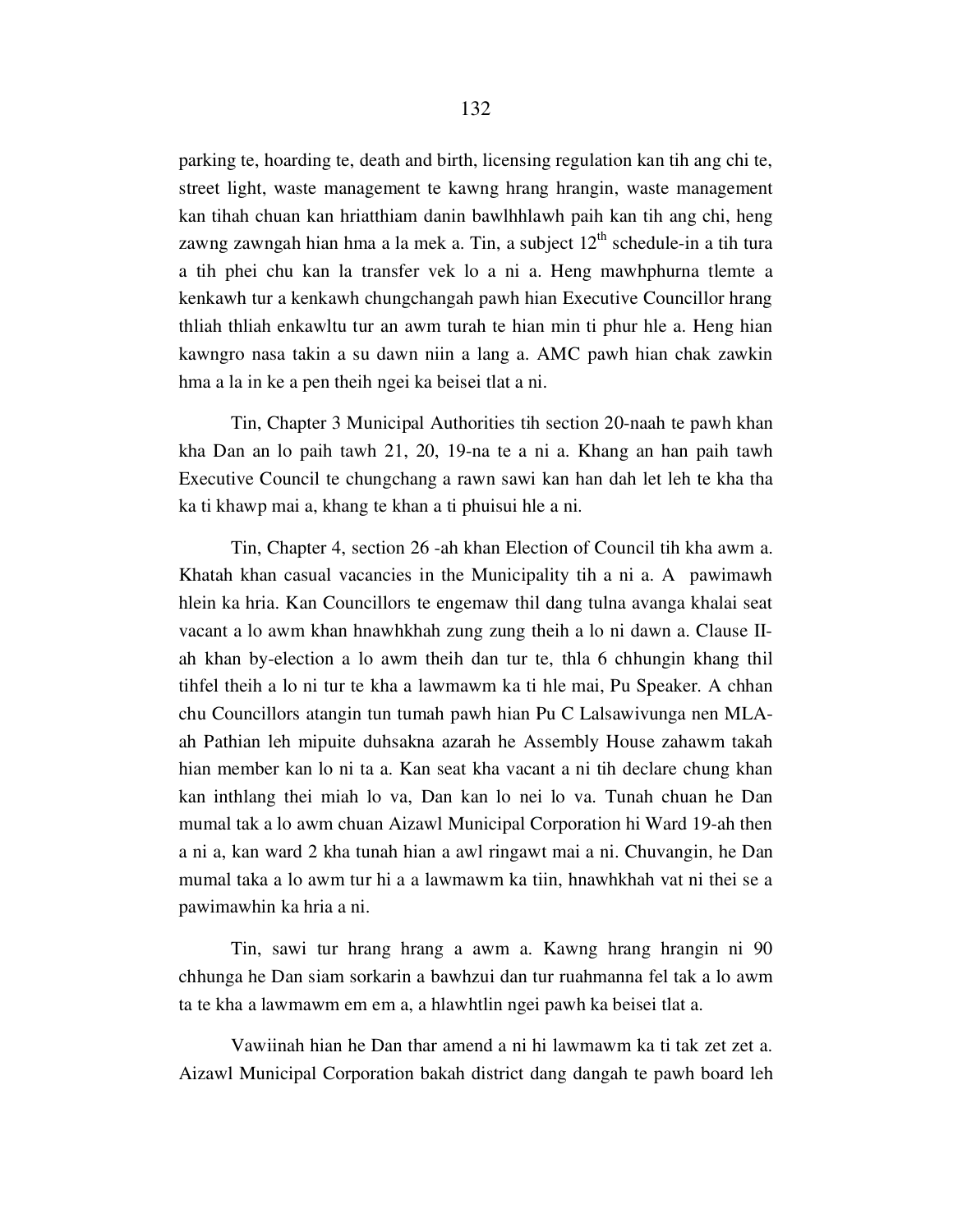parking te, hoarding te, death and birth, licensing regulation kan tih ang chi te, street light, waste management te kawng hrang hrangin, waste management kan tihah chuan kan hriatthiam danin bawlhhlawh paih kan tih ang chi, heng zawng zawngah hian hma a la mek a. Tin, a subject $12^{th}$ schedule-in a tih tura a tih phei chu kan la transfer vek lo a ni a. Heng mawhphurna tlemte a kenkawh tur a kenkawh chungchangah pawh hian Executive Councillor hrang thliah thliah enkawltu tur an awm turah te hian min ti phur hle a. Heng hian kawngro nasa takin a su dawn niin a lang a. AMC pawh hian chak zawkin hma a la in ke a pen theih ngei ka beisei tlat a ni.

Tin, Chapter 3 Municipal Authorities tih section 20-naah te pawh khan kha Dan an lo paih tawh 21, 20, 19-na te a ni a. Khang an han paih tawh Executive Council te chungchang a rawn sawi kan han dah let leh te kha tha ka ti khawp mai a, khang te khan a ti phuisui hle a ni.

Tin, Chapter 4, section 26 -ah khan Election of Council tih kha awm a. Khatah khan casual vacancies in the Municipality tih a ni a. A pawimawh hlein ka hria. Kan Councillors te engemaw thil dang tulna avanga khalai seat vacant a lo awm khan hnawhkhah zung zung theih a lo ni dawn a. Clause II-ah khan by-election a lo awm theih dan tur te, thla 6 chhungin khang thil tihfel theih a lo ni tur te kha a lawmawm ka ti hle mai, Pu Speaker. A chhan chu Councillors atangin tun tumah pawh hian Pu C Lalsawivunga nen MLA-ah Pathian leh mipuite duhsakna azarah he Assembly House zahawm takah hian member kan lo ni ta a. Kan seat kha vacant a ni tih declare chung khan kan inthlang thei miah lo va, Dan kan lo nei lo va. Tunah chuan he Dan mumal tak a lo awm chuan Aizawl Municipal Corporation hi Ward 19-ah then a ni a, kan ward 2 kha tunah hian a awl ringawt mai a ni. Chuvangin, he Dan mumal taka a lo awm tur hi a a lawmawm ka tiin, hnawhkhah vat ni thei se a pawimawhin ka hria a ni.

Tin, sawi tur hrang hrang a awm a. Kawng hrang hrangin ni 90 chhunga he Dan siam sorkarin a bawhzui dan tur ruahmanna fel tak a lo awm ta te kha a lawmawm em em a, a hlawhtlin ngei pawh ka beisei tlat a.

Vawiinah hian he Dan thar amend a ni hi lawmawm ka ti tak zet zet a. Aizawl Municipal Corporation bakah district dang dangah te pawh board leh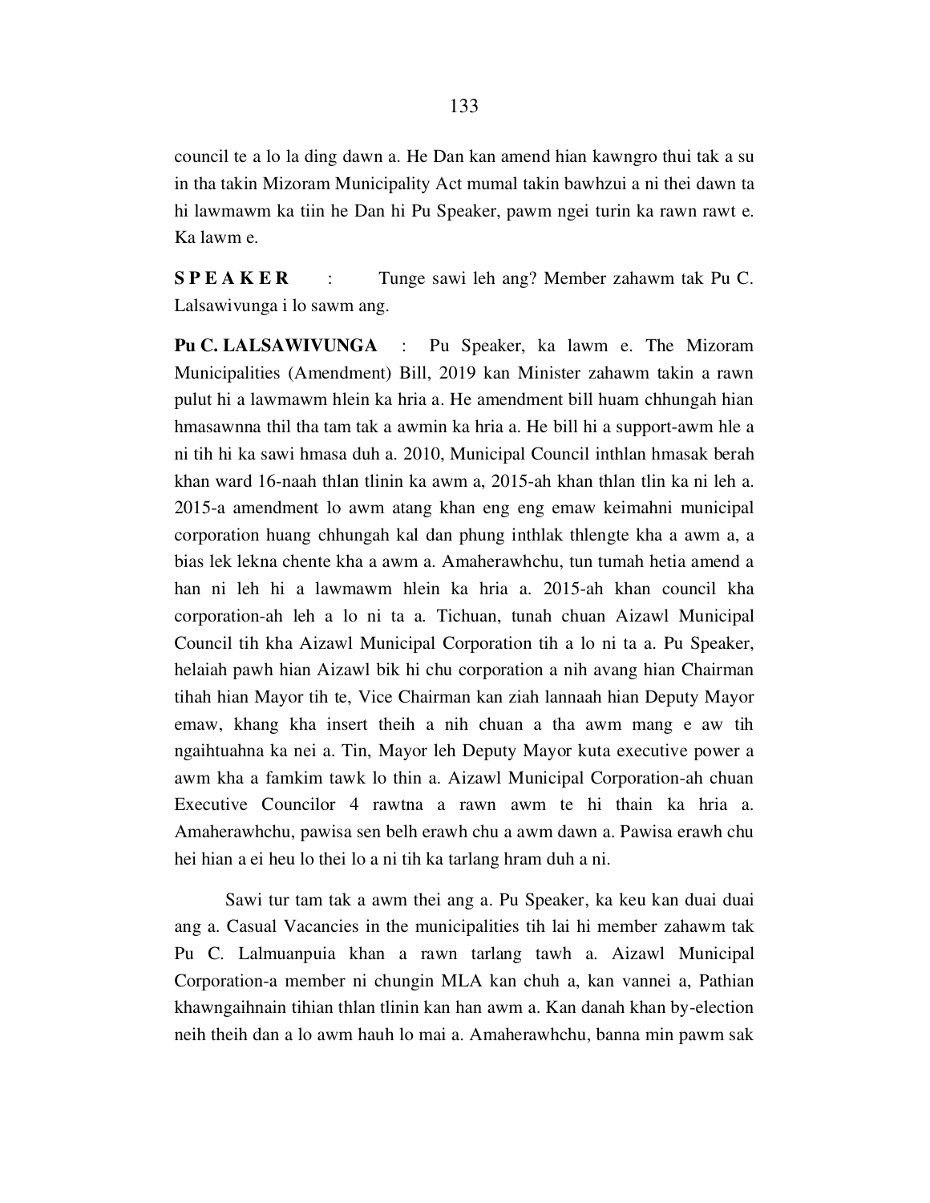council te a lo la ding dawn a. He Dan kan amend hian kawngro thui tak a su in tha takin Mizoram Municipality Act mumal takin bawhzui a ni thei dawn ta hi lawmawm ka tiin he Dan hi Pu Speaker, pawm ngei turin ka rawn rawt e. Ka lawm e.

**S P E A K E R** : Tunge sawi leh ang? Member zahawm tak Pu C. Lalsawivunga i lo sawm ang.

**Pu C. LALSAWIVUNGA** : Pu Speaker, ka lawm e. The Mizoram Municipalities (Amendment) Bill, 2019 kan Minister zahawm takin a rawn pulut hi a lawmawm hlein ka hria a. He amendment bill huam chhungah hian hmasawnna thil tha tam tak a awmin ka hria a. He bill hi a support-awm hle a ni tih hi ka sawi hmasa duh a. 2010, Municipal Council inthlan hmasak berah khan ward 16-naah thlan tlinin ka awm a, 2015-ah khan thlan tlin ka ni leh a. 2015-a amendment lo awm atang khan eng eng emaw keimahni municipal corporation huang chhungah kal dan phung inthlak thlengte kha a awm a, a bias lek lekna chente kha a awm a. Amaherawhchu, tun tumah hetia amend a han ni leh hi a lawmawm hlein ka hria a. 2015-ah khan council kha corporation-ah leh a lo ni ta a. Tichuan, tunah chuan Aizawl Municipal Council tih kha Aizawl Municipal Corporation tih a lo ni ta a. Pu Speaker, helaiah pawh hian Aizawl bik hi chu corporation a nih avang hian Chairman tihah hian Mayor tih te, Vice Chairman kan ziah lannaah hian Deputy Mayor emaw, khang kha insert theih a nih chuan a tha awm mang e aw tih ngaihtuahna ka nei a. Tin, Mayor leh Deputy Mayor kuta executive power a awm kha a famkim tawk lo thin a. Aizawl Municipal Corporation-ah chuan Executive Councilor 4 rawtna a rawn awm te hi thain ka hria a. Amaherawhchu, pawisa sen belh erawh chu a awm dawn a. Pawisa erawh chu hei hian a ei heu lo thei lo a ni tih ka tarlang hram duh a ni.

Sawi tur tam tak a awm thei ang a. Pu Speaker, ka keu kan duai duai ang a. Casual Vacancies in the municipalities tih lai hi member zahawm tak Pu C. Lalmuanpuia khan a rawn tarlang tawh a. Aizawl Municipal Corporation-a member ni chungin MLA kan chuh a, kan vannei a, Pathian khawngaihnain tihian thlan tlinin kan han awm a. Kan danah khan by-election neih theih dan a lo awm hauh lo mai a. Amaherawhchu, banna min pawm sak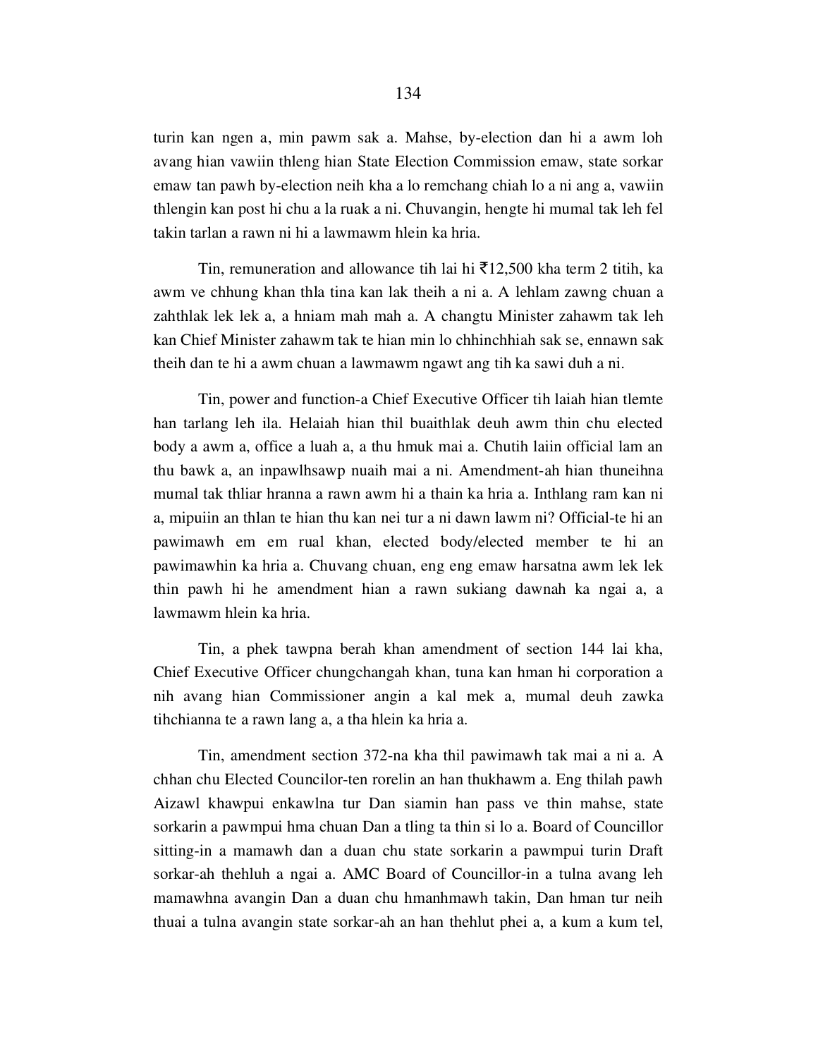turin kan ngen a, min pawm sak a. Mahse, by-election dan hi a awm loh avang hian vawiin thleng hian State Election Commission emaw, state sorkar emaw tan pawh by-election neih kha a lo remchang chiah lo a ni ang a, vawiin thlengin kan post hi chu a la ruak a ni. Chuvangin, hengte hi mumal tak leh fel takin tarlan a rawn ni hi a lawmawm hlein ka hria.

Tin, remuneration and allowance tih lai hi ₹12,500 kha term 2 titih, ka awm ve chhung khan thla tina kan lak theih a ni a. A lehlam zawng chuan a zahthlak lek lek a, a hniam mah mah a. A changtu Minister zahawm tak leh kan Chief Minister zahawm tak te hian min lo chhinchhiah sak se, ennawn sak theih dan te hi a awm chuan a lawmawm ngawt ang tih ka sawi duh a ni.

Tin, power and function-a Chief Executive Officer tih laiah hian tlemte han tarlang leh ila. Helaiah hian thil buaithlak deuh awm thin chu elected body a awm a, office a luah a, a thu hmuk mai a. Chutih laiin official lam an thu bawk a, an inpawlhsawp nuaih mai a ni. Amendment-ah hian thuneihna mumal tak thliar hranna a rawn awm hi a thain ka hria a. Inthlang ram kan ni a, mipuiin an thlan te hian thu kan nei tur a ni dawn lawm ni? Official-te hi an pawimawh em em rual khan, elected body/elected member te hi an pawimawhin ka hria a. Chuvang chuan, eng eng emaw harsatna awm lek lek thin pawh hi he amendment hian a rawn sukiang dawnah ka ngai a, a lawmawm hlein ka hria.

Tin, a phek tawpna berah khan amendment of section 144 lai kha, Chief Executive Officer chungchangah khan, tuna kan hman hi corporation a nih avang hian Commissioner angin a kal mek a, mumal deuh zawka tihchianna te a rawn lang a, a tha hlein ka hria a.

Tin, amendment section 372-na kha thil pawimawh tak mai a ni a. A chhan chu Elected Councilor-ten rorelin an han thukhawm a. Eng thilah pawh Aizawl khawpui enkawlna tur Dan siamin han pass ve thin mahse, state sorkarin a pawmpui hma chuan Dan a tling ta thin si lo a. Board of Councillor sitting-in a mamawh dan a duan chu state sorkarin a pawmpui turin Draft sorkar-ah thehluh a ngai a. AMC Board of Councillor-in a tulna avang leh mamawhna avangin Dan a duan chu hmanhmawh takin, Dan hman tur neih thuai a tulna avangin state sorkar-ah an han thehlut phei a, a kum a kum tel,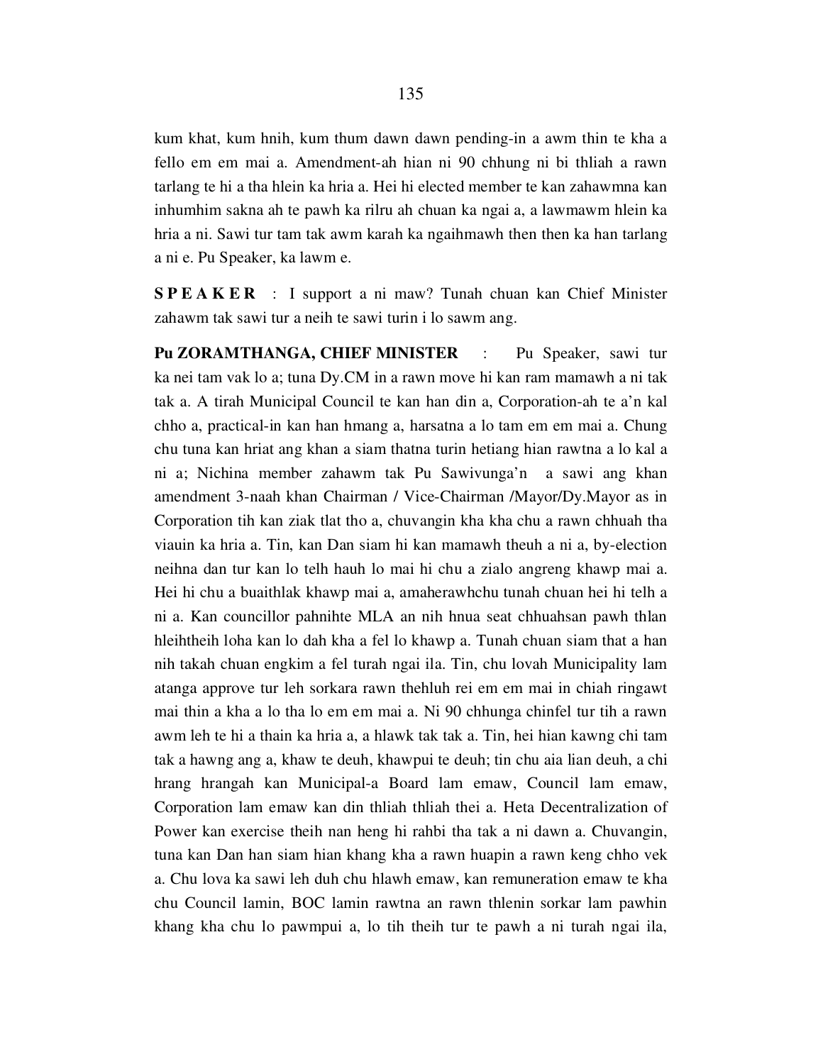kum khat, kum hnih, kum thum dawn dawn pending-in a awm thin te kha a fello em em mai a. Amendment-ah hian ni 90 chhung ni bi thliah a rawn tarlang te hi a tha hlein ka hria a. Hei hi elected member te kan zahawmna kan inhumhim sakna ah te pawh ka rilru ah chuan ka ngai a, a lawmawm hlein ka hria a ni. Sawi tur tam tak awm karah ka ngaihmawh then then ka han tarlang a ni e. Pu Speaker, ka lawm e.

**S P E A K E R** : I support a ni maw? Tunah chuan kan Chief Minister zahawm tak sawi tur a neih te sawi turin i lo sawm ang.

**Pu ZORAMTHANGA, CHIEF MINISTER** : Pu Speaker, sawi tur ka nei tam vak lo a; tuna Dy.CM in a rawn move hi kan ram mamawh a ni tak tak a. A tirah Municipal Council te kan han din a, Corporation-ah te a'n kal chho a, practical-in kan han hmang a, harsatna a lo tam em em mai a. Chung chu tuna kan hriat ang khan a siam thatna turin hetiang hian rawtna a lo kal a ni a; Nichina member zahawm tak Pu Sawivunga'n a sawi ang khan amendment 3-naah khan Chairman / Vice-Chairman /Mayor/Dy.Mayor as in Corporation tih kan ziak tlat tho a, chuvangin kha kha chu a rawn chhuah tha viauin ka hria a. Tin, kan Dan siam hi kan mamawh theuh a ni a, by-election neihna dan tur kan lo telh hauh lo mai hi chu a zialo angreng khawp mai a. Hei hi chu a buaithlak khawp mai a, amaherawhchu tunah chuan hei hi telh a ni a. Kan councillor pahnihte MLA an nih hnua seat chhuahsan pawh thlan hleihtheih loha kan lo dah kha a fel lo khawp a. Tunah chuan siam that a han nih takah chuan engkim a fel turah ngai ila. Tin, chu lovah Municipality lam atanga approve tur leh sorkara rawn thehluh rei em em mai in chiah ringawt mai thin a kha a lo tha lo em em mai a. Ni 90 chhunga chinfel tur tih a rawn awm leh te hi a thain ka hria a, a hlawk tak tak a. Tin, hei hian kawng chi tam tak a hawng ang a, khaw te deuh, khawpui te deuh; tin chu aia lian deuh, a chi hrang hrangah kan Municipal-a Board lam emaw, Council lam emaw, Corporation lam emaw kan din thliah thliah thei a. Heta Decentralization of Power kan exercise theih nan heng hi rahbi tha tak a ni dawn a. Chuvangin, tuna kan Dan han siam hian khang kha a rawn huapin a rawn keng chho vek a. Chu lova ka sawi leh duh chu hlawh emaw, kan remuneration emaw te kha chu Council lamin, BOC lamin rawtna an rawn thlenin sorkar lam pawhin khang kha chu lo pawmpui a, lo tih theih tur te pawh a ni turah ngai ila,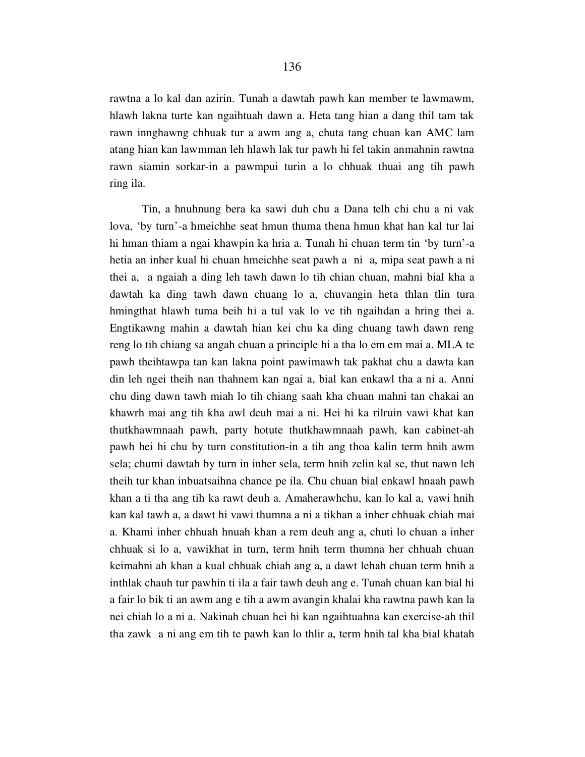rawtna a lo kal dan azirin. Tunah a dawtah pawh kan member te lawmawm, hlawh lakna turte kan ngaihtuah dawn a. Heta tang hian a dang thil tam tak rawn innghawng chhuak tur a awm ang a, chuta tang chuan kan AMC lam atang hian kan lawmman leh hlawh lak tur pawh hi fel takin anmahnin rawtna rawn siamin sorkar-in a pawmpui turin a lo chhuak thuai ang tih pawh ring ila.

Tin, a hnuhnung bera ka sawi duh chu a Dana telh chi chu a ni vak lova, 'by turn'-a hmeichhe seat hmun thuma thena hmun khat han kal tur lai hi hman thiam a ngai khawpin ka hria a. Tunah hi chuan term tin 'by turn'-a hetia an inher kual hi chuan hmeichhe seat pawh a ni a, mipa seat pawh a ni thei a, a ngaiah a ding leh tawh dawn lo tih chian chuan, mahni bial kha a dawtah ka ding tawh dawn chuang lo a, chuvangin heta thlan tlin tura hmingthat hlawh tuma beih hi a tul vak lo ve tih ngaihdan a hring thei a. Engtikawng mahin a dawtah hian kei chu ka ding chuang tawh dawn reng reng lo tih chiang sa angah chuan a principle hi a tha lo em em mai a. MLA te pawh theihtawpa tan kan lakna point pawimawh tak pakhat chu a dawta kan din leh ngei theih nan thahnem kan ngai a, bial kan enkawl tha a ni a. Anni chu ding dawn tawh miah lo tih chiang saah kha chuan mahni tan chakai an khawrh mai ang tih kha awl deuh mai a ni. Hei hi ka rilruin vawi khat kan thutkhawmnaah pawh, party hotute thutkhawmnaah pawh, kan cabinet-ah pawh hei hi chu by turn constitution-in a tih ang thoa kalin term hnih awm sela; chumi dawtah by turn in inher sela, term hnih zelin kal se, thut nawn leh theih tur khan inbuatsaihna chance pe ila. Chu chuan bial enkawl hnaah pawh khan a ti tha ang tih ka rawt deuh a. Amaherawhchu, kan lo kal a, vawi hnih kan kal tawh a, a dawt hi vawi thumna a ni a tikhan a inher chhuak chiah mai a. Khami inher chhuah hnuah khan a rem deuh ang a, chuti lo chuan a inher chhuak si lo a, vawikhat in turn, term hnih term thumna her chhuah chuan keimahni ah khan a kual chhuak chiah ang a, a dawt lehah chuan term hnih a inthlak chauh tur pawhin ti ila a fair tawh deuh ang e. Tunah chuan kan bial hi a fair lo bik ti an awm ang e tih a awm avangin khalai kha rawtna pawh kan la nei chiah lo a ni a. Nakinah chuan hei hi kan ngaihtuahna kan exercise-ah thil tha zawk a ni ang em tih te pawh kan lo thlir a, term hnih tal kha bial khatah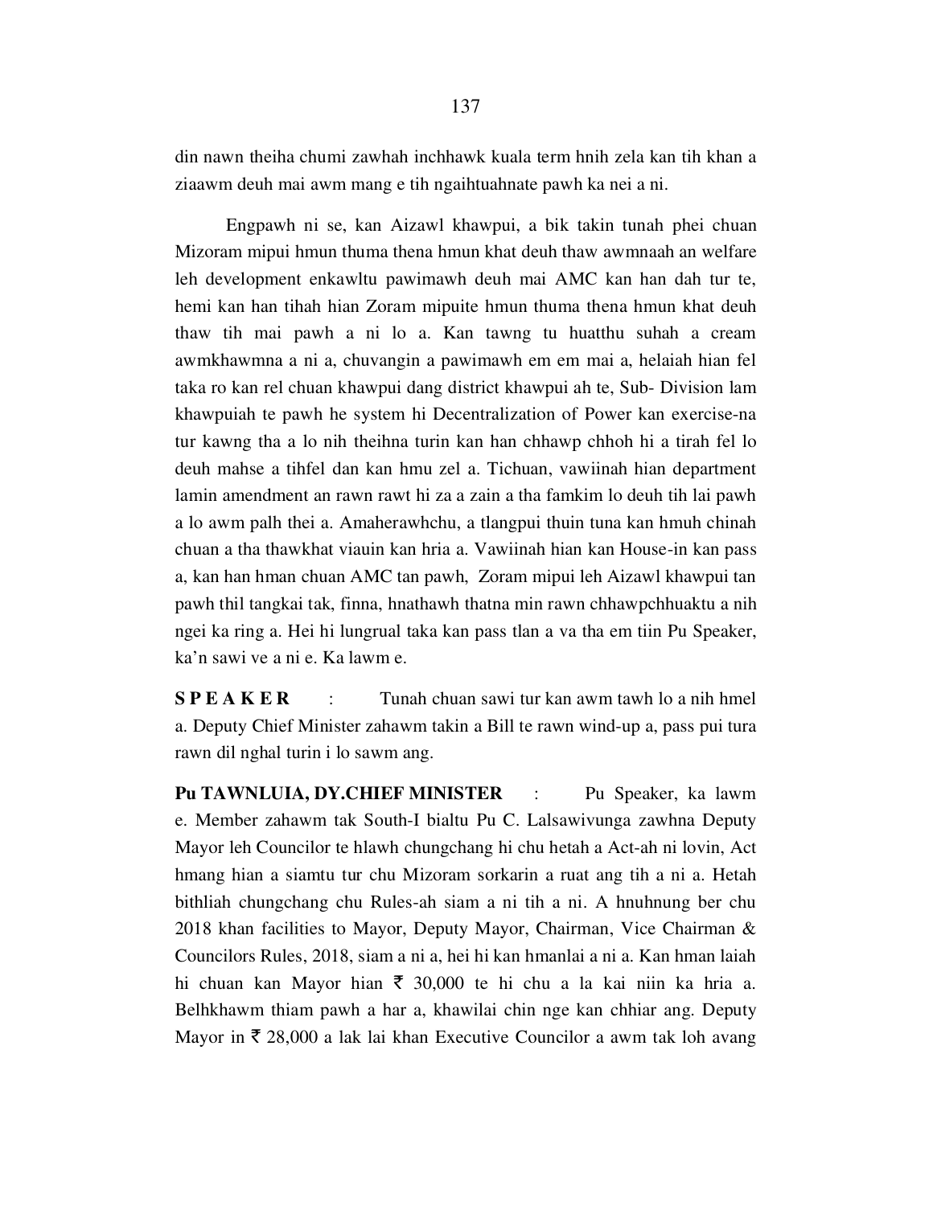din nawn theiha chumi zawhah inchhawk kuala term hnih zela kan tih khan a ziaawm deuh mai awm mang e tih ngaihtuahnate pawh ka nei a ni.

Engpawh ni se, kan Aizawl khawpui, a bik takin tunah phei chuan Mizoram mipui hmun thuma thena hmun khat deuh thaw awmnaah an welfare leh development enkawltu pawimawh deuh mai AMC kan han dah tur te, hemi kan han tihah hian Zoram mipuite hmun thuma thena hmun khat deuh thaw tih mai pawh a ni lo a. Kan tawng tu huatthu suhah a cream awmkhawmna a ni a, chuvangin a pawimawh em em mai a, helaiah hian fel taka ro kan rel chuan khawpui dang district khawpui ah te, Sub- Division lam khawpuiah te pawh he system hi Decentralization of Power kan exercise-na tur kawng tha a lo nih theihna turin kan han chhawp chhoh hi a tirah fel lo deuh mahse a tihfel dan kan hmu zel a. Tichuan, vawiinah hian department lamin amendment an rawn rawt hi za a zain a tha famkim lo deuh tih lai pawh a lo awm palh thei a. Amaherawhchu, a tlangpui thuin tuna kan hmuh chinah chuan a tha thawkhat viauin kan hria a. Vawiinah hian kan House-in kan pass a, kan han hman chuan AMC tan pawh, Zoram mipui leh Aizawl khawpui tan pawh thil tangkai tak, finna, hnathawh thatna min rawn chhawpchhuaktu a nih ngei ka ring a. Hei hi lungrual taka kan pass tlan a va tha em tiin Pu Speaker, ka'n sawi ve a ni e. Ka lawm e.

**S P E A K E R** : Tunah chuan sawi tur kan awm tawh lo a nih hmel a. Deputy Chief Minister zahawm takin a Bill te rawn wind-up a, pass pui tura rawn dil nghal turin i lo sawm ang.

**Pu TAWNLUIA, DY.CHIEF MINISTER** : Pu Speaker, ka lawm e. Member zahawm tak South-I bialtu Pu C. Lalsawivunga zawhna Deputy Mayor leh Councilor te hlawh chungchang hi chu hetah a Act-ah ni lovin, Act hmang hian a siamtu tur chu Mizoram sorkarin a ruat ang tih a ni a. Hetah bithliah chungchang chu Rules-ah siam a ni tih a ni. A hnuhnung ber chu 2018 khan facilities to Mayor, Deputy Mayor, Chairman, Vice Chairman & Councilors Rules, 2018, siam a ni a, hei hi kan hmanlai a ni a. Kan hman laiah hi chuan kan Mayor hian ₹ 30,000 te hi chu a la kai niin ka hria a. Belhkhawm thiam pawh a har a, khawilai chin nge kan chhiar ang. Deputy Mayor in ₹ 28,000 a lak lai khan Executive Councilor a awm tak loh avang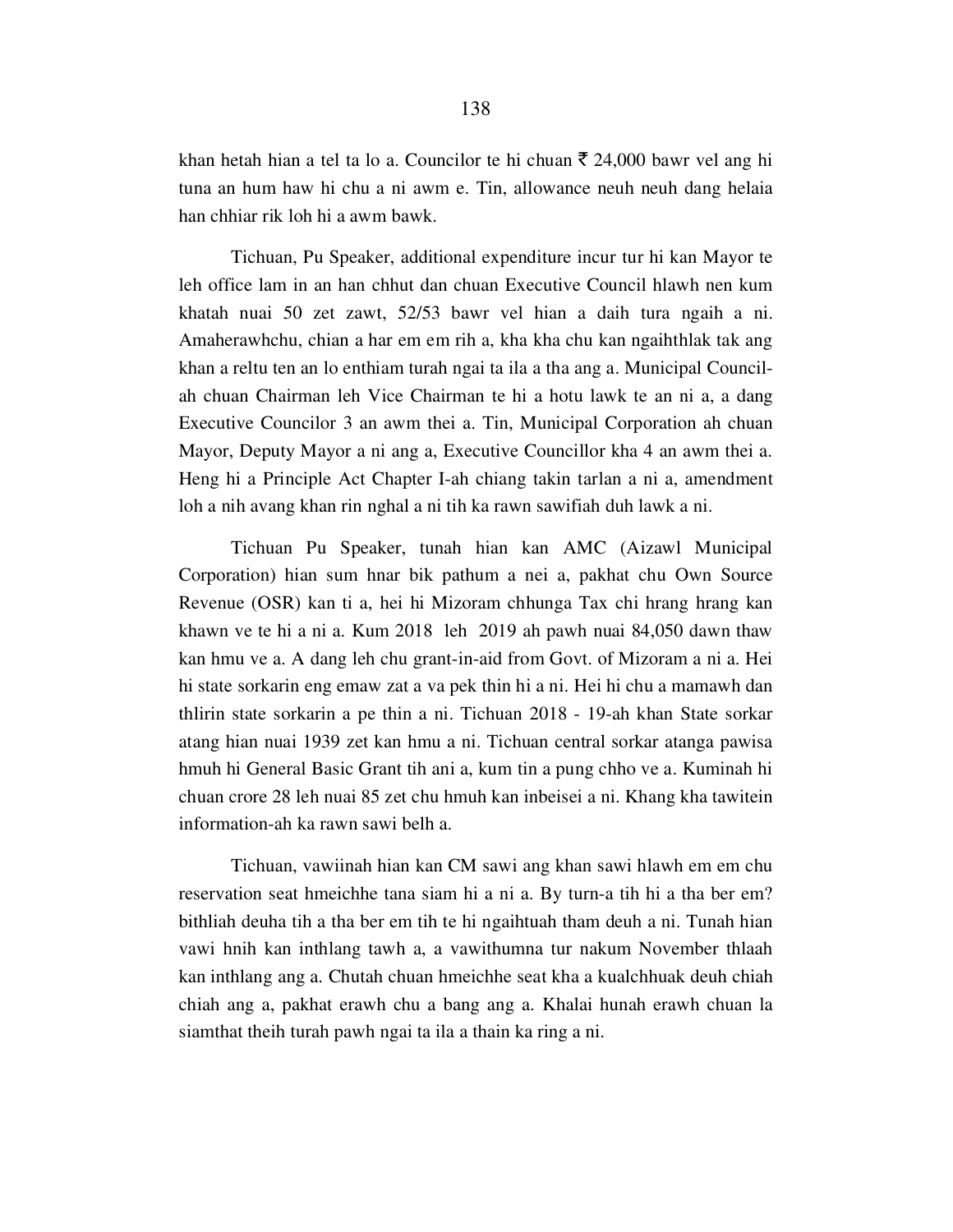khan hetah hian a tel ta lo a. Councilor te hi chuan ₹ 24,000 bawr vel ang hi tuna an hum haw hi chu a ni awm e. Tin, allowance neuh neuh dang helaia han chhiar rik loh hi a awm bawk.

Tichuan, Pu Speaker, additional expenditure incur tur hi kan Mayor te leh office lam in an han chhut dan chuan Executive Council hlawh nen kum khatah nuai 50 zet zawt, 52/53 bawr vel hian a daih tura ngaih a ni. Amaherawhchu, chian a har em em rih a, kha kha chu kan ngaihthlak tak ang khan a reltu ten an lo enthiam turah ngai ta ila a tha ang a. Municipal Council-ah chuan Chairman leh Vice Chairman te hi a hotu lawk te an ni a, a dang Executive Councilor 3 an awm thei a. Tin, Municipal Corporation ah chuan Mayor, Deputy Mayor a ni ang a, Executive Councillor kha 4 an awm thei a. Heng hi a Principle Act Chapter I-ah chiang takin tarlan a ni a, amendment loh a nih avang khan rin nghal a ni tih ka rawn sawifiah duh lawk a ni.

Tichuan Pu Speaker, tunah hian kan AMC (Aizawl Municipal Corporation) hian sum hnar bik pathum a nei a, pakhat chu Own Source Revenue (OSR) kan ti a, hei hi Mizoram chhunga Tax chi hrang hrang kan khawn ve te hi a ni a. Kum 2018 leh 2019 ah pawh nuai 84,050 dawn thaw kan hmu ve a. A dang leh chu grant-in-aid from Govt. of Mizoram a ni a. Hei hi state sorkarin eng emaw zat a va pek thin hi a ni. Hei hi chu a mamawh dan thlirin state sorkarin a pe thin a ni. Tichuan 2018 - 19-ah khan State sorkar atang hian nuai 1939 zet kan hmu a ni. Tichuan central sorkar atanga pawisa hmuh hi General Basic Grant tih ani a, kum tin a pung chho ve a. Kuminah hi chuan crore 28 leh nuai 85 zet chu hmuh kan inbeisei a ni. Khang kha tawitein information-ah ka rawn sawi belh a.

Tichuan, vawiinah hian kan CM sawi ang khan sawi hlawh em em chu reservation seat hmeichhe tana siam hi a ni a. By turn-a tih hi a tha ber em? bithliah deuha tih a tha ber em tih te hi ngaihtuah tham deuh a ni. Tunah hian vawi hnih kan inthlang tawh a, a vawithumna tur nakum November thlaah kan inthlang ang a. Chutah chuan hmeichhe seat kha a kualchhuak deuh chiah chiah ang a, pakhat erawh chu a bang ang a. Khalai hunah erawh chuan la siamthat theih turah pawh ngai ta ila a thain ka ring a ni.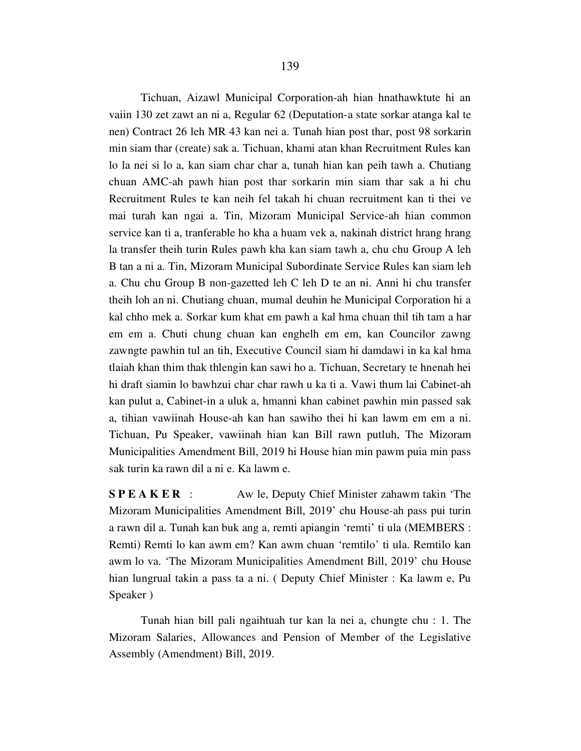Tichuan, Aizawl Municipal Corporation-ah hian hnathawktute hi an vaiin 130 zet zawt an ni a, Regular 62 (Deputation-a state sorkar atanga kal te nen) Contract 26 leh MR 43 kan nei a. Tunah hian post thar, post 98 sorkarin min siam thar (create) sak a. Tichuan, khami atan khan Recruitment Rules kan lo la nei si lo a, kan siam char char a, tunah hian kan peih tawh a. Chutiang chuan AMC-ah pawh hian post thar sorkarin min siam thar sak a hi chu Recruitment Rules te kan neih fel takah hi chuan recruitment kan ti thei ve mai turah kan ngai a. Tin, Mizoram Municipal Service-ah hian common service kan ti a, tranferable ho kha a huam vek a, nakinah district hrang hrang la transfer theih turin Rules pawh kha kan siam tawh a, chu chu Group A leh B tan a ni a. Tin, Mizoram Municipal Subordinate Service Rules kan siam leh a. Chu chu Group B non-gazetted leh C leh D te an ni. Anni hi chu transfer theih loh an ni. Chutiang chuan, mumal deuhin he Municipal Corporation hi a kal chho mek a. Sorkar kum khat em pawh a kal hma chuan thil tih tam a har em em a. Chuti chung chuan kan enghelh em em, kan Councilor zawng zawngte pawhin tul an tih, Executive Council siam hi damdawi in ka kal hma tlaiah khan thim thak thlengin kan sawi ho a. Tichuan, Secretary te hnenah hei hi draft siamin lo bawhzui char char rawh u ka ti a. Vawi thum lai Cabinet-ah kan pulut a, Cabinet-in a uluk a, hmanni khan cabinet pawhin min passed sak a, tihian vawiinah House-ah kan han sawiho thei hi kan lawm em em a ni. Tichuan, Pu Speaker, vawiinah hian kan Bill rawn putluh, The Mizoram Municipalities Amendment Bill, 2019 hi House hian min pawm puia min pass sak turin ka rawn dil a ni e. Ka lawm e.

**S P E A K E R** : Aw le, Deputy Chief Minister zahawm takin 'The Mizoram Municipalities Amendment Bill, 2019' chu House-ah pass pui turin a rawn dil a. Tunah kan buk ang a, remti apiangin 'remti' ti ula (MEMBERS : Remti) Remti lo kan awm em? Kan awm chuan 'remtilo' ti ula. Remtilo kan awm lo va. 'The Mizoram Municipalities Amendment Bill, 2019' chu House hian lungrual takin a pass ta a ni. ( Deputy Chief Minister : Ka lawm e, Pu Speaker )

Tunah hian bill pali ngaihtuah tur kan la nei a, chungte chu : 1. The Mizoram Salaries, Allowances and Pension of Member of the Legislative Assembly (Amendment) Bill, 2019.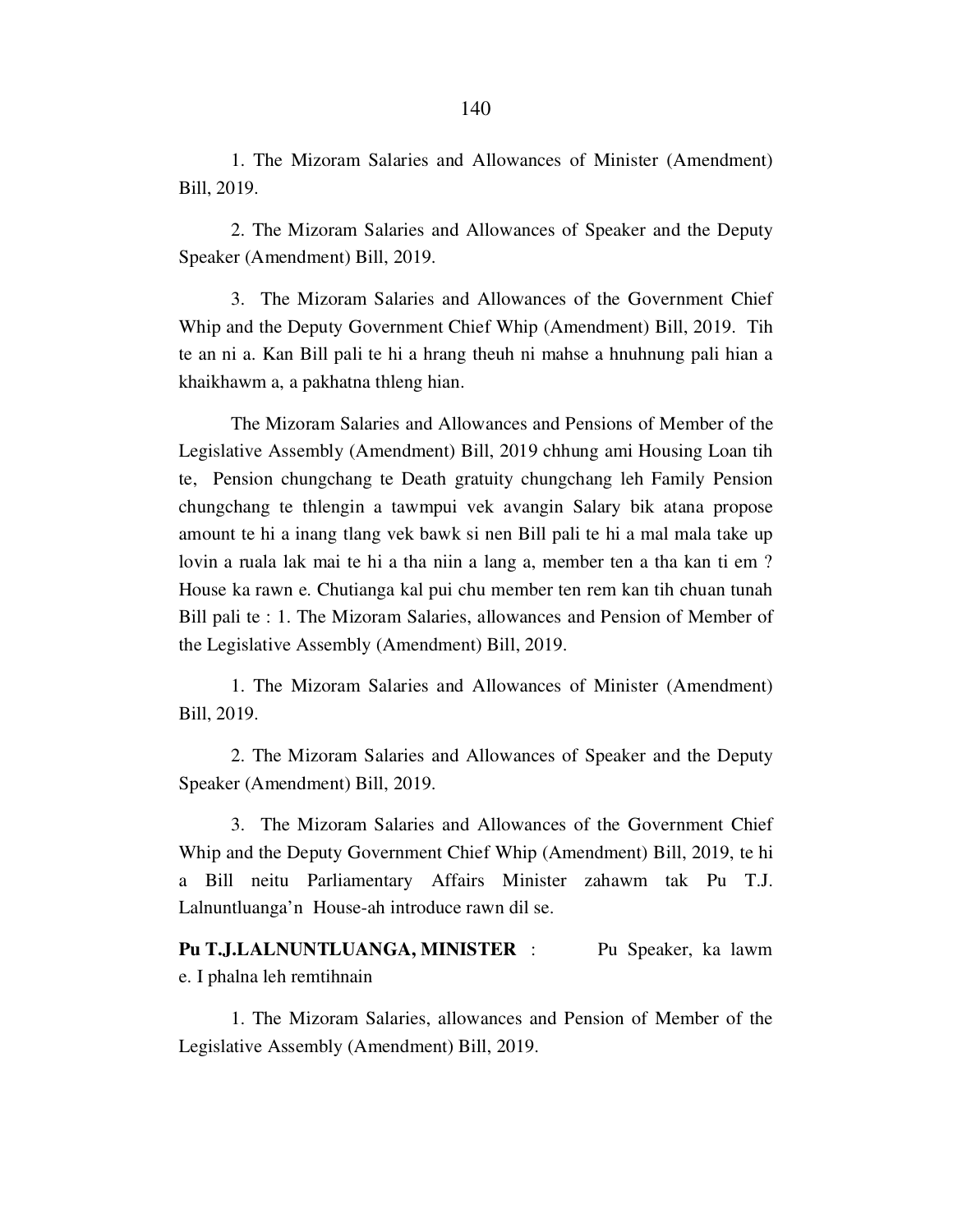1. The Mizoram Salaries and Allowances of Minister (Amendment) Bill, 2019.

2. The Mizoram Salaries and Allowances of Speaker and the Deputy Speaker (Amendment) Bill, 2019.

3. The Mizoram Salaries and Allowances of the Government Chief Whip and the Deputy Government Chief Whip (Amendment) Bill, 2019. Tih te an ni a. Kan Bill pali te hi a hrang theuh ni mahse a hnuhnung pali hian a khaikhawm a, a pakhatna thleng hian.

The Mizoram Salaries and Allowances and Pensions of Member of the Legislative Assembly (Amendment) Bill, 2019 chhung ami Housing Loan tih te, Pension chungchang te Death gratuity chungchang leh Family Pension chungchang te thlengin a tawmpui vek avangin Salary bik atana propose amount te hi a inang tlang vek bawk si nen Bill pali te hi a mal mala take up lovin a ruala lak mai te hi a tha niin a lang a, member ten a tha kan ti em ? House ka rawn e. Chutianga kal pui chu member ten rem kan tih chuan tunah Bill pali te : 1. The Mizoram Salaries, allowances and Pension of Member of the Legislative Assembly (Amendment) Bill, 2019.

1. The Mizoram Salaries and Allowances of Minister (Amendment) Bill, 2019.

2. The Mizoram Salaries and Allowances of Speaker and the Deputy Speaker (Amendment) Bill, 2019.

3. The Mizoram Salaries and Allowances of the Government Chief Whip and the Deputy Government Chief Whip (Amendment) Bill, 2019, te hi a Bill neitu Parliamentary Affairs Minister zahawm tak Pu T.J. Lalnuntluanga'n House-ah introduce rawn dil se.

**Pu T.J.LALNUNTLUANGA, MINISTER** : Pu Speaker, ka lawm e. I phalna leh remtihnain

1. The Mizoram Salaries, allowances and Pension of Member of the Legislative Assembly (Amendment) Bill, 2019.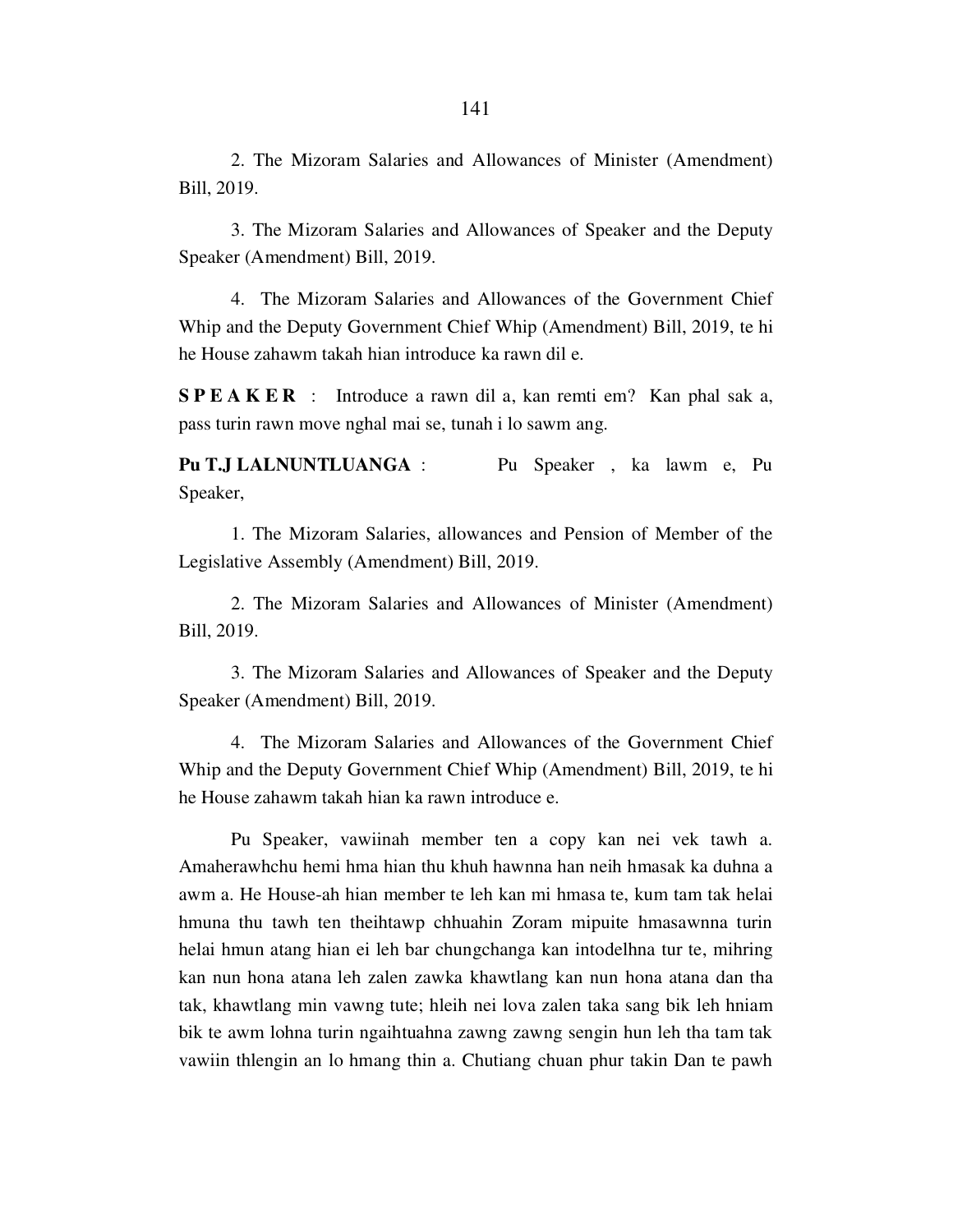2. The Mizoram Salaries and Allowances of Minister (Amendment) Bill, 2019.

3. The Mizoram Salaries and Allowances of Speaker and the Deputy Speaker (Amendment) Bill, 2019.

4. The Mizoram Salaries and Allowances of the Government Chief Whip and the Deputy Government Chief Whip (Amendment) Bill, 2019, te hi he House zahawm takah hian introduce ka rawn dil e.

**S P E A K E R** : Introduce a rawn dil a, kan remti em? Kan phal sak a, pass turin rawn move nghal mai se, tunah i lo sawm ang.

**Pu T.J LALNUNTLUANGA** : Pu Speaker , ka lawm e, Pu Speaker,

1. The Mizoram Salaries, allowances and Pension of Member of the Legislative Assembly (Amendment) Bill, 2019.

2. The Mizoram Salaries and Allowances of Minister (Amendment) Bill, 2019.

3. The Mizoram Salaries and Allowances of Speaker and the Deputy Speaker (Amendment) Bill, 2019.

4. The Mizoram Salaries and Allowances of the Government Chief Whip and the Deputy Government Chief Whip (Amendment) Bill, 2019, te hi he House zahawm takah hian ka rawn introduce e.

Pu Speaker, vawiinah member ten a copy kan nei vek tawh a. Amaherawhchu hemi hma hian thu khuh hawnna han neih hmasak ka duhna a awm a. He House-ah hian member te leh kan mi hmasa te, kum tam tak helai hmuna thu tawh ten theihtawp chhuahin Zoram mipuite hmasawnna turin helai hmun atang hian ei leh bar chungchanga kan intodelhna tur te, mihring kan nun hona atana leh zalen zawka khawtlang kan nun hona atana dan tha tak, khawtlang min vawng tute; hleih nei lova zalen taka sang bik leh hniam bik te awm lohna turin ngaihtuahna zawng zawng sengin hun leh tha tam tak vawiin thlengin an lo hmang thin a. Chutiang chuan phur takin Dan te pawh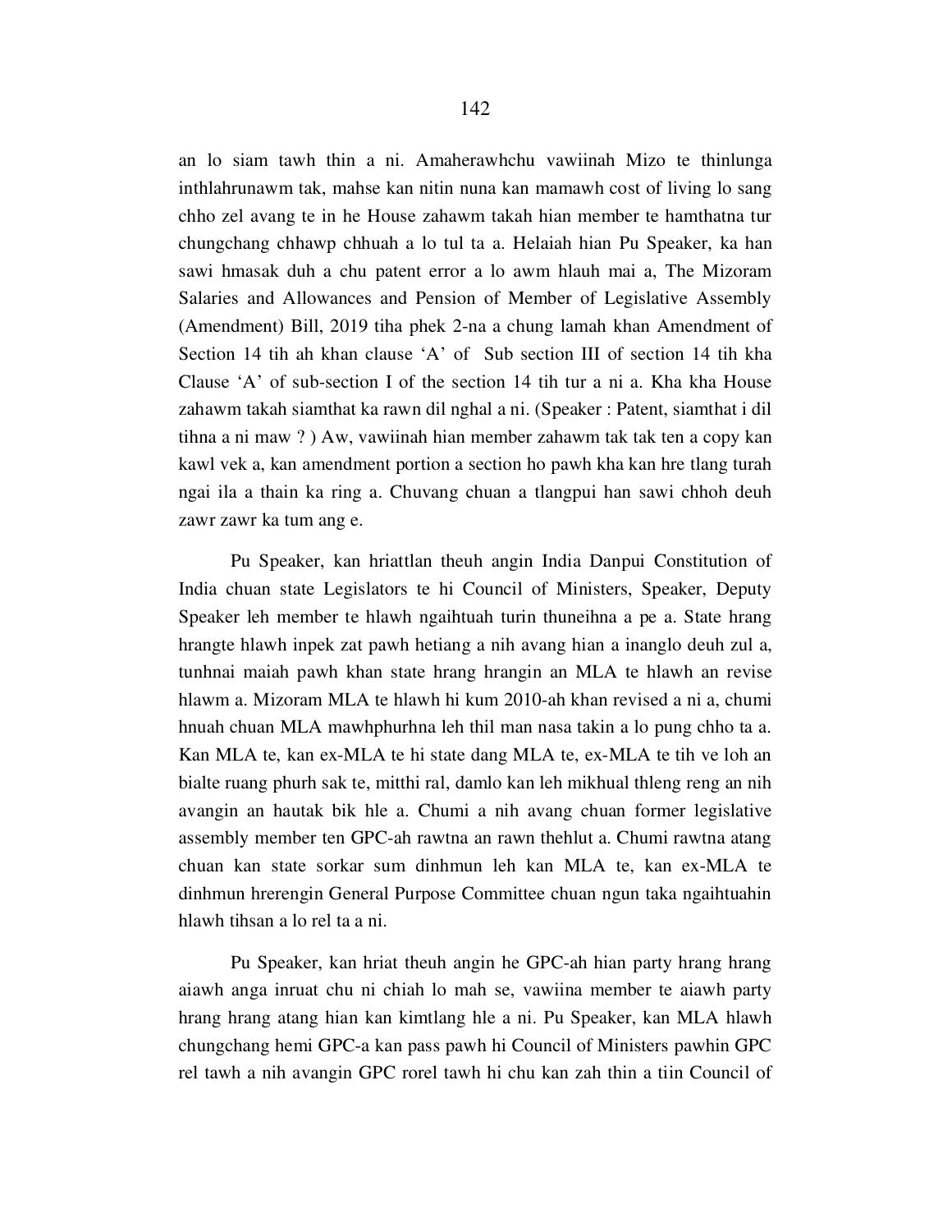an lo siam tawh thin a ni. Amaherawhchu vawiinah Mizo te thinlunga inthlahrunawm tak, mahse kan nitin nuna kan mamawh cost of living lo sang chho zel avang te in he House zahawm takah hian member te hamthatna tur chungchang chhawp chhuah a lo tul ta a. Helaiah hian Pu Speaker, ka han sawi hmasak duh a chu patent error a lo awm hlauh mai a, The Mizoram Salaries and Allowances and Pension of Member of Legislative Assembly (Amendment) Bill, 2019 tiha phek 2-na a chung lamah khan Amendment of Section 14 tih ah khan clause 'A' of Sub section III of section 14 tih kha Clause 'A' of sub-section I of the section 14 tih tur a ni a. Kha kha House zahawm takah siamthat ka rawn dil nghal a ni. (Speaker : Patent, siamthat i dil tihna a ni maw ? ) Aw, vawiinah hian member zahawm tak tak ten a copy kan kawl vek a, kan amendment portion a section ho pawh kha kan hre tlang turah ngai ila a thain ka ring a. Chuvang chuan a tlangpui han sawi chhoh deuh zawr zawr ka tum ang e.

Pu Speaker, kan hriattlan theuh angin India Danpui Constitution of India chuan state Legislators te hi Council of Ministers, Speaker, Deputy Speaker leh member te hlawh ngaihtuah turin thuneihna a pe a. State hrang hrangte hlawh inpek zat pawh hetiang a nih avang hian a inanglo deuh zul a, tunhnai maiah pawh khan state hrang hrangin an MLA te hlawh an revise hlawm a. Mizoram MLA te hlawh hi kum 2010-ah khan revised a ni a, chumi hnuah chuan MLA mawhphurhna leh thil man nasa takin a lo pung chho ta a. Kan MLA te, kan ex-MLA te hi state dang MLA te, ex-MLA te tih ve loh an bialte ruang phurh sak te, mitthi ral, damlo kan leh mikhual thleng reng an nih avangin an hautak bik hle a. Chumi a nih avang chuan former legislative assembly member ten GPC-ah rawtna an rawn thehlut a. Chumi rawtna atang chuan kan state sorkar sum dinhmun leh kan MLA te, kan ex-MLA te dinhmun hrerengin General Purpose Committee chuan ngun taka ngaihtuahin hlawh tihsan a lo rel ta a ni.

Pu Speaker, kan hriat theuh angin he GPC-ah hian party hrang hrang aiawh anga inruat chu ni chiah lo mah se, vawiina member te aiawh party hrang hrang atang hian kan kimtlang hle a ni. Pu Speaker, kan MLA hlawh chungchang hemi GPC-a kan pass pawh hi Council of Ministers pawhin GPC rel tawh a nih avangin GPC rorel tawh hi chu kan zah thin a tiin Council of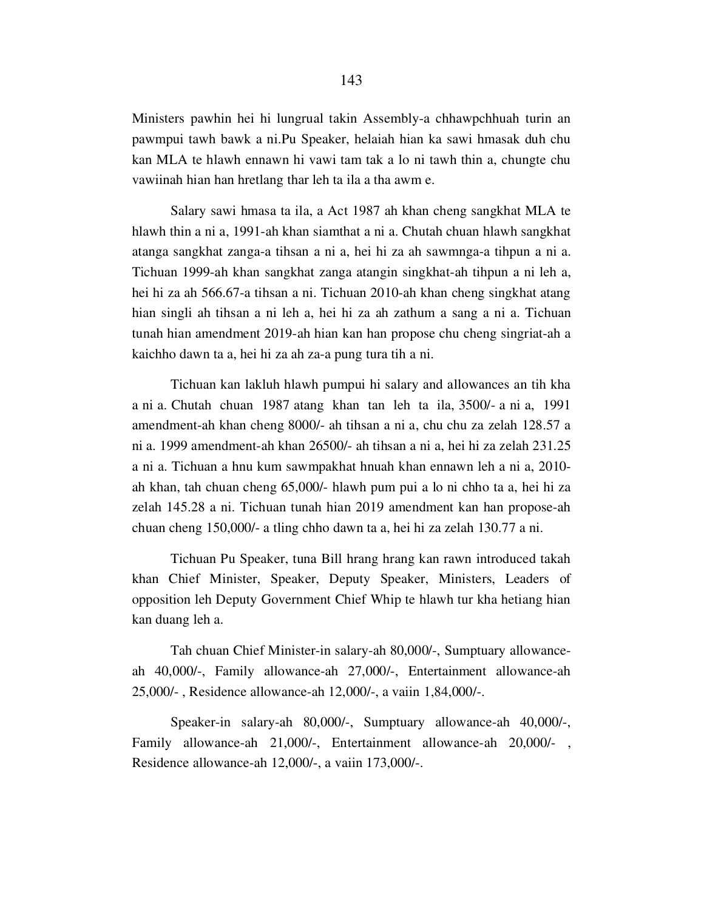Ministers pawhin hei hi lungrual takin Assembly-a chhawpchhuah turin an pawmpui tawh bawk a ni.Pu Speaker, helaiah hian ka sawi hmasak duh chu kan MLA te hlawh ennawn hi vawi tam tak a lo ni tawh thin a, chungte chu vawiinah hian han hretlang thar leh ta ila a tha awm e.

Salary sawi hmasa ta ila, a Act 1987 ah khan cheng sangkhat MLA te hlawh thin a ni a, 1991-ah khan siamthat a ni a. Chutah chuan hlawh sangkhat atanga sangkhat zanga-a tihsan a ni a, hei hi za ah sawmnga-a tihpun a ni a. Tichuan 1999-ah khan sangkhat zanga atangin singkhat-ah tihpun a ni leh a, hei hi za ah 566.67-a tihsan a ni. Tichuan 2010-ah khan cheng singkhat atang hian singli ah tihsan a ni leh a, hei hi za ah zathum a sang a ni a. Tichuan tunah hian amendment 2019-ah hian kan han propose chu cheng singriat-ah a kaichho dawn ta a, hei hi za ah za-a pung tura tih a ni.

Tichuan kan lakluh hlawh pumpui hi salary and allowances an tih kha a ni a. Chutah chuan 1987 atang khan tan leh ta ila, 3500/- a ni a, 1991 amendment-ah khan cheng 8000/- ah tihsan a ni a, chu chu za zelah 128.57 a ni a. 1999 amendment-ah khan 26500/- ah tihsan a ni a, hei hi za zelah 231.25 a ni a. Tichuan a hnu kum sawmpakhat hnuah khan ennawn leh a ni a, 2010-ah khan, tah chuan cheng 65,000/- hlawh pum pui a lo ni chho ta a, hei hi za zelah 145.28 a ni. Tichuan tunah hian 2019 amendment kan han propose-ah chuan cheng 150,000/- a tling chho dawn ta a, hei hi za zelah 130.77 a ni.

Tichuan Pu Speaker, tuna Bill hrang hrang kan rawn introduced takah khan Chief Minister, Speaker, Deputy Speaker, Ministers, Leaders of opposition leh Deputy Government Chief Whip te hlawh tur kha hetiang hian kan duang leh a.

Tah chuan Chief Minister-in salary-ah 80,000/-, Sumptuary allowance-ah 40,000/-, Family allowance-ah 27,000/-, Entertainment allowance-ah 25,000/- , Residence allowance-ah 12,000/-, a vaiin 1,84,000/-.

Speaker-in salary-ah 80,000/-, Sumptuary allowance-ah 40,000/-, Family allowance-ah 21,000/-, Entertainment allowance-ah 20,000/- , Residence allowance-ah 12,000/-, a vaiin 173,000/-.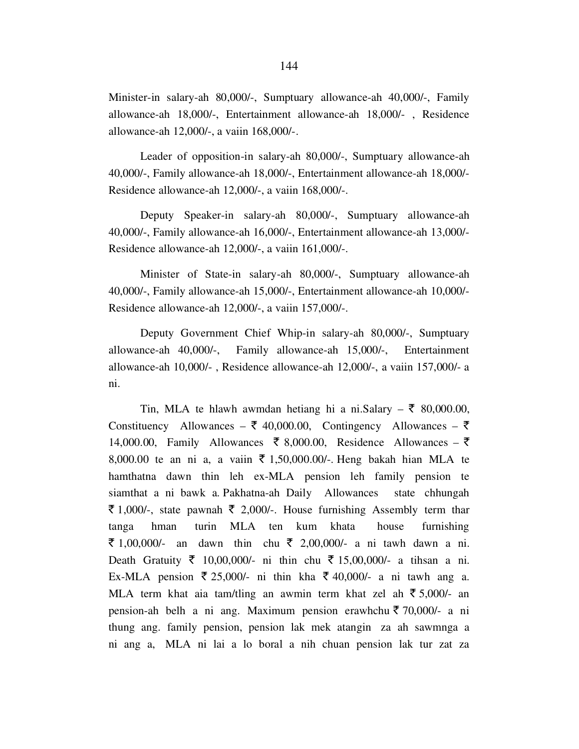Minister-in salary-ah 80,000/-, Sumptuary allowance-ah 40,000/-, Family allowance-ah 18,000/-, Entertainment allowance-ah 18,000/- , Residence allowance-ah 12,000/-, a vaiin 168,000/-.

Leader of opposition-in salary-ah 80,000/-, Sumptuary allowance-ah 40,000/-, Family allowance-ah 18,000/-, Entertainment allowance-ah 18,000/- Residence allowance-ah 12,000/-, a vaiin 168,000/-.

Deputy Speaker-in salary-ah 80,000/-, Sumptuary allowance-ah 40,000/-, Family allowance-ah 16,000/-, Entertainment allowance-ah 13,000/- Residence allowance-ah 12,000/-, a vaiin 161,000/-.

Minister of State-in salary-ah 80,000/-, Sumptuary allowance-ah 40,000/-, Family allowance-ah 15,000/-, Entertainment allowance-ah 10,000/- Residence allowance-ah 12,000/-, a vaiin 157,000/-.

Deputy Government Chief Whip-in salary-ah 80,000/-, Sumptuary allowance-ah 40,000/-, Family allowance-ah 15,000/-, Entertainment allowance-ah 10,000/- , Residence allowance-ah 12,000/-, a vaiin 157,000/- a ni.

Tin, MLA te hlawh awmdan hetiang hi a ni.Salary – ₹ 80,000.00, Constituency Allowances – ₹ 40,000.00, Contingency Allowances – ₹ 14,000.00, Family Allowances ₹ 8,000.00, Residence Allowances – ₹ 8,000.00 te an ni a, a vaiin ₹ 1,50,000.00/-. Heng bakah hian MLA te hamthatna dawn thin leh ex-MLA pension leh family pension te siamthat a ni bawk a. Pakhatna-ah Daily Allowances state chhungah ₹ 1,000/-, state pawnah ₹ 2,000/-. House furnishing Assembly term thar tanga hman turin MLA ten kum khata house furnishing ₹ 1,00,000/- an dawn thin chu ₹ 2,00,000/- a ni tawh dawn a ni. Death Gratuity ₹ 10,00,000/- ni thin chu ₹ 15,00,000/- a tihsan a ni. Ex-MLA pension ₹ 25,000/- ni thin kha ₹ 40,000/- a ni tawh ang a. MLA term khat aia tam/tling an awmin term khat zel ah ₹ 5,000/- an pension-ah belh a ni ang. Maximum pension erawhchu ₹ 70,000/- a ni thung ang. family pension, pension lak mek atangin za ah sawmnga a ni ang a, MLA ni lai a lo boral a nih chuan pension lak tur zat za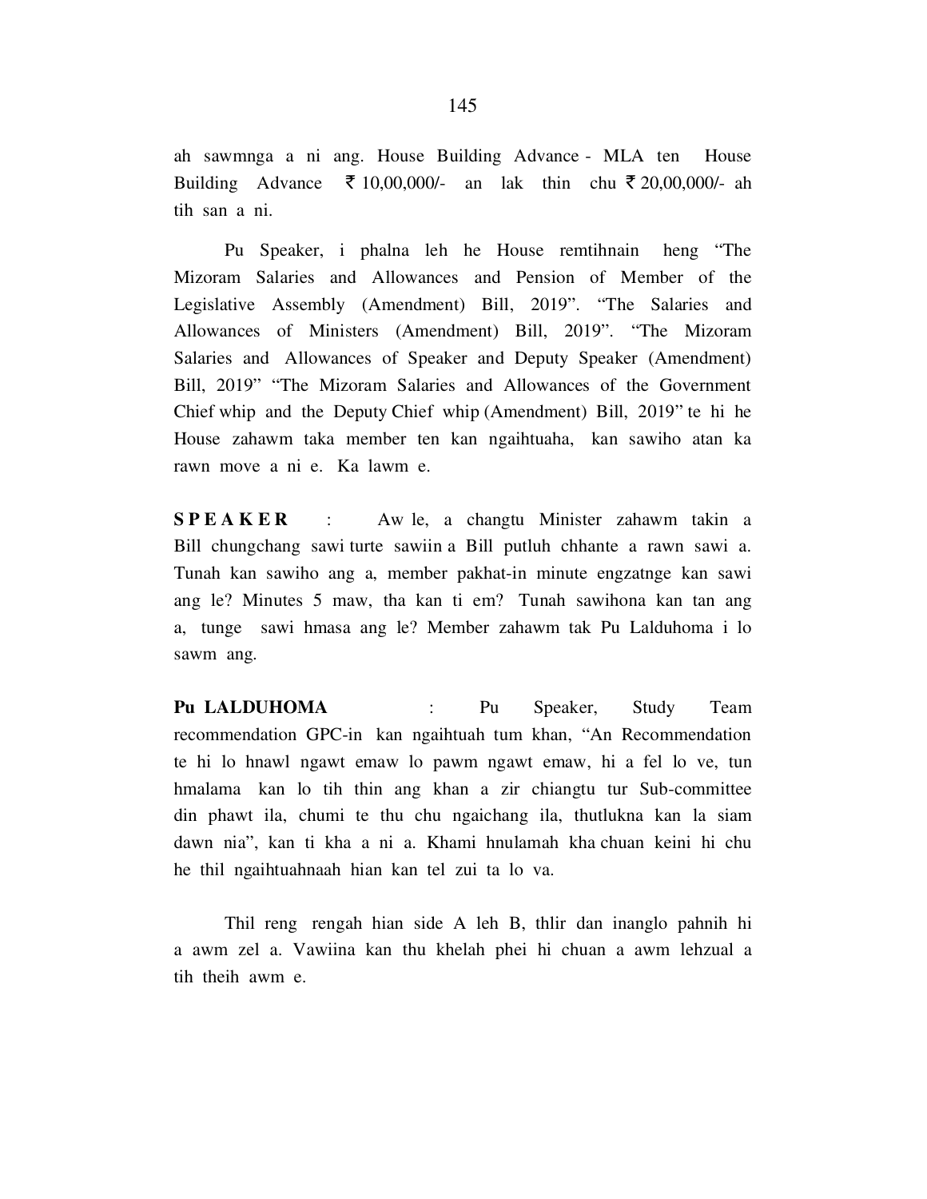ah sawmnga a ni ang. House Building Advance - MLA ten House Building Advance ₹ 10,00,000/- an lak thin chu ₹ 20,00,000/- ah tih san a ni.

Pu Speaker, i phalna leh he House remtihnain heng "The Mizoram Salaries and Allowances and Pension of Member of the Legislative Assembly (Amendment) Bill, 2019". "The Salaries and Allowances of Ministers (Amendment) Bill, 2019". "The Mizoram Salaries and Allowances of Speaker and Deputy Speaker (Amendment) Bill, 2019" "The Mizoram Salaries and Allowances of the Government Chief whip and the Deputy Chief whip (Amendment) Bill, 2019" te hi he House zahawm taka member ten kan ngaihtuaha, kan sawiho atan ka rawn move a ni e. Ka lawm e.

**SPEAKER** : Aw le, a changtu Minister zahawm takin a Bill chungchang sawi turte sawiin a Bill putluh chhante a rawn sawi a. Tunah kan sawiho ang a, member pakhat-in minute engzatnge kan sawi ang le? Minutes 5 maw, tha kan ti em? Tunah sawihona kan tan ang a, tunge sawi hmasa ang le? Member zahawm tak Pu Lalduhoma i lo sawm ang.

**Pu LALDUHOMA** : Pu Speaker, Study Team recommendation GPC-in kan ngaihtuah tum khan, "An Recommendation te hi lo hnawl ngawt emaw lo pawm ngawt emaw, hi a fel lo ve, tun hmalama kan lo tih thin ang khan a zir chiangtu tur Sub-committee din phawt ila, chumi te thu chu ngaichang ila, thutlukna kan la siam dawn nia", kan ti kha a ni a. Khami hnulamah kha chuan keini hi chu he thil ngaihtuahnaah hian kan tel zui ta lo va.

Thil reng rengah hian side A leh B, thlir dan inanglo pahnih hi a awm zel a. Vawiina kan thu khelah phei hi chuan a awm lehzual a tih theih awm e.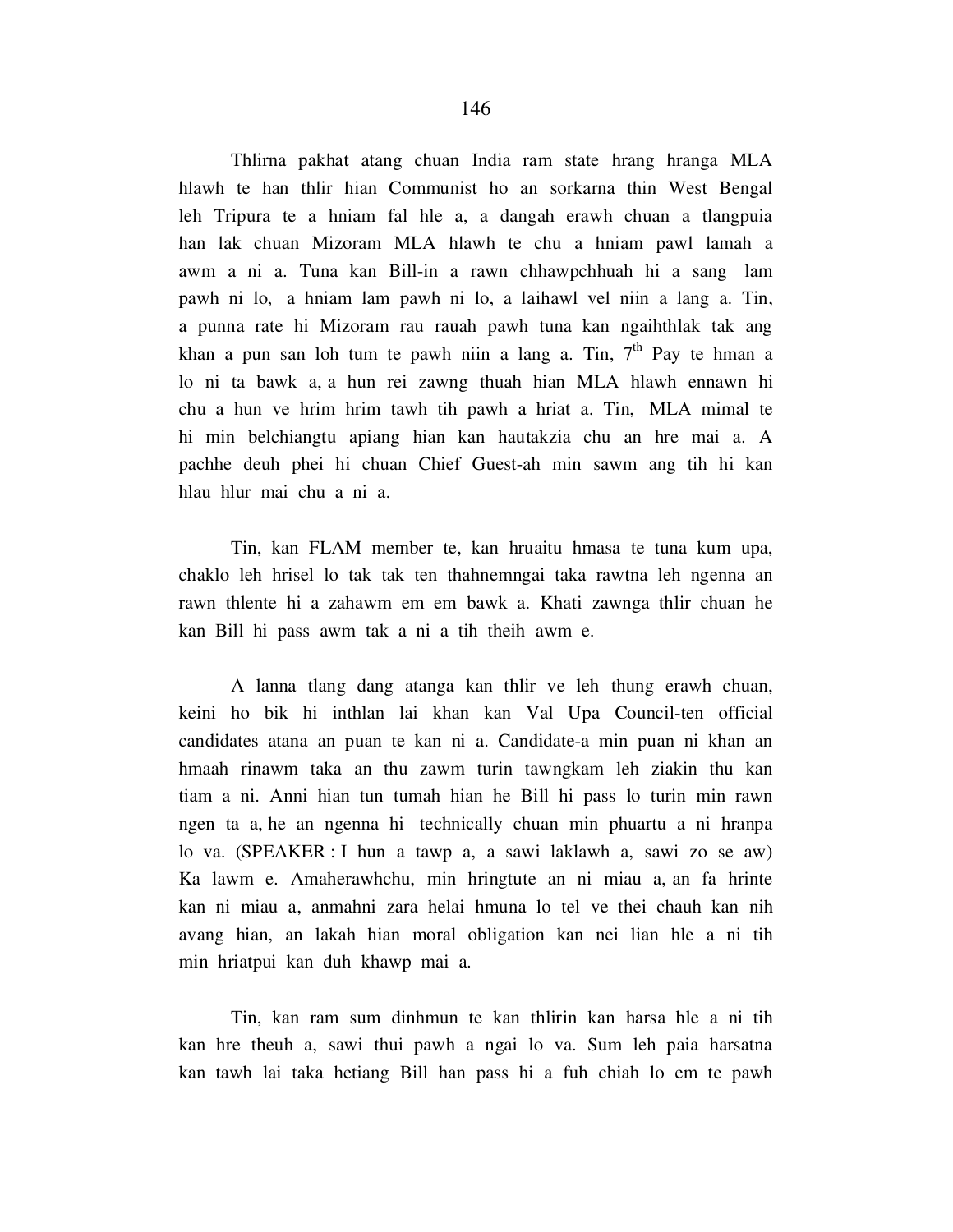Thlirna pakhat atang chuan India ram state hrang hranga MLA hlawh te han thlir hian Communist ho an sorkarna thin West Bengal leh Tripura te a hniam fal hle a, a dangah erawh chuan a tlangpuia han lak chuan Mizoram MLA hlawh te chu a hniam pawl lamah a awm a ni a. Tuna kan Bill-in a rawn chhawpchhuah hi a sang lam pawh ni lo, a hniam lam pawh ni lo, a laihawl vel niin a lang a. Tin, a punna rate hi Mizoram rau rauah pawh tuna kan ngaihthlak tak ang khan a pun san loh tum te pawh niin a lang a. Tin, 7th Pay te hman a lo ni ta bawk a, a hun rei zawng thuah hian MLA hlawh ennawn hi chu a hun ve hrim hrim tawh tih pawh a hriat a. Tin, MLA mimal te hi min belchiangtu apiang hian kan hautakzia chu an hre mai a. A pachhe deuh phei hi chuan Chief Guest-ah min sawm ang tih hi kan hlau hlur mai chu a ni a.

Tin, kan FLAM member te, kan hruaitu hmasa te tuna kum upa, chaklo leh hrisel lo tak tak ten thahnemngai taka rawtna leh ngenna an rawn thlente hi a zahawm em em bawk a. Khati zawnga thlir chuan he kan Bill hi pass awm tak a ni a tih theih awm e.

A lanna tlang dang atanga kan thlir ve leh thung erawh chuan, keini ho bik hi inthlan lai khan kan Val Upa Council-ten official candidates atana an puan te kan ni a. Candidate-a min puan ni khan an hmaah rinawm taka an thu zawm turin tawngkam leh ziakin thu kan tiam a ni. Anni hian tun tumah hian he Bill hi pass lo turin min rawn ngen ta a, he an ngenna hi technically chuan min phuartu a ni hranpa lo va. (SPEAKER : I hun a tawp a, a sawi laklawh a, sawi zo se aw) Ka lawm e. Amaherawhchu, min hringtute an ni miau a, an fa hrinte kan ni miau a, anmahni zara helai hmuna lo tel ve thei chauh kan nih avang hian, an lakah hian moral obligation kan nei lian hle a ni tih min hriatpui kan duh khawp mai a.

Tin, kan ram sum dinhmun te kan thlirin kan harsa hle a ni tih kan hre theuh a, sawi thui pawh a ngai lo va. Sum leh paia harsatna kan tawh lai taka hetiang Bill han pass hi a fuh chiah lo em te pawh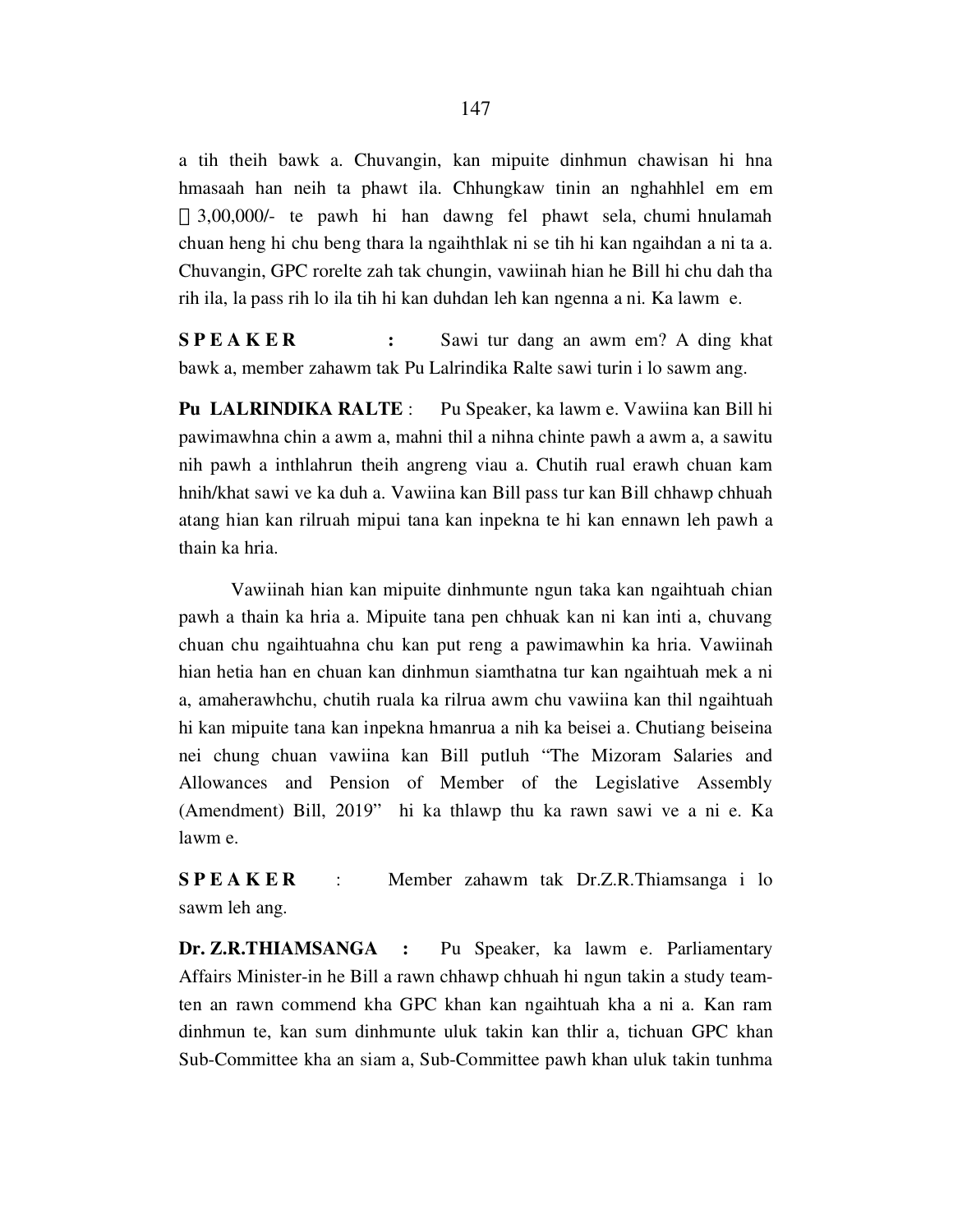a tih theih bawk a. Chuvangin, kan mipuite dinhmun chawisan hi hna hmasaah han neih ta phawt ila. Chhungkaw tinin an nghahhlel em em ₹ 3,00,000/- te pawh hi han dawng fel phawt sela, chumi hnulamah chuan heng hi chu beng thara la ngaihthlak ni se tih hi kan ngaihdan a ni ta a. Chuvangin, GPC rorelte zah tak chungin, vawiinah hian he Bill hi chu dah tha rih ila, la pass rih lo ila tih hi kan duhdan leh kan ngenna a ni. Ka lawm e.

**S P E A K E R** : Sawi tur dang an awm em? A ding khat bawk a, member zahawm tak Pu Lalrindika Ralte sawi turin i lo sawm ang.

**Pu LALRINDIKA RALTE** : Pu Speaker, ka lawm e. Vawiina kan Bill hi pawimawhna chin a awm a, mahni thil a nihna chinte pawh a awm a, a sawitu nih pawh a inthlahrun theih angreng viau a. Chutih rual erawh chuan kam hnih/khat sawi ve ka duh a. Vawiina kan Bill pass tur kan Bill chhawp chhuah atang hian kan rilruah mipui tana kan inpekna te hi kan ennawn leh pawh a thain ka hria.

Vawiinah hian kan mipuite dinhmunte ngun taka kan ngaihtuah chian pawh a thain ka hria a. Mipuite tana pen chhuak kan ni kan inti a, chuvang chuan chu ngaihtuahna chu kan put reng a pawimawhin ka hria. Vawiinah hian hetia han en chuan kan dinhmun siamthatna tur kan ngaihtuah mek a ni a, amaherawhchu, chutih ruala ka rilrua awm chu vawiina kan thil ngaihtuah hi kan mipuite tana kan inpekna hmanrua a nih ka beisei a. Chutiang beiseina nei chung chuan vawiina kan Bill putluh "The Mizoram Salaries and Allowances and Pension of Member of the Legislative Assembly (Amendment) Bill, 2019" hi ka thlawp thu ka rawn sawi ve a ni e. Ka lawm e.

**S P E A K E R** : Member zahawm tak Dr.Z.R.Thiamsanga i lo sawm leh ang.

**Dr. Z.R.THIAMSANGA** : Pu Speaker, ka lawm e. Parliamentary Affairs Minister-in he Bill a rawn chhawp chhuah hi ngun takin a study team-ten an rawn commend kha GPC khan kan ngaihtuah kha a ni a. Kan ram dinhmun te, kan sum dinhmunte uluk takin kan thlir a, tichuan GPC khan Sub-Committee kha an siam a, Sub-Committee pawh khan uluk takin tunhma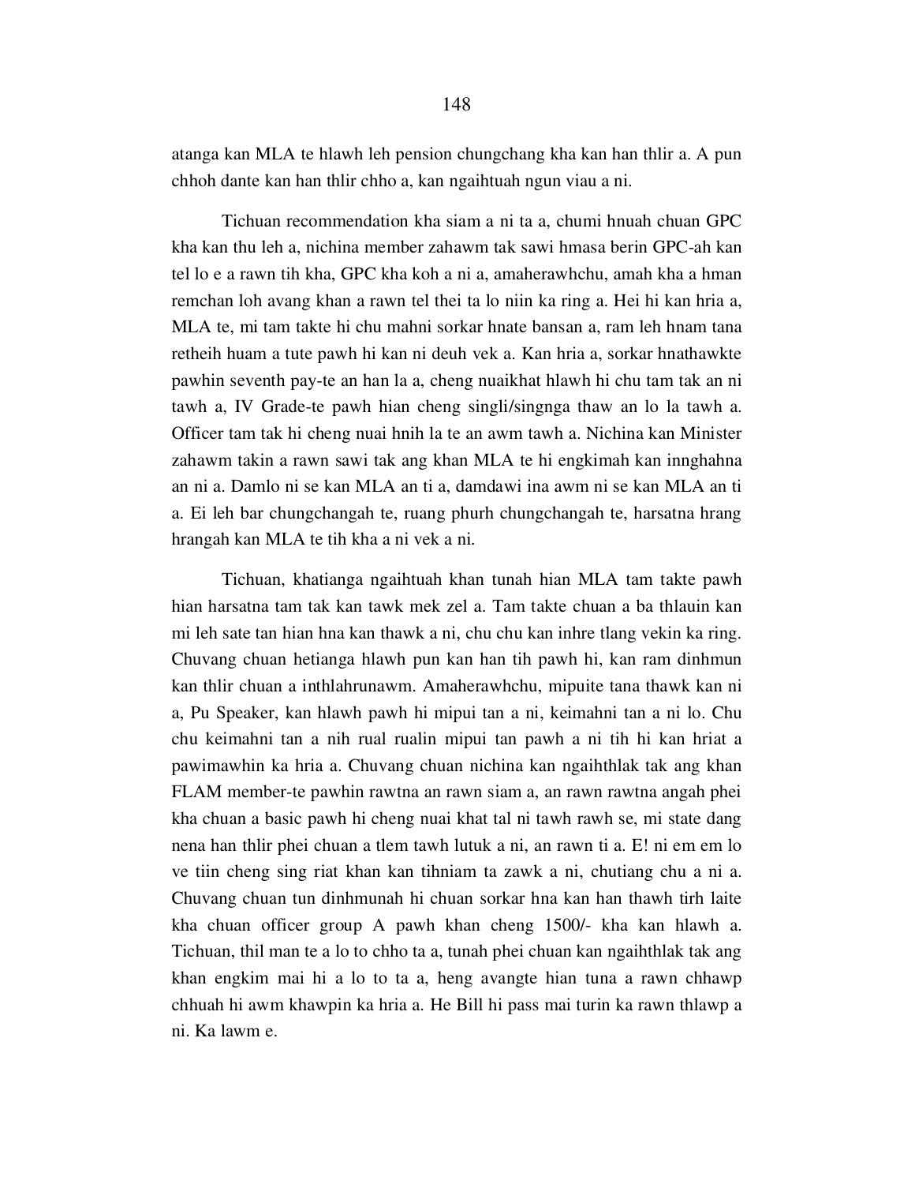atanga kan MLA te hlawh leh pension chungchang kha kan han thlir a. A pun chhoh dante kan han thlir chho a, kan ngaihtuah ngun viau a ni.

Tichuan recommendation kha siam a ni ta a, chumi hnuah chuan GPC kha kan thu leh a, nichina member zahawm tak sawi hmasa berin GPC-ah kan tel lo e a rawn tih kha, GPC kha koh a ni a, amaherawhchu, amah kha a hman remchan loh avang khan a rawn tel thei ta lo niin ka ring a. Hei hi kan hria a, MLA te, mi tam takte hi chu mahni sorkar hnate bansan a, ram leh hnam tana retheih huam a tute pawh hi kan ni deuh vek a. Kan hria a, sorkar hnathawkte pawhin seventh pay-te an han la a, cheng nuaikhat hlawh hi chu tam tak an ni tawh a, IV Grade-te pawh hian cheng singli/singnga thaw an lo la tawh a. Officer tam tak hi cheng nuai hnih la te an awm tawh a. Nichina kan Minister zahawm takin a rawn sawi tak ang khan MLA te hi engkimah kan innghahna an ni a. Damlo ni se kan MLA an ti a, damdawi ina awm ni se kan MLA an ti a. Ei leh bar chungchangah te, ruang phurh chungchangah te, harsatna hrang hrangah kan MLA te tih kha a ni vek a ni.

Tichuan, khatianga ngaihtuah khan tunah hian MLA tam takte pawh hian harsatna tam tak kan tawk mek zel a. Tam takte chuan a ba thlauin kan mi leh sate tan hian hna kan thawk a ni, chu chu kan inhre tlang vekin ka ring. Chuvang chuan hetianga hlawh pun kan han tih pawh hi, kan ram dinhmun kan thlir chuan a inthlahrunawm. Amaherawhchu, mipuite tana thawk kan ni a, Pu Speaker, kan hlawh pawh hi mipui tan a ni, keimahni tan a ni lo. Chu chu keimahni tan a nih rual rualin mipui tan pawh a ni tih hi kan hriat a pawimawhin ka hria a. Chuvang chuan nichina kan ngaihthlak tak ang khan FLAM member-te pawhin rawtna an rawn siam a, an rawn rawtna angah phei kha chuan a basic pawh hi cheng nuai khat tal ni tawh rawh se, mi state dang nena han thlir phei chuan a tlem tawh lutuk a ni, an rawn ti a. E! ni em em lo ve tiin cheng sing riat khan kan tihniam ta zawk a ni, chutiang chu a ni a. Chuvang chuan tun dinhmunah hi chuan sorkar hna kan han thawh tirh laite kha chuan officer group A pawh khan cheng 1500/- kha kan hlawh a. Tichuan, thil man te a lo to chho ta a, tunah phei chuan kan ngaihthlak tak ang khan engkim mai hi a lo to ta a, heng avangte hian tuna a rawn chhawp chhuah hi awm khawpin ka hria a. He Bill hi pass mai turin ka rawn thlawp a ni. Ka lawm e.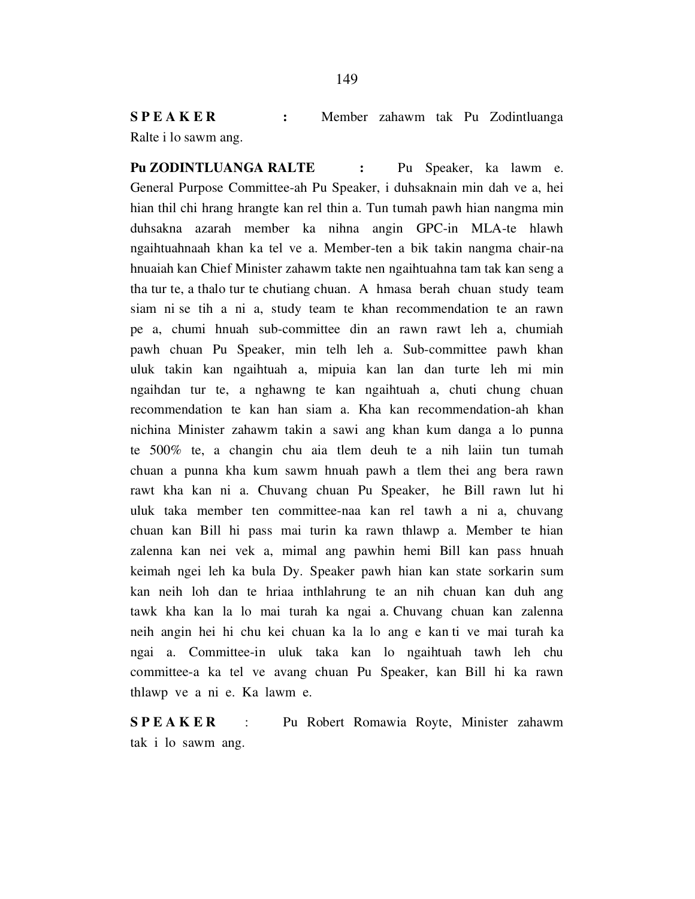**S P E A K E R** **:** Member zahawm tak Pu Zodintluanga Ralte i lo sawm ang.

**Pu ZODINTLUANGA RALTE** **:** Pu Speaker, ka lawm e. General Purpose Committee-ah Pu Speaker, i duhsaknain min dah ve a, hei hian thil chi hrang hrangte kan rel thin a. Tun tumah pawh hian nangma min duhsakna azarah member ka nihna angin GPC-in MLA-te hlawh ngaihtuahnaah khan ka tel ve a. Member-ten a bik takin nangma chair-na hnuaiah kan Chief Minister zahawm takte nen ngaihtuahna tam tak kan seng a tha tur te, a thalo tur te chutiang chuan. A hmasa berah chuan study team siam ni se tih a ni a, study team te khan recommendation te an rawn pe a, chumi hnuah sub-committee din an rawn rawt leh a, chumiah pawh chuan Pu Speaker, min telh leh a. Sub-committee pawh khan uluk takin kan ngaihtuah a, mipuia kan lan dan turte leh mi min ngaihdan tur te, a nghawng te kan ngaihtuah a, chuti chung chuan recommendation te kan han siam a. Kha kan recommendation-ah khan nichina Minister zahawm takin a sawi ang khan kum danga a lo punna te 500% te, a changin chu aia tlem deuh te a nih laiin tun tumah chuan a punna kha kum sawm hnuah pawh a tlem thei ang bera rawn rawt kha kan ni a. Chuvang chuan Pu Speaker, he Bill rawn lut hi uluk taka member ten committee-naa kan rel tawh a ni a, chuvang chuan kan Bill hi pass mai turin ka rawn thlawp a. Member te hian zalenna kan nei vek a, mimal ang pawhin hemi Bill kan pass hnuah keimah ngei leh ka bula Dy. Speaker pawh hian kan state sorkarin sum kan neih loh dan te hriaa inthlahrung te an nih chuan kan duh ang tawk kha kan la lo mai turah ka ngai a. Chuvang chuan kan zalenna neih angin hei hi chu kei chuan ka la lo ang e kan ti ve mai turah ka ngai a. Committee-in uluk taka kan lo ngaihtuah tawh leh chu committee-a ka tel ve avang chuan Pu Speaker, kan Bill hi ka rawn thlawp ve a ni e. Ka lawm e.

**S P E A K E R** : Pu Robert Romawia Royte, Minister zahawm tak i lo sawm ang.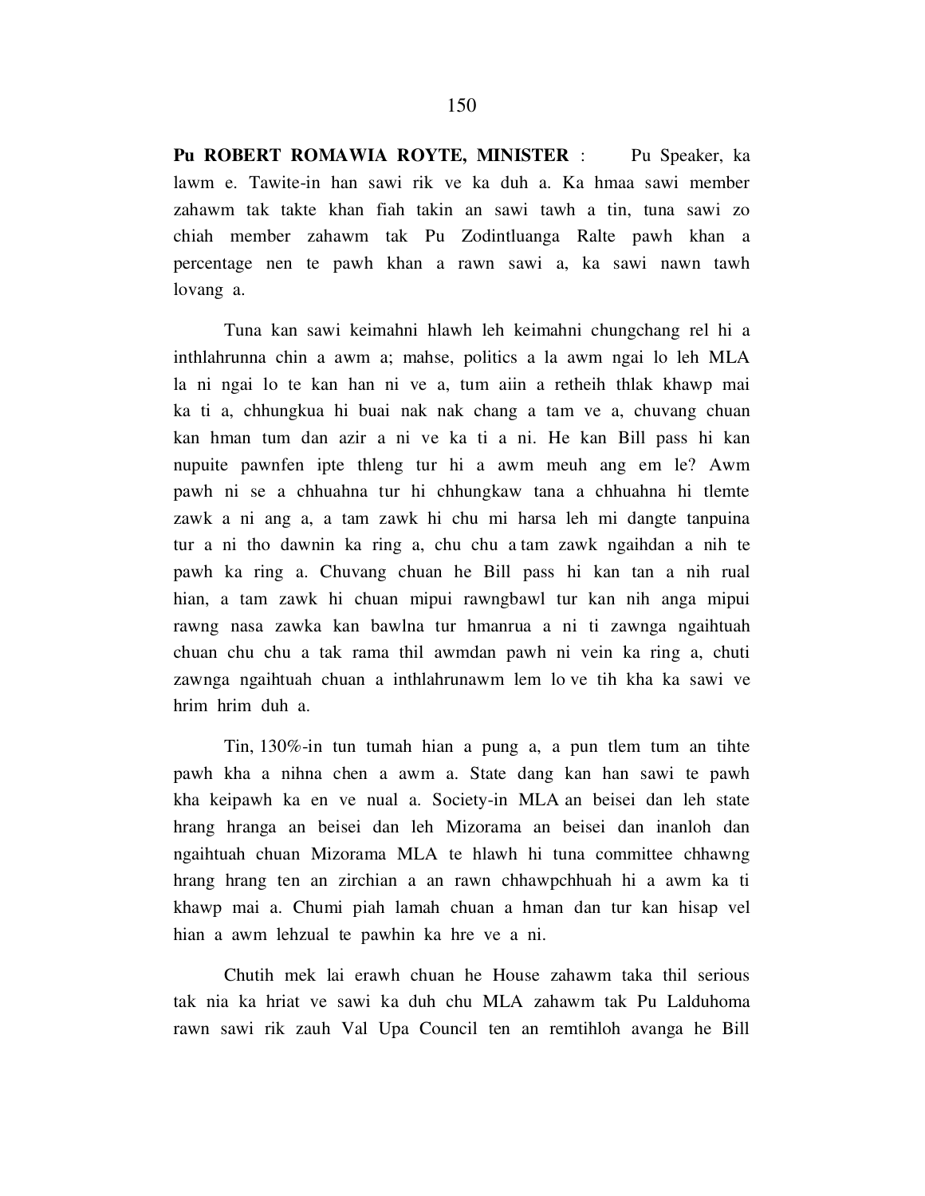**Pu ROBERT ROMAWIA ROYTE, MINISTER** : Pu Speaker, ka lawm e. Tawite-in han sawi rik ve ka duh a. Ka hmaa sawi member zahawm tak takte khan fiah takin an sawi tawh a tin, tuna sawi zo chiah member zahawm tak Pu Zodintluanga Ralte pawh khan a percentage nen te pawh khan a rawn sawi a, ka sawi nawn tawh lovang a.

Tuna kan sawi keimahni hlawh leh keimahni chungchang rel hi a inthlahrunna chin a awm a; mahse, politics a la awm ngai lo leh MLA la ni ngai lo te kan han ni ve a, tum aiin a retheih thlak khawp mai ka ti a, chhungkua hi buai nak nak chang a tam ve a, chuvang chuan kan hman tum dan azir a ni ve ka ti a ni. He kan Bill pass hi kan nupuite pawnfen ipte thleng tur hi a awm meuh ang em le? Awm pawh ni se a chhuahna tur hi chhungkaw tana a chhuahna hi tlemte zawk a ni ang a, a tam zawk hi chu mi harsa leh mi dangte tanpuina tur a ni tho dawnin ka ring a, chu chu a tam zawk ngaihdan a nih te pawh ka ring a. Chuvang chuan he Bill pass hi kan tan a nih rual hian, a tam zawk hi chuan mipui rawngbawl tur kan nih anga mipui rawng nasa zawka kan bawlna tur hmanrua a ni ti zawnga ngaihtuah chuan chu chu a tak rama thil awmdan pawh ni vein ka ring a, chuti zawnga ngaihtuah chuan a inthlahrunawm lem lo ve tih kha ka sawi ve hrim hrim duh a.

Tin, 130%-in tun tumah hian a pung a, a pun tlem tum an tihte pawh kha a nihna chen a awm a. State dang kan han sawi te pawh kha keipawh ka en ve nual a. Society-in MLA an beisei dan leh state hrang hranga an beisei dan leh Mizorama an beisei dan inanloh dan ngaihtuah chuan Mizorama MLA te hlawh hi tuna committee chhawng hrang hrang ten an zirchian a an rawn chhawpchhuah hi a awm ka ti khawp mai a. Chumi piah lamah chuan a hman dan tur kan hisap vel hian a awm lehzual te pawhin ka hre ve a ni.

Chutih mek lai erawh chuan he House zahawm taka thil serious tak nia ka hriat ve sawi ka duh chu MLA zahawm tak Pu Lalduhoma rawn sawi rik zauh Val Upa Council ten an remtihloh avanga he Bill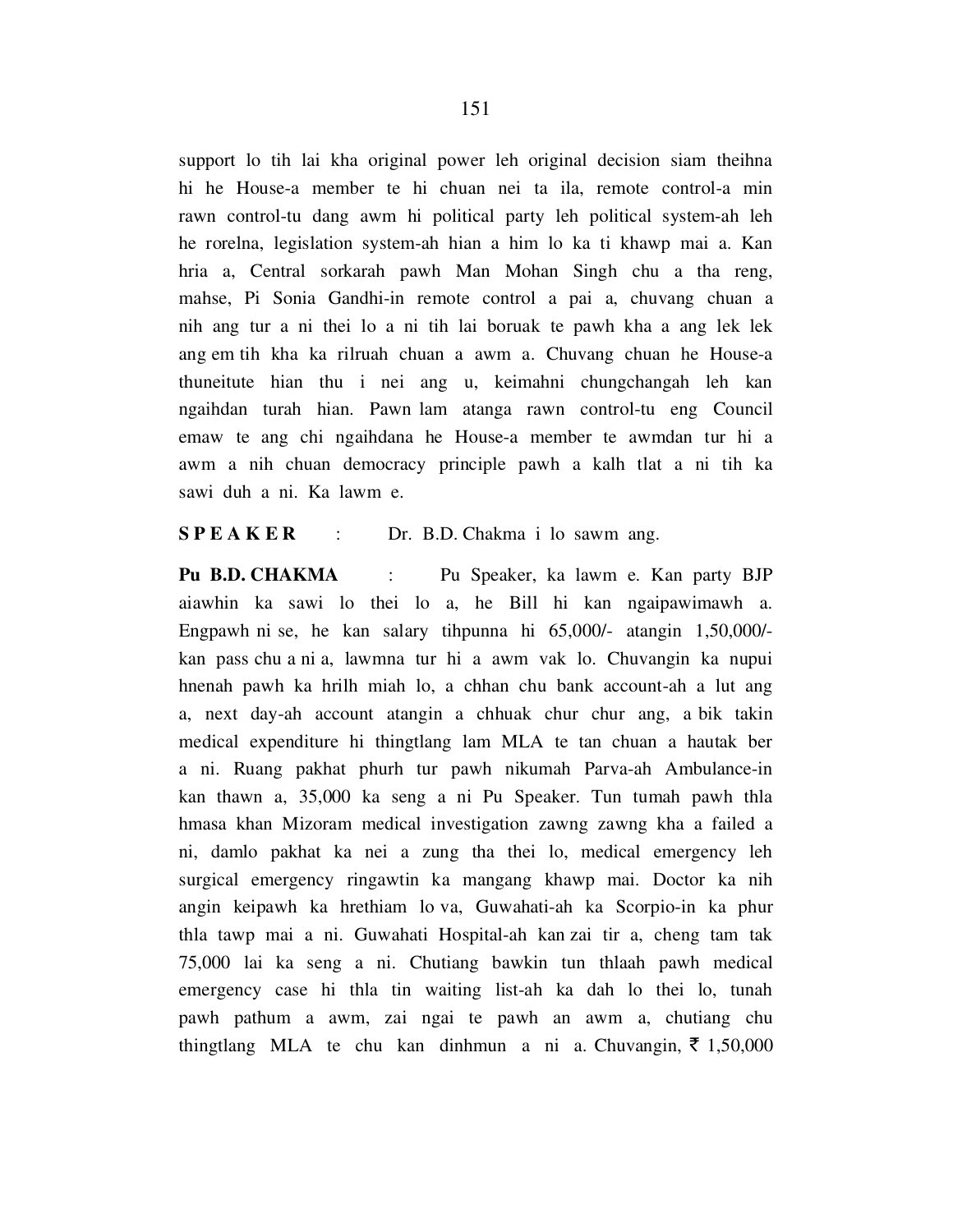support lo tih lai kha original power leh original decision siam theihna hi he House-a member te hi chuan nei ta ila, remote control-a min rawn control-tu dang awm hi political party leh political system-ah leh he rorelna, legislation system-ah hian a him lo ka ti khawp mai a. Kan hria a, Central sorkarah pawh Man Mohan Singh chu a tha reng, mahse, Pi Sonia Gandhi-in remote control a pai a, chuvang chuan a nih ang tur a ni thei lo a ni tih lai boruak te pawh kha a ang lek lek ang em tih kha ka rilruah chuan a awm a. Chuvang chuan he House-a thuneitute hian thu i nei ang u, keimahni chungchangah leh kan ngaihdan turah hian. Pawn lam atanga rawn control-tu eng Council emaw te ang chi ngaihdana he House-a member te awmdan tur hi a awm a nih chuan democracy principle pawh a kalh tlat a ni tih ka sawi duh a ni. Ka lawm e.

**S P E A K E R** : Dr. B.D. Chakma i lo sawm ang.

**Pu B.D. CHAKMA** : Pu Speaker, ka lawm e. Kan party BJP aiawhin ka sawi lo thei lo a, he Bill hi kan ngaipawimawh a. Engpawh ni se, he kan salary tihpunna hi 65,000/- atangin 1,50,000/- kan pass chu a ni a, lawmna tur hi a awm vak lo. Chuvangin ka nupui hnenah pawh ka hrilh miah lo, a chhan chu bank account-ah a lut ang a, next day-ah account atangin a chhuak chur chur ang, a bik takin medical expenditure hi thingtlang lam MLA te tan chuan a hautak ber a ni. Ruang pakhat phurh tur pawh nikumah Parva-ah Ambulance-in kan thawn a, 35,000 ka seng a ni Pu Speaker. Tun tumah pawh thla hmasa khan Mizoram medical investigation zawng zawng kha a failed a ni, damlo pakhat ka nei a zung tha thei lo, medical emergency leh surgical emergency ringawtin ka mangang khawp mai. Doctor ka nih angin keipawh ka hrethiam lo va, Guwahati-ah ka Scorpio-in ka phur thla tawp mai a ni. Guwahati Hospital-ah kan zai tir a, cheng tam tak 75,000 lai ka seng a ni. Chutiang bawkin tun thlaah pawh medical emergency case hi thla tin waiting list-ah ka dah lo thei lo, tunah pawh pathum a awm, zai ngai te pawh an awm a, chutiang chu thingtlang MLA te chu kan dinhmun a ni a. Chuvangin, ₹ 1,50,000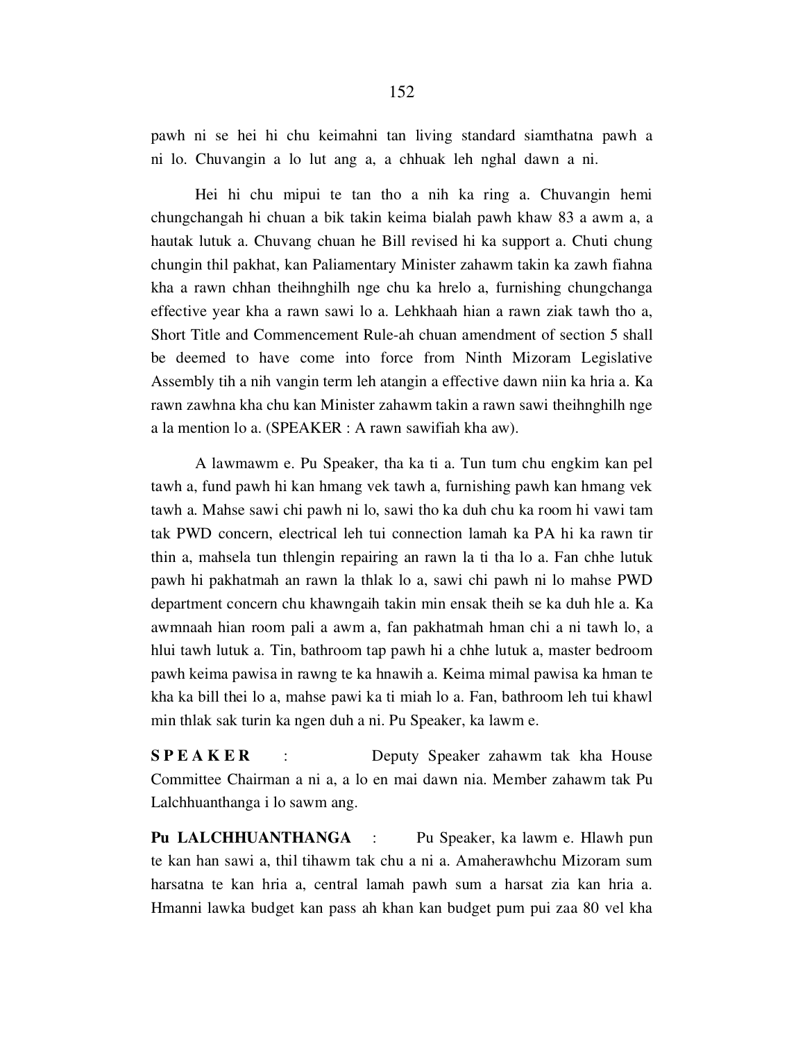pawh ni se hei hi chu keimahni tan living standard siamthatna pawh a ni lo. Chuvangin a lo lut ang a, a chhuak leh nghal dawn a ni.

Hei hi chu mipui te tan tho a nih ka ring a. Chuvangin hemi chungchangah hi chuan a bik takin keima bialah pawh khaw 83 a awm a, a hautak lutuk a. Chuvang chuan he Bill revised hi ka support a. Chuti chung chungin thil pakhat, kan Paliamentary Minister zahawm takin ka zawh fiahna kha a rawn chhan theihnghilh nge chu ka hrelo a, furnishing chungchanga effective year kha a rawn sawi lo a. Lehkhaah hian a rawn ziak tawh tho a, Short Title and Commencement Rule-ah chuan amendment of section 5 shall be deemed to have come into force from Ninth Mizoram Legislative Assembly tih a nih vangin term leh atangin a effective dawn niin ka hria a. Ka rawn zawhna kha chu kan Minister zahawm takin a rawn sawi theihnghilh nge a la mention lo a. (SPEAKER : A rawn sawifiah kha aw).

A lawmawm e. Pu Speaker, tha ka ti a. Tun tum chu engkim kan pel tawh a, fund pawh hi kan hmang vek tawh a, furnishing pawh kan hmang vek tawh a. Mahse sawi chi pawh ni lo, sawi tho ka duh chu ka room hi vawi tam tak PWD concern, electrical leh tui connection lamah ka PA hi ka rawn tir thin a, mahsela tun thlengin repairing an rawn la ti tha lo a. Fan chhe lutuk pawh hi pakhatmah an rawn la thlak lo a, sawi chi pawh ni lo mahse PWD department concern chu khawngaih takin min ensak theih se ka duh hle a. Ka awmnaah hian room pali a awm a, fan pakhatmah hman chi a ni tawh lo, a hlui tawh lutuk a. Tin, bathroom tap pawh hi a chhe lutuk a, master bedroom pawh keima pawisa in rawng te ka hnawih a. Keima mimal pawisa ka hman te kha ka bill thei lo a, mahse pawi ka ti miah lo a. Fan, bathroom leh tui khawl min thlak sak turin ka ngen duh a ni. Pu Speaker, ka lawm e.

**S P E A K E R** : Deputy Speaker zahawm tak kha House Committee Chairman a ni a, a lo en mai dawn nia. Member zahawm tak Pu Lalchhuanthanga i lo sawm ang.

**Pu LALCHHUANTHANGA** : Pu Speaker, ka lawm e. Hlawh pun te kan han sawi a, thil tihawm tak chu a ni a. Amaherawhchu Mizoram sum harsatna te kan hria a, central lamah pawh sum a harsat zia kan hria a. Hmanni lawka budget kan pass ah khan kan budget pum pui zaa 80 vel kha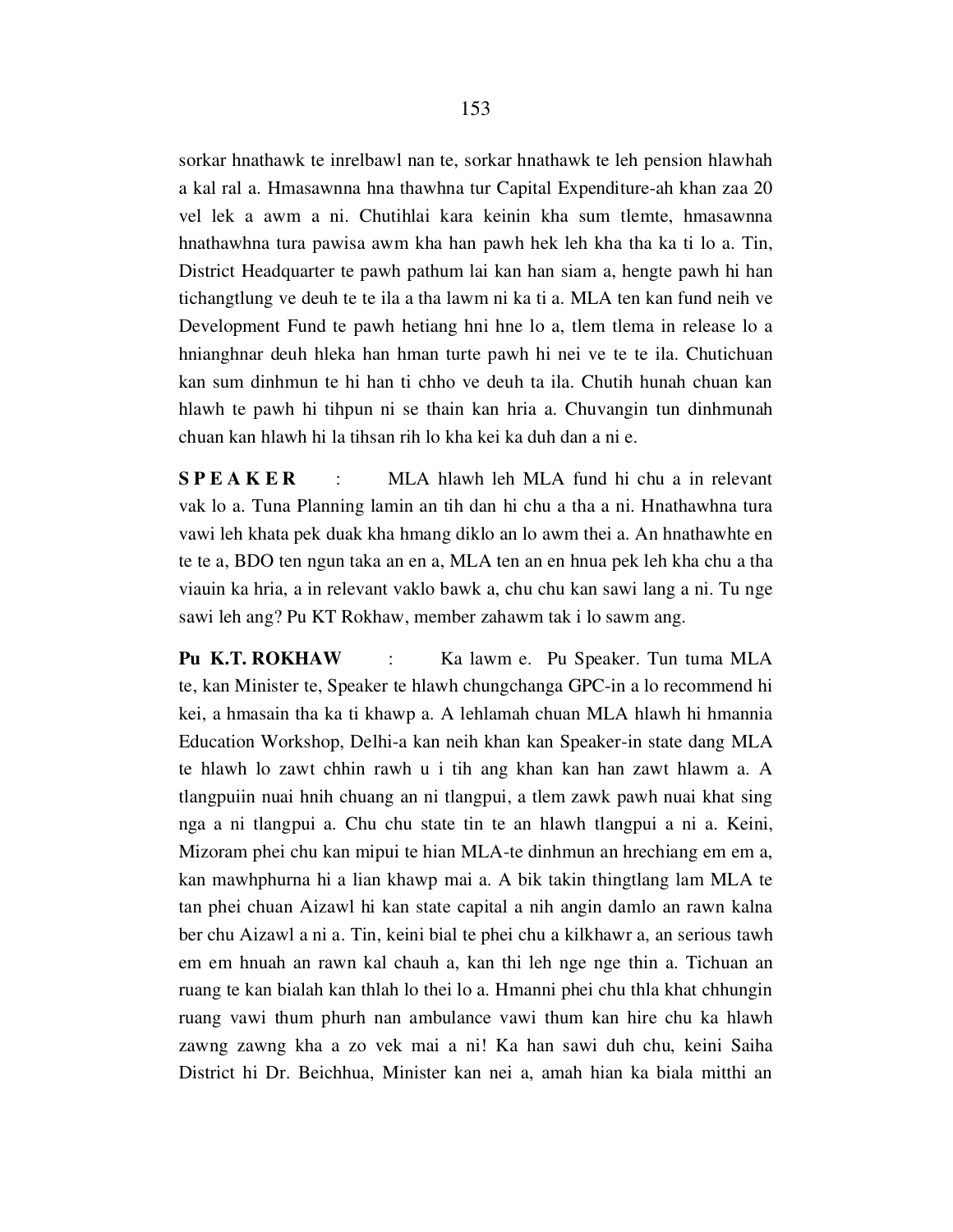sorkar hnathawk te inrelbawl nan te, sorkar hnathawk te leh pension hlawhah a kal ral a. Hmasawnna hna thawhna tur Capital Expenditure-ah khan zaa 20 vel lek a awm a ni. Chutihlai kara keinin kha sum tlemte, hmasawnna hnathawhna tura pawisa awm kha han pawh hek leh kha tha ka ti lo a. Tin, District Headquarter te pawh pathum lai kan han siam a, hengte pawh hi han tichangtlung ve deuh te te ila a tha lawm ni ka ti a. MLA ten kan fund neih ve Development Fund te pawh hetiang hni hne lo a, tlem tlema in release lo a hnianghnar deuh hleka han hman turte pawh hi nei ve te te ila. Chutichuan kan sum dinhmun te hi han ti chho ve deuh ta ila. Chutih hunah chuan kan hlawh te pawh hi tihpun ni se thain kan hria a. Chuvangin tun dinhmunah chuan kan hlawh hi la tihsan rih lo kha kei ka duh dan a ni e.

**S P E A K E R** : MLA hlawh leh MLA fund hi chu a in relevant vak lo a. Tuna Planning lamin an tih dan hi chu a tha a ni. Hnathawhna tura vawi leh khata pek duak kha hmang diklo an lo awm thei a. An hnathawhte en te te a, BDO ten ngun taka an en a, MLA ten an en hnua pek leh kha chu a tha viauin ka hria, a in relevant vaklo bawk a, chu chu kan sawi lang a ni. Tu nge sawi leh ang? Pu KT Rokhaw, member zahawm tak i lo sawm ang.

**Pu K.T. ROKHAW** : Ka lawm e. Pu Speaker. Tun tuma MLA te, kan Minister te, Speaker te hlawh chungchanga GPC-in a lo recommend hi kei, a hmasain tha ka ti khawp a. A lehlamah chuan MLA hlawh hi hmannia Education Workshop, Delhi-a kan neih khan kan Speaker-in state dang MLA te hlawh lo zawt chhin rawh u i tih ang khan kan han zawt hlawm a. A tlangpuiin nuai hnih chuang an ni tlangpui, a tlem zawk pawh nuai khat sing nga a ni tlangpui a. Chu chu state tin te an hlawh tlangpui a ni a. Keini, Mizoram phei chu kan mipui te hian MLA-te dinhmun an hrechiang em em a, kan mawhphurna hi a lian khawp mai a. A bik takin thingtlang lam MLA te tan phei chuan Aizawl hi kan state capital a nih angin damlo an rawn kalna ber chu Aizawl a ni a. Tin, keini bial te phei chu a kilkhawr a, an serious tawh em em hnuah an rawn kal chauh a, kan thi leh nge nge thin a. Tichuan an ruang te kan bialah kan thlah lo thei lo a. Hmanni phei chu thla khat chhungin ruang vawi thum phurh nan ambulance vawi thum kan hire chu ka hlawh zawng zawng kha a zo vek mai a ni! Ka han sawi duh chu, keini Saiha District hi Dr. Beichhua, Minister kan nei a, amah hian ka biala mitthi an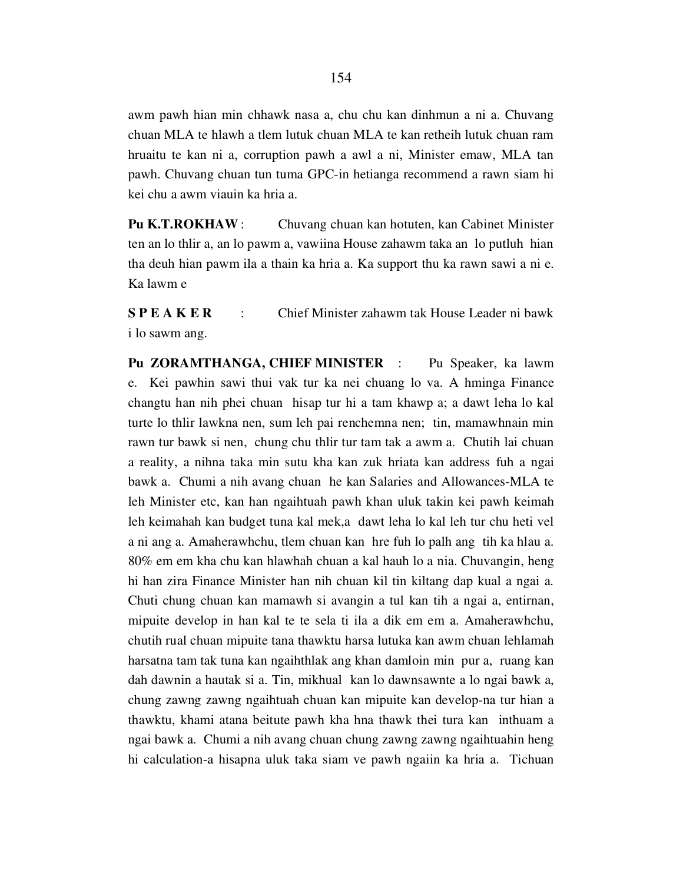awm pawh hian min chhawk nasa a, chu chu kan dinhmun a ni a. Chuvang chuan MLA te hlawh a tlem lutuk chuan MLA te kan retheih lutuk chuan ram hruaitu te kan ni a, corruption pawh a awl a ni, Minister emaw, MLA tan pawh. Chuvang chuan tun tuma GPC-in hetianga recommend a rawn siam hi kei chu a awm viauin ka hria a.

**Pu K.T.ROKHAW** : Chuvang chuan kan hotuten, kan Cabinet Minister ten an lo thlir a, an lo pawm a, vawiina House zahawm taka an lo putluh hian tha deuh hian pawm ila a thain ka hria a. Ka support thu ka rawn sawi a ni e. Ka lawm e

**S P E A K E R** : Chief Minister zahawm tak House Leader ni bawk i lo sawm ang.

**Pu ZORAMTHANGA, CHIEF MINISTER** : Pu Speaker, ka lawm e. Kei pawhin sawi thui vak tur ka nei chuang lo va. A hminga Finance changtu han nih phei chuan hisap tur hi a tam khawp a; a dawt leha lo kal turte lo thlir lawkna nen, sum leh pai renchemna nen; tin, mamawhnain min rawn tur bawk si nen, chung chu thlir tur tam tak a awm a. Chutih lai chuan a reality, a nihna taka min sutu kha kan zuk hriata kan address fuh a ngai bawk a. Chumi a nih avang chuan he kan Salaries and Allowances-MLA te leh Minister etc, kan han ngaihtuah pawh khan uluk takin kei pawh keimah leh keimahah kan budget tuna kal mek,a dawt leha lo kal leh tur chu heti vel a ni ang a. Amaherawhchu, tlem chuan kan hre fuh lo palh ang tih ka hlau a. 80% em em kha chu kan hlawhah chuan a kal hauh lo a nia. Chuvangin, heng hi han zira Finance Minister han nih chuan kil tin kiltang dap kual a ngai a. Chuti chung chuan kan mamawh si avangin a tul kan tih a ngai a, entirnan, mipuite develop in han kal te te sela ti ila a dik em em a. Amaherawhchu, chutih rual chuan mipuite tana thawktu harsa lutuka kan awm chuan lehlamah harsatna tam tak tuna kan ngaihthlak ang khan damloin min pur a, ruang kan dah dawnin a hautak si a. Tin, mikhual kan lo dawnsawnte a lo ngai bawk a, chung zawng zawng ngaihtuah chuan kan mipuite kan develop-na tur hian a thawktu, khami atana beitute pawh kha hna thawk thei tura kan inthuam a ngai bawk a. Chumi a nih avang chuan chung zawng zawng ngaihtuahin heng hi calculation-a hisapna uluk taka siam ve pawh ngaiin ka hria a. Tichuan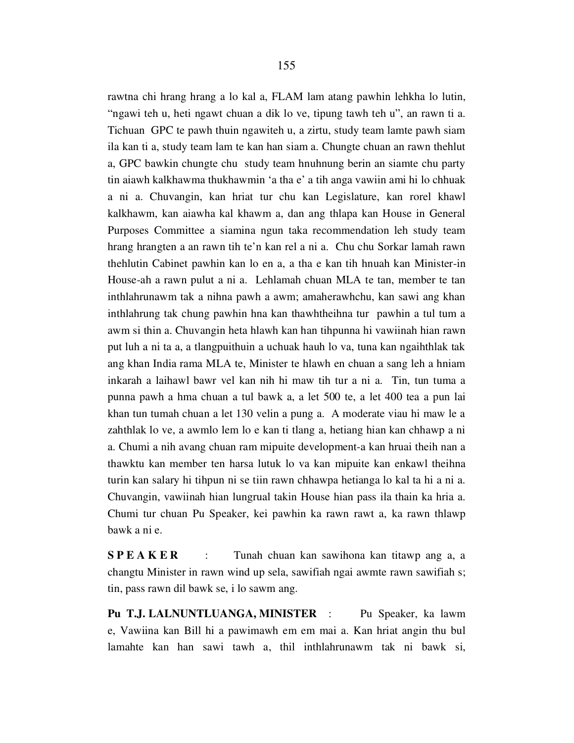rawtna chi hrang hrang a lo kal a, FLAM lam atang pawhin lehkha lo lutin, “ngawi teh u, heti ngawt chuan a dik lo ve, tipung tawh teh u”, an rawn ti a. Tichuan GPC te pawh thuin ngawiteh u, a zirtu, study team lamte pawh siam ila kan ti a, study team lam te kan han siam a. Chungte chuan an rawn thehlut a, GPC bawkin chungte chu study team hnuhnung berin an siamte chu party tin aiawh kalkhawma thukhawmin ‘a tha e’ a tih anga vawiin ami hi lo chhuak a ni a. Chuvangin, kan hriat tur chu kan Legislature, kan rorel khawl kalkhawm, kan aiawha kal khawm a, dan ang thlapa kan House in General Purposes Committee a siamina ngun taka recommendation leh study team hrang hrangten a an rawn tih te’n kan rel a ni a. Chu chu Sorkar lamah rawn thehlutin Cabinet pawhin kan lo en a, a tha e kan tih hnuah kan Minister-in House-ah a rawn pulut a ni a. Lehlamah chuan MLA te tan, member te tan inthlahrunawm tak a nihna pawh a awm; amaherawhchu, kan sawi ang khan inthlahrung tak chung pawhin hna kan thawhtheihna tur pawhin a tul tum a awm si thin a. Chuvangin heta hlawh kan han tihpunna hi vawiinah hian rawn put luh a ni ta a, a tlangpuithuin a uchuak hauh lo va, tuna kan ngaihthlak tak ang khan India rama MLA te, Minister te hlawh en chuan a sang leh a hniam inkarah a laihawl bawr vel kan nih hi maw tih tur a ni a. Tin, tun tuma a punna pawh a hma chuan a tul bawk a, a let 500 te, a let 400 tea a pun lai khan tun tumah chuan a let 130 velin a pung a. A moderate viau hi maw le a zahthlak lo ve, a awmlo lem lo e kan ti tlang a, hetiang hian kan chhawp a ni a. Chumi a nih avang chuan ram mipuite development-a kan hruai theih nan a thawktu kan member ten harsa lutuk lo va kan mipuite kan enkawl theihna turin kan salary hi tihpun ni se tiin rawn chhawpa hetianga lo kal ta hi a ni a. Chuvangin, vawiinah hian lungrual takin House hian pass ila thain ka hria a. Chumi tur chuan Pu Speaker, kei pawhin ka rawn rawt a, ka rawn thlawp bawk a ni e.

**S P E A K E R** : Tunah chuan kan sawihona kan titawp ang a, a changtu Minister in rawn wind up sela, sawifiah ngai awmte rawn sawifiah s; tin, pass rawn dil bawk se, i lo sawm ang.

**Pu T.J. LALNUNTLUANGA, MINISTER** : Pu Speaker, ka lawm e, Vawiina kan Bill hi a pawimawh em em mai a. Kan hriat angin thu bul lamahte kan han sawi tawh a, thil inthlahrunawm tak ni bawk si,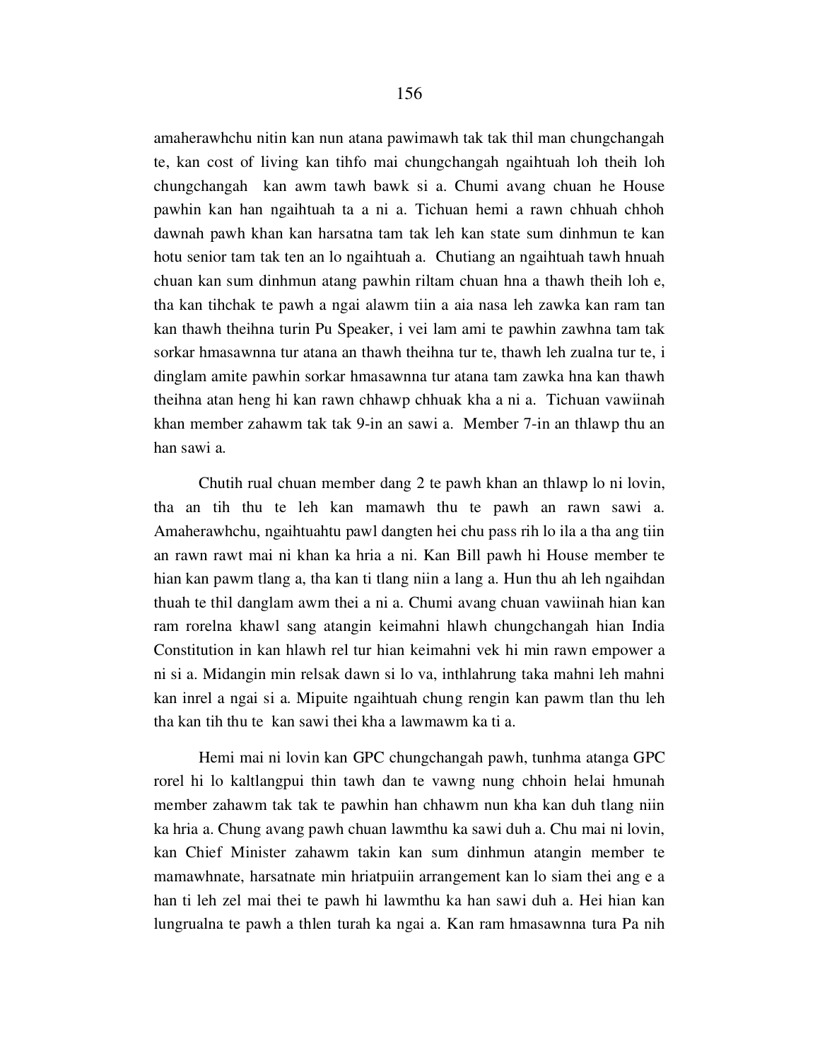amaherawhchu nitin kan nun atana pawimawh tak tak thil man chungchangah te, kan cost of living kan tihfo mai chungchangah ngaihtuah loh theih loh chungchangah kan awm tawh bawk si a. Chumi avang chuan he House pawhin kan han ngaihtuah ta a ni a. Tichuan hemi a rawn chhuah chhoh dawnah pawh khan kan harsatna tam tak leh kan state sum dinhmun te kan hotu senior tam tak ten an lo ngaihtuah a. Chutiang an ngaihtuah tawh hnuah chuan kan sum dinhmun atang pawhin riltam chuan hna a thawh theih loh e, tha kan tihchak te pawh a ngai alawm tiin a aia nasa leh zawka kan ram tan kan thawh theihna turin Pu Speaker, i vei lam ami te pawhin zawhna tam tak sorkar hmasawnna tur atana an thawh theihna tur te, thawh leh zualna tur te, i dinglam amite pawhin sorkar hmasawnna tur atana tam zawka hna kan thawh theihna atan heng hi kan rawn chhawp chhuak kha a ni a. Tichuan vawiinah khan member zahawm tak tak 9-in an sawi a. Member 7-in an thlawp thu an han sawi a.

Chutih rual chuan member dang 2 te pawh khan an thlawp lo ni lovin, tha an tih thu te leh kan mamawh thu te pawh an rawn sawi a. Amaherawhchu, ngaihtuahtu pawl dangten hei chu pass rih lo ila a tha ang tiin an rawn rawt mai ni khan ka hria a ni. Kan Bill pawh hi House member te hian kan pawm tlang a, tha kan ti tlang niin a lang a. Hun thu ah leh ngaihdan thuah te thil danglam awm thei a ni a. Chumi avang chuan vawiinah hian kan ram rorelna khawl sang atangin keimahni hlawh chungchangah hian India Constitution in kan hlawh rel tur hian keimahni vek hi min rawn empower a ni si a. Midangin min relsak dawn si lo va, inthlahrung taka mahni leh mahni kan inrel a ngai si a. Mipuite ngaihtuah chung rengin kan pawm tlan thu leh tha kan tih thu te kan sawi thei kha a lawmawm ka ti a.

Hemi mai ni lovin kan GPC chungchangah pawh, tunhma atanga GPC rorel hi lo kaltlangpui thin tawh dan te vawng nung chhoin helai hmunah member zahawm tak tak te pawhin han chhawm nun kha kan duh tlang niin ka hria a. Chung avang pawh chuan lawmthu ka sawi duh a. Chu mai ni lovin, kan Chief Minister zahawm takin kan sum dinhmun atangin member te mamawhnate, harsatnate min hriatpuiin arrangement kan lo siam thei ang e a han ti leh zel mai thei te pawh hi lawmthu ka han sawi duh a. Hei hian kan lungrualna te pawh a thlen turah ka ngai a. Kan ram hmasawnna tura Pa nih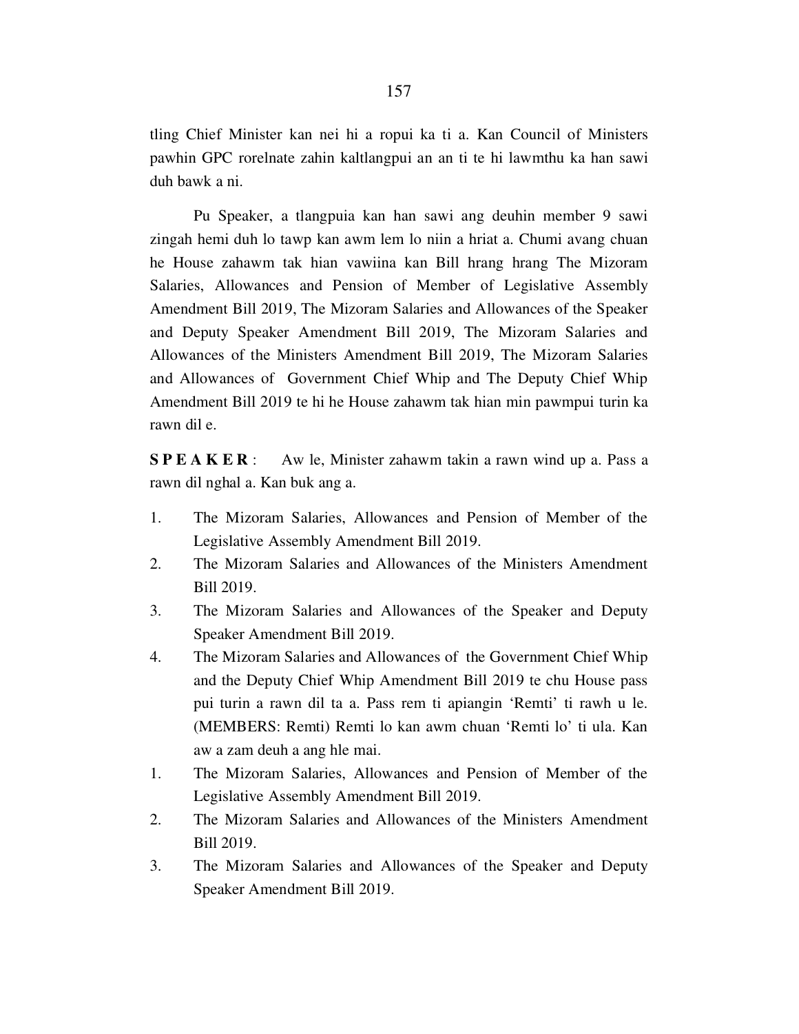tling Chief Minister kan nei hi a ropui ka ti a. Kan Council of Ministers pawhin GPC rorelnate zahin kaltlangpui an an ti te hi lawmthu ka han sawi duh bawk a ni.

Pu Speaker, a tlangpuia kan han sawi ang deuhin member 9 sawi zingah hemi duh lo tawp kan awm lem lo niin a hriat a. Chumi avang chuan he House zahawm tak hian vawiina kan Bill hrang hrang The Mizoram Salaries, Allowances and Pension of Member of Legislative Assembly Amendment Bill 2019, The Mizoram Salaries and Allowances of the Speaker and Deputy Speaker Amendment Bill 2019, The Mizoram Salaries and Allowances of the Ministers Amendment Bill 2019, The Mizoram Salaries and Allowances of Government Chief Whip and The Deputy Chief Whip Amendment Bill 2019 te hi he House zahawm tak hian min pawmpui turin ka rawn dil e.

**S P E A K E R** : Aw le, Minister zahawm takin a rawn wind up a. Pass a rawn dil nghal a. Kan buk ang a.

1. The Mizoram Salaries, Allowances and Pension of Member of the Legislative Assembly Amendment Bill 2019.
2. The Mizoram Salaries and Allowances of the Ministers Amendment Bill 2019.
3. The Mizoram Salaries and Allowances of the Speaker and Deputy Speaker Amendment Bill 2019.
4. The Mizoram Salaries and Allowances of the Government Chief Whip and the Deputy Chief Whip Amendment Bill 2019 te chu House pass pui turin a rawn dil ta a. Pass rem ti apiangin 'Remti' ti rawh u le. (MEMBERS: Remti) Remti lo kan awm chuan 'Remti lo' ti ula. Kan aw a zam deuh a ang hle mai.

1. The Mizoram Salaries, Allowances and Pension of Member of the Legislative Assembly Amendment Bill 2019.
2. The Mizoram Salaries and Allowances of the Ministers Amendment Bill 2019.
3. The Mizoram Salaries and Allowances of the Speaker and Deputy Speaker Amendment Bill 2019.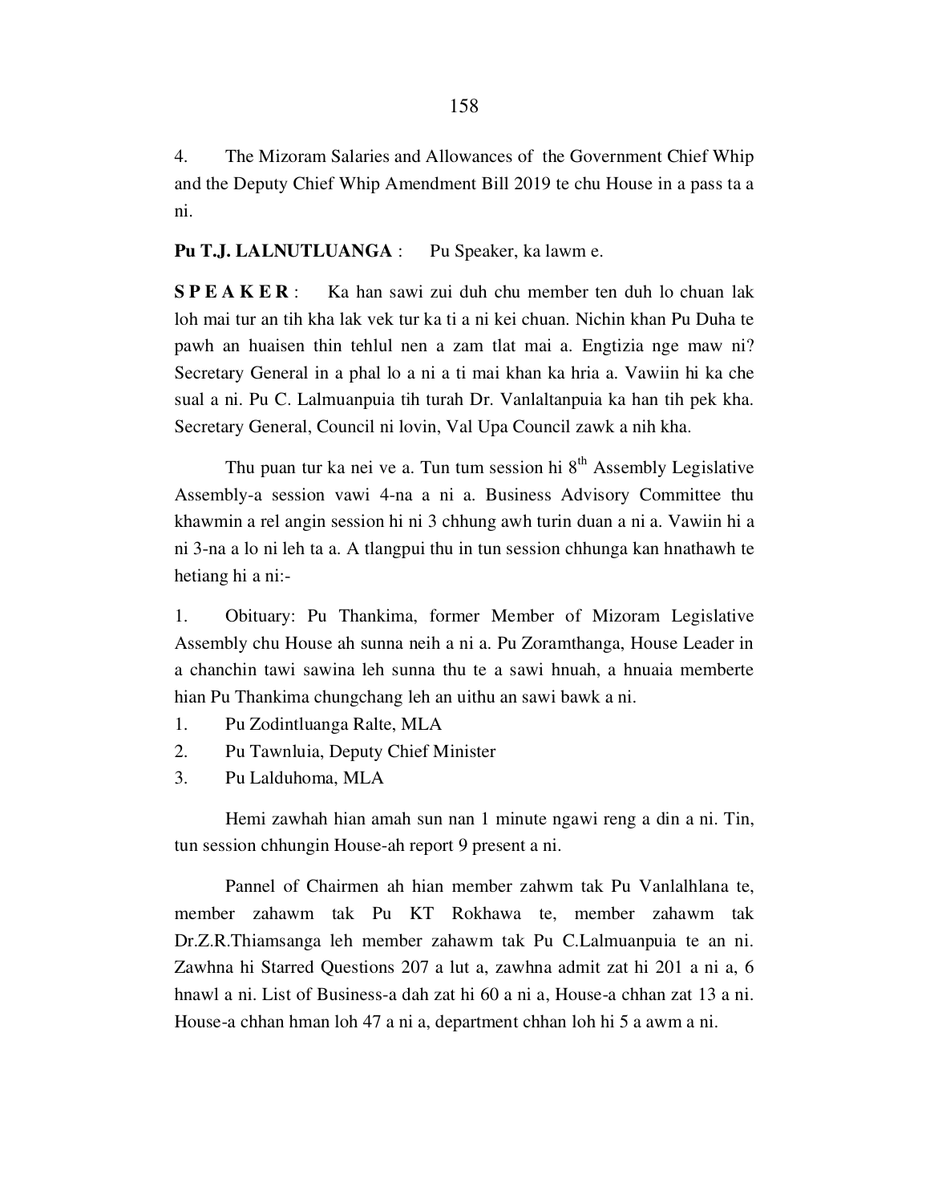4. The Mizoram Salaries and Allowances of the Government Chief Whip and the Deputy Chief Whip Amendment Bill 2019 te chu House in a pass ta a ni.

**Pu T.J. LALNUTLUANGA** : Pu Speaker, ka lawm e.

**S P E A K E R** : Ka han sawi zui duh chu member ten duh lo chuan lak loh mai tur an tih kha lak vek tur ka ti a ni kei chuan. Nichin khan Pu Duha te pawh an huaisen thin tehlul nen a zam tlat mai a. Engtizia nge maw ni? Secretary General in a phal lo a ni a ti mai khan ka hria a. Vawiin hi ka che sual a ni. Pu C. Lalmuanpuia tih turah Dr. Vanlaltanpuia ka han tih pek kha. Secretary General, Council ni lovin, Val Upa Council zawk a nih kha.

Thu puan tur ka nei ve a. Tun tum session hi 8th Assembly Legislative Assembly-a session vawi 4-na a ni a. Business Advisory Committee thu khawmin a rel angin session hi ni 3 chhung awh turin duan a ni a. Vawiin hi a ni 3-na a lo ni leh ta a. A tlangpui thu in tun session chhunga kan hnathawh te hetiang hi a ni:-

1. Obituary: Pu Thankima, former Member of Mizoram Legislative Assembly chu House ah sunna neih a ni a. Pu Zoramthanga, House Leader in a chanchin tawi sawina leh sunna thu te a sawi hnuah, a hnuaia memberte hian Pu Thankima chungchang leh an uithu an sawi bawk a ni.

1. Pu Zodintluanga Ralte, MLA
2. Pu Tawnluia, Deputy Chief Minister
3. Pu Lalduhoma, MLA

Hemi zawhah hian amah sun nan 1 minute ngawi reng a din a ni. Tin, tun session chhungin House-ah report 9 present a ni.

Pannel of Chairmen ah hian member zahwm tak Pu Vanlalhlana te, member zahawm tak Pu KT Rokhawa te, member zahawm tak Dr.Z.R.Thiamsanga leh member zahawm tak Pu C.Lalmuanpuia te an ni. Zawhna hi Starred Questions 207 a lut a, zawhna admit zat hi 201 a ni a, 6 hnawl a ni. List of Business-a dah zat hi 60 a ni a, House-a chhan zat 13 a ni. House-a chhan hman loh 47 a ni a, department chhan loh hi 5 a awm a ni.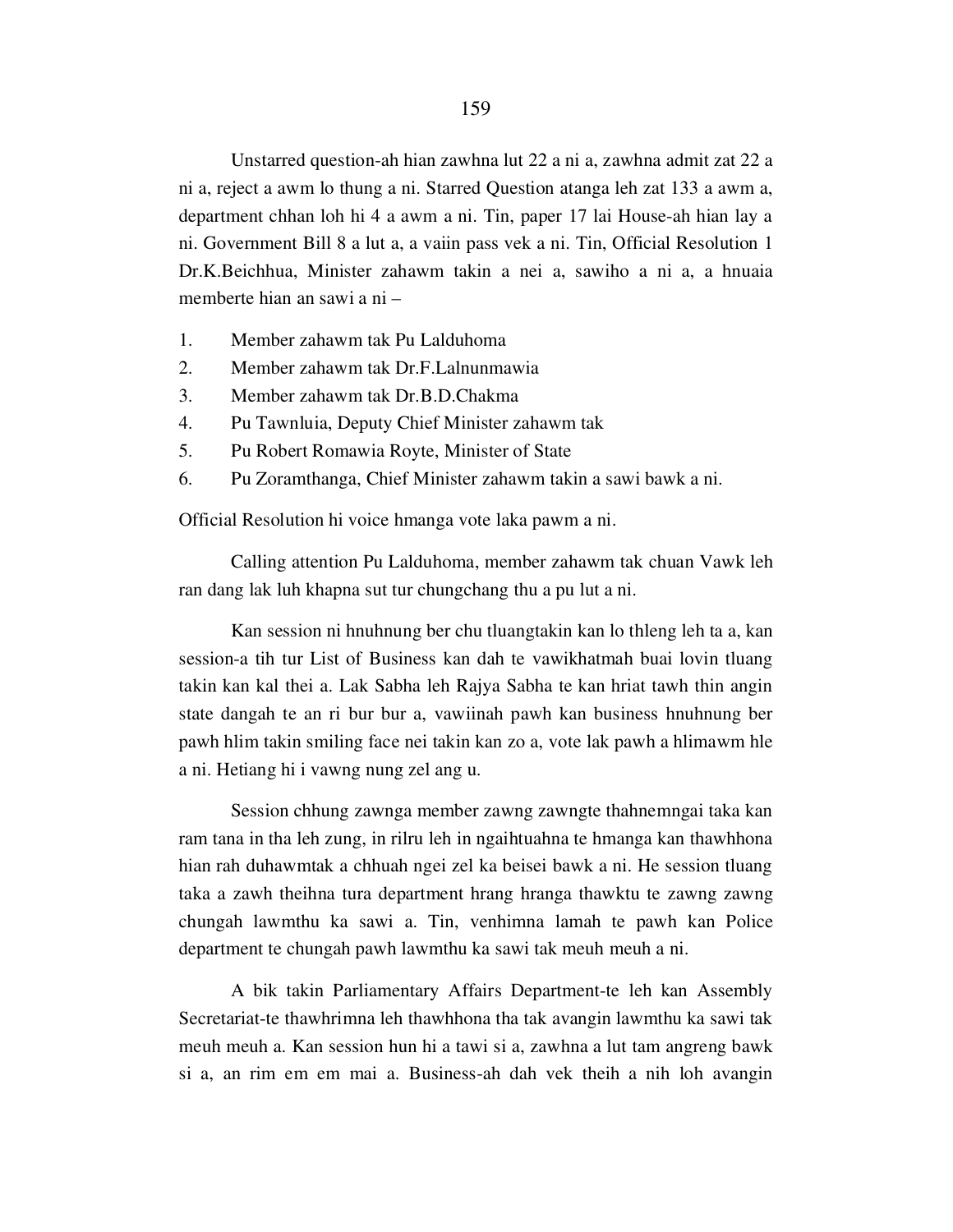Unstarred question-ah hian zawhna lut 22 a ni a, zawhna admit zat 22 a ni a, reject a awm lo thung a ni. Starred Question atanga leh zat 133 a awm a, department chhan loh hi 4 a awm a ni. Tin, paper 17 lai House-ah hian lay a ni. Government Bill 8 a lut a, a vaiin pass vek a ni. Tin, Official Resolution 1 Dr.K.Beichhua, Minister zahawm takin a nei a, sawiho a ni a, a hnuaia memberte hian an sawi a ni –

1. Member zahawm tak Pu Lalduhoma
2. Member zahawm tak Dr.F.Lalnunmawia
3. Member zahawm tak Dr.B.D.Chakma
4. Pu Tawnluia, Deputy Chief Minister zahawm tak
5. Pu Robert Romawia Royte, Minister of State
6. Pu Zoramthanga, Chief Minister zahawm takin a sawi bawk a ni.

Official Resolution hi voice hmanga vote laka pawm a ni.

Calling attention Pu Lalduhoma, member zahawm tak chuan Vawk leh ran dang lak luh khapna sut tur chungchang thu a pu lut a ni.

Kan session ni hnuhnung ber chu tluangtakin kan lo thleng leh ta a, kan session-a tih tur List of Business kan dah te vawikhatmah buai lovin tluang takin kan kal thei a. Lak Sabha leh Rajya Sabha te kan hriat tawh thin angin state dangah te an ri bur bur a, vawiinah pawh kan business hnuhnung ber pawh hlim takin smiling face nei takin kan zo a, vote lak pawh a hlimawm hle a ni. Hetiang hi i vawng nung zel ang u.

Session chhung zawnga member zawng zawngte thahnemngai taka kan ram tana in tha leh zung, in rilru leh in ngaihtuahna te hmanga kan thawhhona hian rah duhawmtak a chhuah ngei zel ka beisei bawk a ni. He session tluang taka a zawh theihna tura department hrang hranga thawktu te zawng zawng chungah lawmthu ka sawi a. Tin, venhimna lamah te pawh kan Police department te chungah pawh lawmthu ka sawi tak meuh meuh a ni.

A bik takin Parliamentary Affairs Department-te leh kan Assembly Secretariat-te thawhrimna leh thawhhona tha tak avangin lawmthu ka sawi tak meuh meuh a. Kan session hun hi a tawi si a, zawhna a lut tam angreng bawk si a, an rim em em mai a. Business-ah dah vek theih a nih loh avangin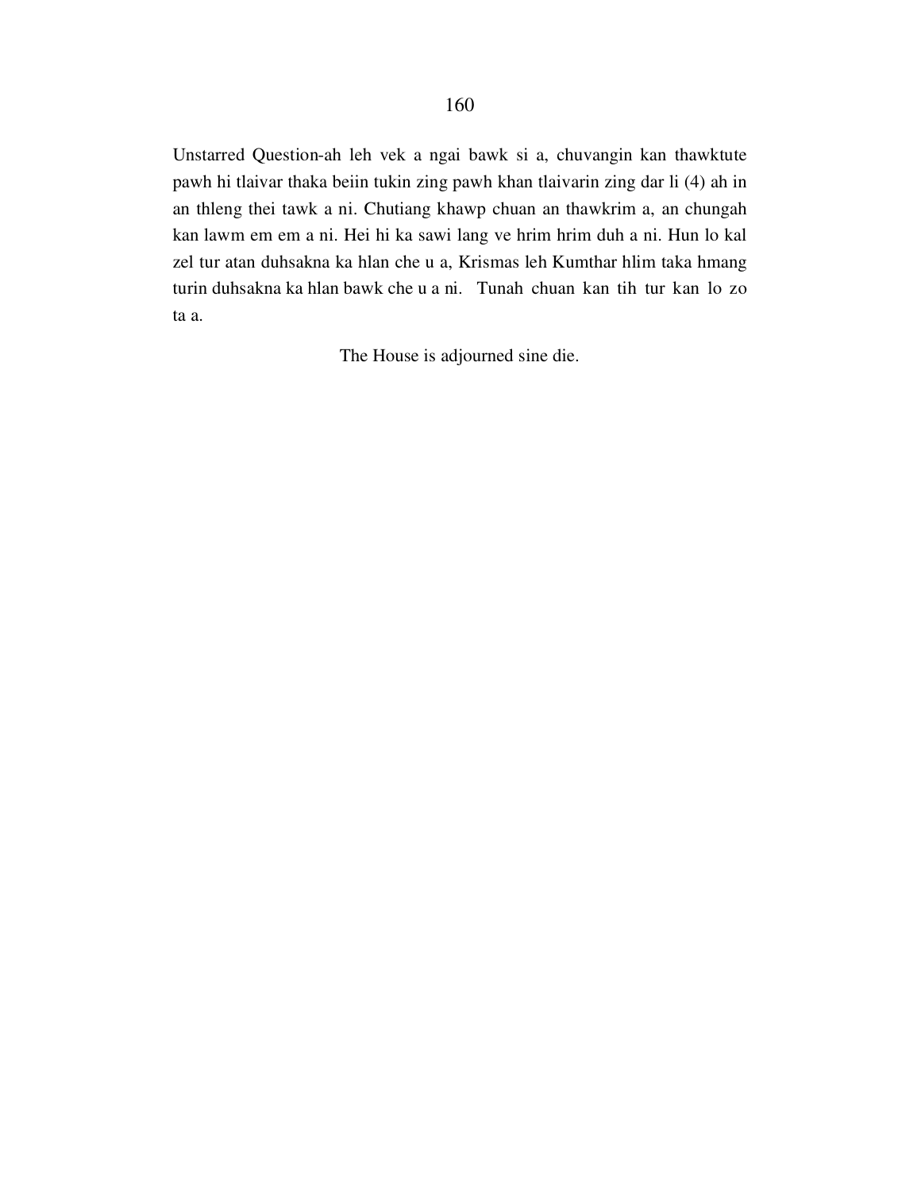Unstarred Question-ah leh vek a ngai bawk si a, chuvangin kan thawktute pawh hi tlaivar thaka beiin tukin zing pawh khan tlaivarin zing dar li (4) ah in an thleng thei tawk a ni. Chutiang khawp chuan an thawkrim a, an chungah kan lawm em em a ni. Hei hi ka sawi lang ve hrim hrim duh a ni. Hun lo kal zel tur atan duhsakna ka hlan che u a, Krismas leh Kumthar hlim taka hmang turin duhsakna ka hlan bawk che u a ni. Tunah chuan kan tih tur kan lo zo ta a.

The House is adjourned sine die.